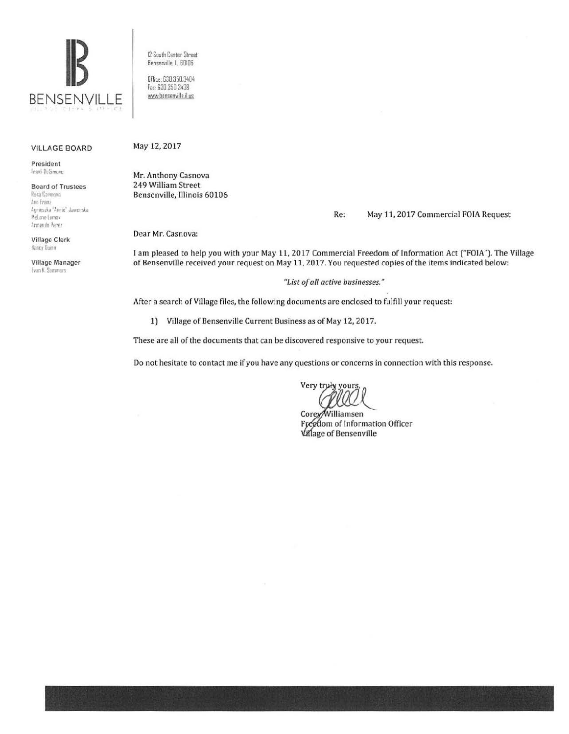# BENSENVILLE

12 South Center Street
Bensenville, IL 60106

Office: 630.350.3404
Fax: 630.350.3438
www.bensenville.il.us

**VILLAGE BOARD**

**President**
Frank DeSimone

**Board of Trustees**
Rosa Carmona
Ann Franz
Agnieszka "Annie" Jaworska
McLane Lomax
Armando Perez

**Village Clerk**
Nancy Quinn

**Village Manager**
Evan K. Summers

May 12, 2017

Mr. Anthony Casnova
249 William Street
Bensenville, Illinois 60106

Re: May 11, 2017 Commercial FOIA Request

Dear Mr. Casnova:

I am pleased to help you with your May 11, 2017 Commercial Freedom of Information Act ("FOIA"). The Village of Bensenville received your request on May 11, 2017. You requested copies of the items indicated below:

*"List of all active businesses."*

After a search of Village files, the following documents are enclosed to fulfill your request:

1) Village of Bensenville Current Business as of May 12, 2017.

These are all of the documents that can be discovered responsive to your request.

Do not hesitate to contact me if you have any questions or concerns in connection with this response.

Very truly yours,

Corey Williamsen
Freedom of Information Officer
Village of Bensenville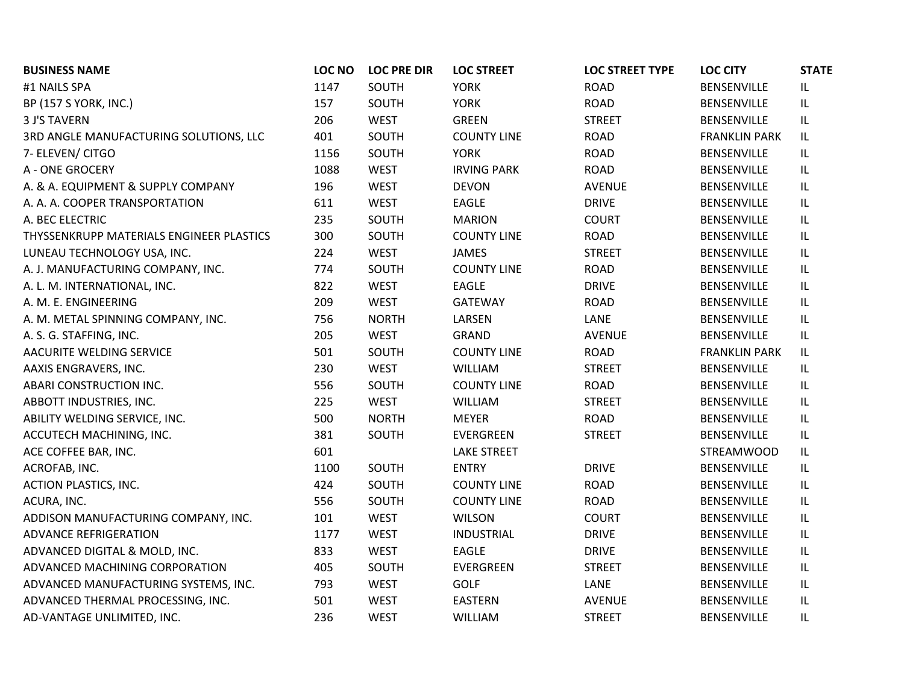| BUSINESS NAME | LOC NO | LOC PRE DIR | LOC STREET | LOC STREET TYPE | LOC CITY | STATE |
|---|---|---|---|---|---|---|
| #1 NAILS SPA | 1147 | SOUTH | YORK | ROAD | BENSENVILLE | IL |
| BP (157 S YORK, INC.) | 157 | SOUTH | YORK | ROAD | BENSENVILLE | IL |
| 3 J'S TAVERN | 206 | WEST | GREEN | STREET | BENSENVILLE | IL |
| 3RD ANGLE MANUFACTURING SOLUTIONS, LLC | 401 | SOUTH | COUNTY LINE | ROAD | FRANKLIN PARK | IL |
| 7- ELEVEN/ CITGO | 1156 | SOUTH | YORK | ROAD | BENSENVILLE | IL |
| A - ONE GROCERY | 1088 | WEST | IRVING PARK | ROAD | BENSENVILLE | IL |
| A. & A. EQUIPMENT & SUPPLY COMPANY | 196 | WEST | DEVON | AVENUE | BENSENVILLE | IL |
| A. A. A. COOPER TRANSPORTATION | 611 | WEST | EAGLE | DRIVE | BENSENVILLE | IL |
| A. BEC ELECTRIC | 235 | SOUTH | MARION | COURT | BENSENVILLE | IL |
| THYSSENKRUPP MATERIALS ENGINEER PLASTICS | 300 | SOUTH | COUNTY LINE | ROAD | BENSENVILLE | IL |
| LUNEAU TECHNOLOGY USA, INC. | 224 | WEST | JAMES | STREET | BENSENVILLE | IL |
| A. J. MANUFACTURING COMPANY, INC. | 774 | SOUTH | COUNTY LINE | ROAD | BENSENVILLE | IL |
| A. L. M. INTERNATIONAL, INC. | 822 | WEST | EAGLE | DRIVE | BENSENVILLE | IL |
| A. M. E. ENGINEERING | 209 | WEST | GATEWAY | ROAD | BENSENVILLE | IL |
| A. M. METAL SPINNING COMPANY, INC. | 756 | NORTH | LARSEN | LANE | BENSENVILLE | IL |
| A. S. G. STAFFING, INC. | 205 | WEST | GRAND | AVENUE | BENSENVILLE | IL |
| AACURITE WELDING SERVICE | 501 | SOUTH | COUNTY LINE | ROAD | FRANKLIN PARK | IL |
| AAXIS ENGRAVERS, INC. | 230 | WEST | WILLIAM | STREET | BENSENVILLE | IL |
| ABARI CONSTRUCTION INC. | 556 | SOUTH | COUNTY LINE | ROAD | BENSENVILLE | IL |
| ABBOTT INDUSTRIES, INC. | 225 | WEST | WILLIAM | STREET | BENSENVILLE | IL |
| ABILITY WELDING SERVICE, INC. | 500 | NORTH | MEYER | ROAD | BENSENVILLE | IL |
| ACCUTECH MACHINING, INC. | 381 | SOUTH | EVERGREEN | STREET | BENSENVILLE | IL |
| ACE COFFEE BAR, INC. | 601 | | LAKE STREET | | STREAMWOOD | IL |
| ACROFAB, INC. | 1100 | SOUTH | ENTRY | DRIVE | BENSENVILLE | IL |
| ACTION PLASTICS, INC. | 424 | SOUTH | COUNTY LINE | ROAD | BENSENVILLE | IL |
| ACURA, INC. | 556 | SOUTH | COUNTY LINE | ROAD | BENSENVILLE | IL |
| ADDISON MANUFACTURING COMPANY, INC. | 101 | WEST | WILSON | COURT | BENSENVILLE | IL |
| ADVANCE REFRIGERATION | 1177 | WEST | INDUSTRIAL | DRIVE | BENSENVILLE | IL |
| ADVANCED DIGITAL & MOLD, INC. | 833 | WEST | EAGLE | DRIVE | BENSENVILLE | IL |
| ADVANCED MACHINING CORPORATION | 405 | SOUTH | EVERGREEN | STREET | BENSENVILLE | IL |
| ADVANCED MANUFACTURING SYSTEMS, INC. | 793 | WEST | GOLF | LANE | BENSENVILLE | IL |
| ADVANCED THERMAL PROCESSING, INC. | 501 | WEST | EASTERN | AVENUE | BENSENVILLE | IL |
| AD-VANTAGE UNLIMITED, INC. | 236 | WEST | WILLIAM | STREET | BENSENVILLE | IL |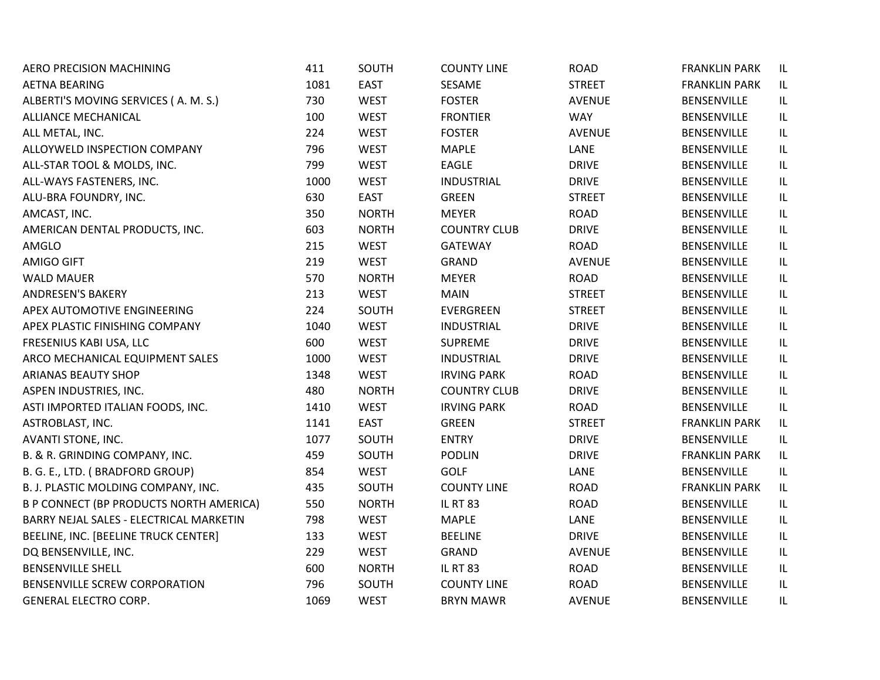| | | | | | | |
|---|---|---|---|---|---|---|
| AERO PRECISION MACHINING | 411 | SOUTH | COUNTY LINE | ROAD | FRANKLIN PARK | IL |
| AETNA BEARING | 1081 | EAST | SESAME | STREET | FRANKLIN PARK | IL |
| ALBERTI'S MOVING SERVICES ( A. M. S.) | 730 | WEST | FOSTER | AVENUE | BENSENVILLE | IL |
| ALLIANCE MECHANICAL | 100 | WEST | FRONTIER | WAY | BENSENVILLE | IL |
| ALL METAL, INC. | 224 | WEST | FOSTER | AVENUE | BENSENVILLE | IL |
| ALLOYWELD INSPECTION COMPANY | 796 | WEST | MAPLE | LANE | BENSENVILLE | IL |
| ALL-STAR TOOL & MOLDS, INC. | 799 | WEST | EAGLE | DRIVE | BENSENVILLE | IL |
| ALL-WAYS FASTENERS, INC. | 1000 | WEST | INDUSTRIAL | DRIVE | BENSENVILLE | IL |
| ALU-BRA FOUNDRY, INC. | 630 | EAST | GREEN | STREET | BENSENVILLE | IL |
| AMCAST, INC. | 350 | NORTH | MEYER | ROAD | BENSENVILLE | IL |
| AMERICAN DENTAL PRODUCTS, INC. | 603 | NORTH | COUNTRY CLUB | DRIVE | BENSENVILLE | IL |
| AMGLO | 215 | WEST | GATEWAY | ROAD | BENSENVILLE | IL |
| AMIGO GIFT | 219 | WEST | GRAND | AVENUE | BENSENVILLE | IL |
| WALD MAUER | 570 | NORTH | MEYER | ROAD | BENSENVILLE | IL |
| ANDRESEN'S BAKERY | 213 | WEST | MAIN | STREET | BENSENVILLE | IL |
| APEX AUTOMOTIVE ENGINEERING | 224 | SOUTH | EVERGREEN | STREET | BENSENVILLE | IL |
| APEX PLASTIC FINISHING COMPANY | 1040 | WEST | INDUSTRIAL | DRIVE | BENSENVILLE | IL |
| FRESENIUS KABI USA, LLC | 600 | WEST | SUPREME | DRIVE | BENSENVILLE | IL |
| ARCO MECHANICAL EQUIPMENT SALES | 1000 | WEST | INDUSTRIAL | DRIVE | BENSENVILLE | IL |
| ARIANAS BEAUTY SHOP | 1348 | WEST | IRVING PARK | ROAD | BENSENVILLE | IL |
| ASPEN INDUSTRIES, INC. | 480 | NORTH | COUNTRY CLUB | DRIVE | BENSENVILLE | IL |
| ASTI IMPORTED ITALIAN FOODS, INC. | 1410 | WEST | IRVING PARK | ROAD | BENSENVILLE | IL |
| ASTROBLAST, INC. | 1141 | EAST | GREEN | STREET | FRANKLIN PARK | IL |
| AVANTI STONE, INC. | 1077 | SOUTH | ENTRY | DRIVE | BENSENVILLE | IL |
| B. & R. GRINDING COMPANY, INC. | 459 | SOUTH | PODLIN | DRIVE | FRANKLIN PARK | IL |
| B. G. E., LTD. ( BRADFORD GROUP) | 854 | WEST | GOLF | LANE | BENSENVILLE | IL |
| B. J. PLASTIC MOLDING COMPANY, INC. | 435 | SOUTH | COUNTY LINE | ROAD | FRANKLIN PARK | IL |
| B P CONNECT (BP PRODUCTS NORTH AMERICA) | 550 | NORTH | IL RT 83 | ROAD | BENSENVILLE | IL |
| BARRY NEJAL SALES - ELECTRICAL MARKETIN | 798 | WEST | MAPLE | LANE | BENSENVILLE | IL |
| BEELINE, INC. [BEELINE TRUCK CENTER] | 133 | WEST | BEELINE | DRIVE | BENSENVILLE | IL |
| DQ BENSENVILLE, INC. | 229 | WEST | GRAND | AVENUE | BENSENVILLE | IL |
| BENSENVILLE SHELL | 600 | NORTH | IL RT 83 | ROAD | BENSENVILLE | IL |
| BENSENVILLE SCREW CORPORATION | 796 | SOUTH | COUNTY LINE | ROAD | BENSENVILLE | IL |
| GENERAL ELECTRO CORP. | 1069 | WEST | BRYN MAWR | AVENUE | BENSENVILLE | IL |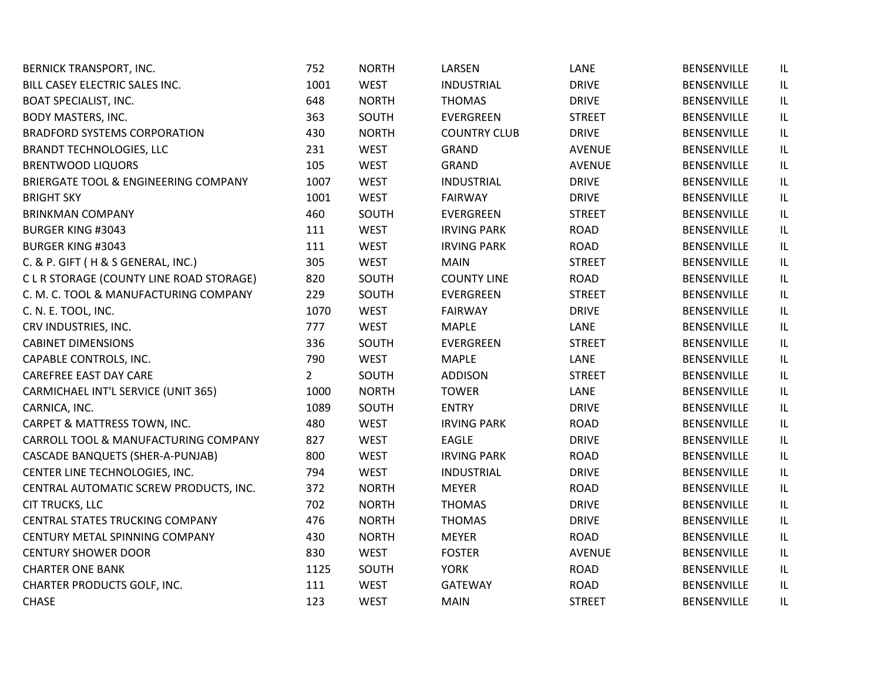| | | | | | | |
|---|---|---|---|---|---|---|
| BERNICK TRANSPORT, INC. | 752 | NORTH | LARSEN | LANE | BENSENVILLE | IL |
| BILL CASEY ELECTRIC SALES INC. | 1001 | WEST | INDUSTRIAL | DRIVE | BENSENVILLE | IL |
| BOAT SPECIALIST, INC. | 648 | NORTH | THOMAS | DRIVE | BENSENVILLE | IL |
| BODY MASTERS, INC. | 363 | SOUTH | EVERGREEN | STREET | BENSENVILLE | IL |
| BRADFORD SYSTEMS CORPORATION | 430 | NORTH | COUNTRY CLUB | DRIVE | BENSENVILLE | IL |
| BRANDT TECHNOLOGIES, LLC | 231 | WEST | GRAND | AVENUE | BENSENVILLE | IL |
| BRENTWOOD LIQUORS | 105 | WEST | GRAND | AVENUE | BENSENVILLE | IL |
| BRIERGATE TOOL & ENGINEERING COMPANY | 1007 | WEST | INDUSTRIAL | DRIVE | BENSENVILLE | IL |
| BRIGHT SKY | 1001 | WEST | FAIRWAY | DRIVE | BENSENVILLE | IL |
| BRINKMAN COMPANY | 460 | SOUTH | EVERGREEN | STREET | BENSENVILLE | IL |
| BURGER KING #3043 | 111 | WEST | IRVING PARK | ROAD | BENSENVILLE | IL |
| BURGER KING #3043 | 111 | WEST | IRVING PARK | ROAD | BENSENVILLE | IL |
| C. & P. GIFT ( H & S GENERAL, INC.) | 305 | WEST | MAIN | STREET | BENSENVILLE | IL |
| C L R STORAGE (COUNTY LINE ROAD STORAGE) | 820 | SOUTH | COUNTY LINE | ROAD | BENSENVILLE | IL |
| C. M. C. TOOL & MANUFACTURING COMPANY | 229 | SOUTH | EVERGREEN | STREET | BENSENVILLE | IL |
| C. N. E. TOOL, INC. | 1070 | WEST | FAIRWAY | DRIVE | BENSENVILLE | IL |
| CRV INDUSTRIES, INC. | 777 | WEST | MAPLE | LANE | BENSENVILLE | IL |
| CABINET DIMENSIONS | 336 | SOUTH | EVERGREEN | STREET | BENSENVILLE | IL |
| CAPABLE CONTROLS, INC. | 790 | WEST | MAPLE | LANE | BENSENVILLE | IL |
| CAREFREE EAST DAY CARE | 2 | SOUTH | ADDISON | STREET | BENSENVILLE | IL |
| CARMICHAEL INT'L SERVICE (UNIT 365) | 1000 | NORTH | TOWER | LANE | BENSENVILLE | IL |
| CARNICA, INC. | 1089 | SOUTH | ENTRY | DRIVE | BENSENVILLE | IL |
| CARPET & MATTRESS TOWN, INC. | 480 | WEST | IRVING PARK | ROAD | BENSENVILLE | IL |
| CARROLL TOOL & MANUFACTURING COMPANY | 827 | WEST | EAGLE | DRIVE | BENSENVILLE | IL |
| CASCADE BANQUETS (SHER-A-PUNJAB) | 800 | WEST | IRVING PARK | ROAD | BENSENVILLE | IL |
| CENTER LINE TECHNOLOGIES, INC. | 794 | WEST | INDUSTRIAL | DRIVE | BENSENVILLE | IL |
| CENTRAL AUTOMATIC SCREW PRODUCTS, INC. | 372 | NORTH | MEYER | ROAD | BENSENVILLE | IL |
| CIT TRUCKS, LLC | 702 | NORTH | THOMAS | DRIVE | BENSENVILLE | IL |
| CENTRAL STATES TRUCKING COMPANY | 476 | NORTH | THOMAS | DRIVE | BENSENVILLE | IL |
| CENTURY METAL SPINNING COMPANY | 430 | NORTH | MEYER | ROAD | BENSENVILLE | IL |
| CENTURY SHOWER DOOR | 830 | WEST | FOSTER | AVENUE | BENSENVILLE | IL |
| CHARTER ONE BANK | 1125 | SOUTH | YORK | ROAD | BENSENVILLE | IL |
| CHARTER PRODUCTS GOLF, INC. | 111 | WEST | GATEWAY | ROAD | BENSENVILLE | IL |
| CHASE | 123 | WEST | MAIN | STREET | BENSENVILLE | IL |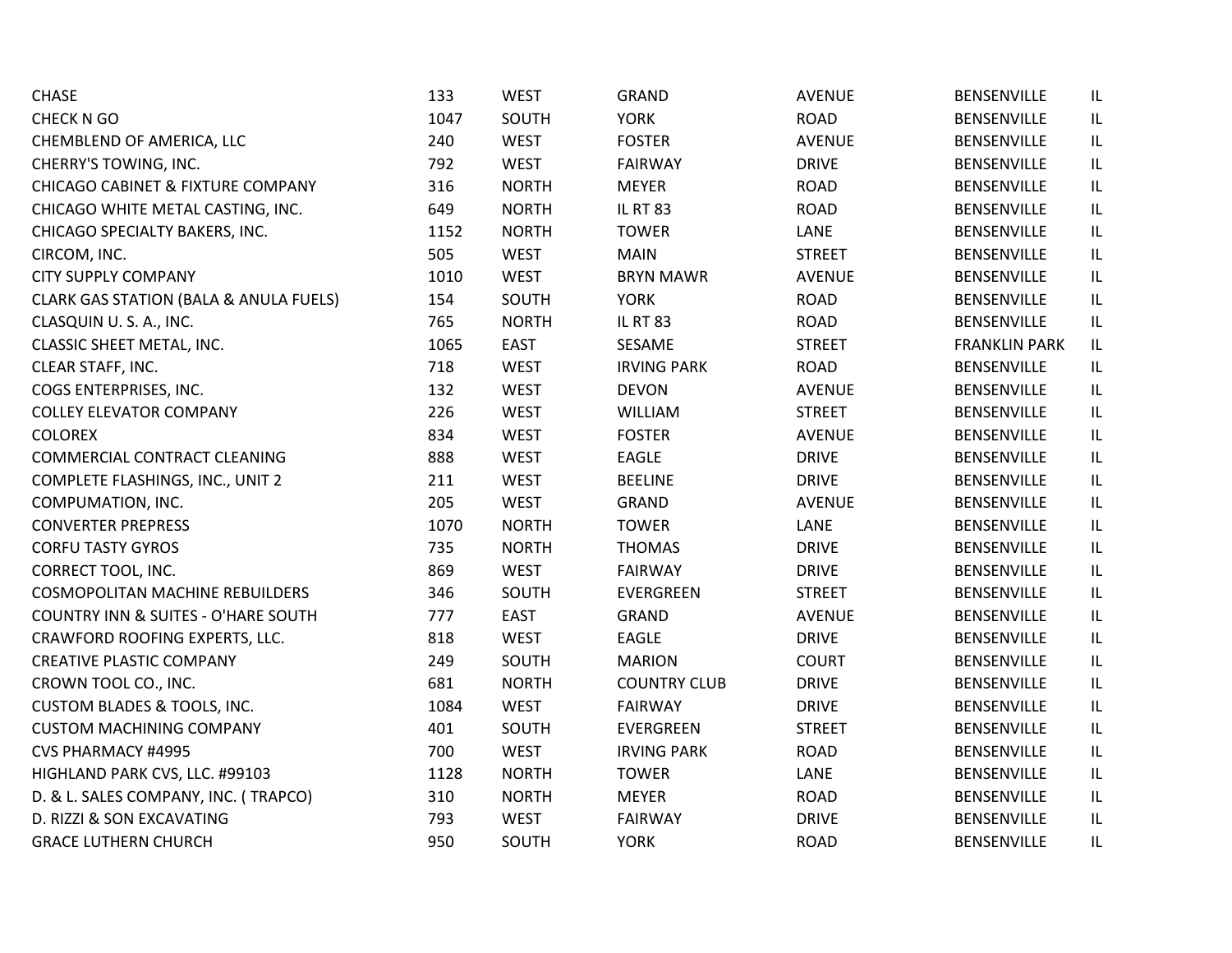| | | | | | | |
|---|---|---|---|---|---|---|
| CHASE | 133 | WEST | GRAND | AVENUE | BENSENVILLE | IL |
| CHECK N GO | 1047 | SOUTH | YORK | ROAD | BENSENVILLE | IL |
| CHEMBLEND OF AMERICA, LLC | 240 | WEST | FOSTER | AVENUE | BENSENVILLE | IL |
| CHERRY'S TOWING, INC. | 792 | WEST | FAIRWAY | DRIVE | BENSENVILLE | IL |
| CHICAGO CABINET & FIXTURE COMPANY | 316 | NORTH | MEYER | ROAD | BENSENVILLE | IL |
| CHICAGO WHITE METAL CASTING, INC. | 649 | NORTH | IL RT 83 | ROAD | BENSENVILLE | IL |
| CHICAGO SPECIALTY BAKERS, INC. | 1152 | NORTH | TOWER | LANE | BENSENVILLE | IL |
| CIRCOM, INC. | 505 | WEST | MAIN | STREET | BENSENVILLE | IL |
| CITY SUPPLY COMPANY | 1010 | WEST | BRYN MAWR | AVENUE | BENSENVILLE | IL |
| CLARK GAS STATION (BALA & ANULA FUELS) | 154 | SOUTH | YORK | ROAD | BENSENVILLE | IL |
| CLASQUIN U. S. A., INC. | 765 | NORTH | IL RT 83 | ROAD | BENSENVILLE | IL |
| CLASSIC SHEET METAL, INC. | 1065 | EAST | SESAME | STREET | FRANKLIN PARK | IL |
| CLEAR STAFF, INC. | 718 | WEST | IRVING PARK | ROAD | BENSENVILLE | IL |
| COGS ENTERPRISES, INC. | 132 | WEST | DEVON | AVENUE | BENSENVILLE | IL |
| COLLEY ELEVATOR COMPANY | 226 | WEST | WILLIAM | STREET | BENSENVILLE | IL |
| COLOREX | 834 | WEST | FOSTER | AVENUE | BENSENVILLE | IL |
| COMMERCIAL CONTRACT CLEANING | 888 | WEST | EAGLE | DRIVE | BENSENVILLE | IL |
| COMPLETE FLASHINGS, INC., UNIT 2 | 211 | WEST | BEELINE | DRIVE | BENSENVILLE | IL |
| COMPUMATION, INC. | 205 | WEST | GRAND | AVENUE | BENSENVILLE | IL |
| CONVERTER PREPRESS | 1070 | NORTH | TOWER | LANE | BENSENVILLE | IL |
| CORFU TASTY GYROS | 735 | NORTH | THOMAS | DRIVE | BENSENVILLE | IL |
| CORRECT TOOL, INC. | 869 | WEST | FAIRWAY | DRIVE | BENSENVILLE | IL |
| COSMOPOLITAN MACHINE REBUILDERS | 346 | SOUTH | EVERGREEN | STREET | BENSENVILLE | IL |
| COUNTRY INN & SUITES - O'HARE SOUTH | 777 | EAST | GRAND | AVENUE | BENSENVILLE | IL |
| CRAWFORD ROOFING EXPERTS, LLC. | 818 | WEST | EAGLE | DRIVE | BENSENVILLE | IL |
| CREATIVE PLASTIC COMPANY | 249 | SOUTH | MARION | COURT | BENSENVILLE | IL |
| CROWN TOOL CO., INC. | 681 | NORTH | COUNTRY CLUB | DRIVE | BENSENVILLE | IL |
| CUSTOM BLADES & TOOLS, INC. | 1084 | WEST | FAIRWAY | DRIVE | BENSENVILLE | IL |
| CUSTOM MACHINING COMPANY | 401 | SOUTH | EVERGREEN | STREET | BENSENVILLE | IL |
| CVS PHARMACY #4995 | 700 | WEST | IRVING PARK | ROAD | BENSENVILLE | IL |
| HIGHLAND PARK CVS, LLC. #99103 | 1128 | NORTH | TOWER | LANE | BENSENVILLE | IL |
| D. & L. SALES COMPANY, INC. ( TRAPCO) | 310 | NORTH | MEYER | ROAD | BENSENVILLE | IL |
| D. RIZZI & SON EXCAVATING | 793 | WEST | FAIRWAY | DRIVE | BENSENVILLE | IL |
| GRACE LUTHERN CHURCH | 950 | SOUTH | YORK | ROAD | BENSENVILLE | IL |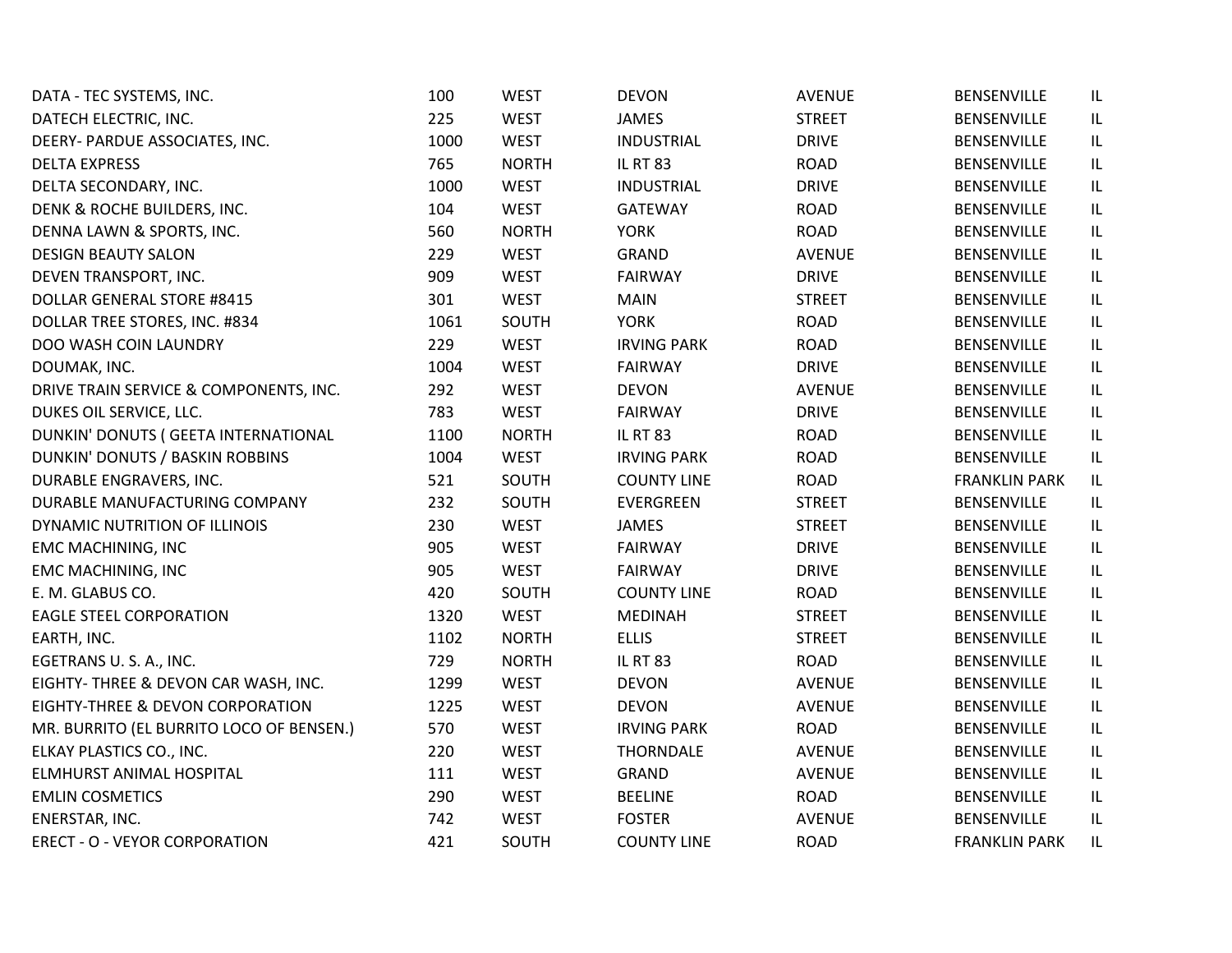| | | | | | | |
|---|---|---|---|---|---|---|
| DATA - TEC SYSTEMS, INC. | 100 | WEST | DEVON | AVENUE | BENSENVILLE | IL |
| DATECH ELECTRIC, INC. | 225 | WEST | JAMES | STREET | BENSENVILLE | IL |
| DEERY- PARDUE ASSOCIATES, INC. | 1000 | WEST | INDUSTRIAL | DRIVE | BENSENVILLE | IL |
| DELTA EXPRESS | 765 | NORTH | IL RT 83 | ROAD | BENSENVILLE | IL |
| DELTA SECONDARY, INC. | 1000 | WEST | INDUSTRIAL | DRIVE | BENSENVILLE | IL |
| DENK & ROCHE BUILDERS, INC. | 104 | WEST | GATEWAY | ROAD | BENSENVILLE | IL |
| DENNA LAWN & SPORTS, INC. | 560 | NORTH | YORK | ROAD | BENSENVILLE | IL |
| DESIGN BEAUTY SALON | 229 | WEST | GRAND | AVENUE | BENSENVILLE | IL |
| DEVEN TRANSPORT, INC. | 909 | WEST | FAIRWAY | DRIVE | BENSENVILLE | IL |
| DOLLAR GENERAL STORE #8415 | 301 | WEST | MAIN | STREET | BENSENVILLE | IL |
| DOLLAR TREE STORES, INC. #834 | 1061 | SOUTH | YORK | ROAD | BENSENVILLE | IL |
| DOO WASH COIN LAUNDRY | 229 | WEST | IRVING PARK | ROAD | BENSENVILLE | IL |
| DOUMAK, INC. | 1004 | WEST | FAIRWAY | DRIVE | BENSENVILLE | IL |
| DRIVE TRAIN SERVICE & COMPONENTS, INC. | 292 | WEST | DEVON | AVENUE | BENSENVILLE | IL |
| DUKES OIL SERVICE, LLC. | 783 | WEST | FAIRWAY | DRIVE | BENSENVILLE | IL |
| DUNKIN' DONUTS ( GEETA INTERNATIONAL | 1100 | NORTH | IL RT 83 | ROAD | BENSENVILLE | IL |
| DUNKIN' DONUTS / BASKIN ROBBINS | 1004 | WEST | IRVING PARK | ROAD | BENSENVILLE | IL |
| DURABLE ENGRAVERS, INC. | 521 | SOUTH | COUNTY LINE | ROAD | FRANKLIN PARK | IL |
| DURABLE MANUFACTURING COMPANY | 232 | SOUTH | EVERGREEN | STREET | BENSENVILLE | IL |
| DYNAMIC NUTRITION OF ILLINOIS | 230 | WEST | JAMES | STREET | BENSENVILLE | IL |
| EMC MACHINING, INC | 905 | WEST | FAIRWAY | DRIVE | BENSENVILLE | IL |
| EMC MACHINING, INC | 905 | WEST | FAIRWAY | DRIVE | BENSENVILLE | IL |
| E. M. GLABUS CO. | 420 | SOUTH | COUNTY LINE | ROAD | BENSENVILLE | IL |
| EAGLE STEEL CORPORATION | 1320 | WEST | MEDINAH | STREET | BENSENVILLE | IL |
| EARTH, INC. | 1102 | NORTH | ELLIS | STREET | BENSENVILLE | IL |
| EGETRANS U. S. A., INC. | 729 | NORTH | IL RT 83 | ROAD | BENSENVILLE | IL |
| EIGHTY- THREE & DEVON CAR WASH, INC. | 1299 | WEST | DEVON | AVENUE | BENSENVILLE | IL |
| EIGHTY-THREE & DEVON CORPORATION | 1225 | WEST | DEVON | AVENUE | BENSENVILLE | IL |
| MR. BURRITO (EL BURRITO LOCO OF BENSEN.) | 570 | WEST | IRVING PARK | ROAD | BENSENVILLE | IL |
| ELKAY PLASTICS CO., INC. | 220 | WEST | THORNDALE | AVENUE | BENSENVILLE | IL |
| ELMHURST ANIMAL HOSPITAL | 111 | WEST | GRAND | AVENUE | BENSENVILLE | IL |
| EMLIN COSMETICS | 290 | WEST | BEELINE | ROAD | BENSENVILLE | IL |
| ENERSTAR, INC. | 742 | WEST | FOSTER | AVENUE | BENSENVILLE | IL |
| ERECT - O - VEYOR CORPORATION | 421 | SOUTH | COUNTY LINE | ROAD | FRANKLIN PARK | IL |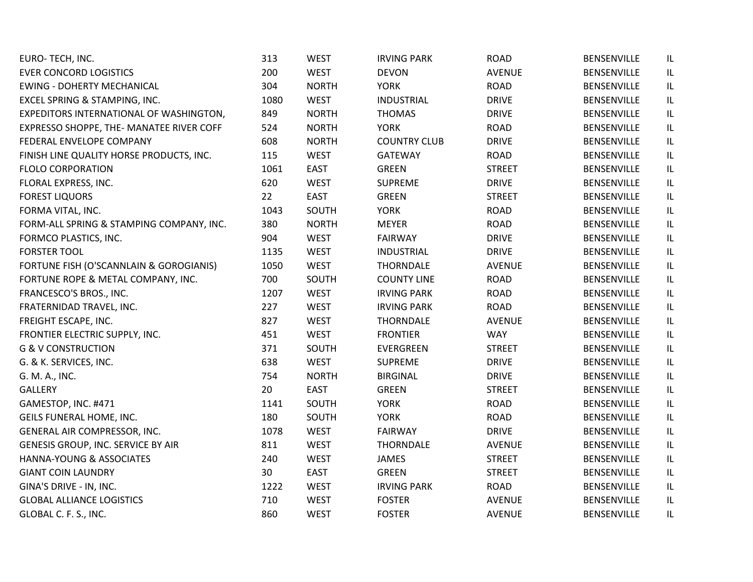| | | | | | | |
|---|---|---|---|---|---|---|
| EURO- TECH, INC. | 313 | WEST | IRVING PARK | ROAD | BENSENVILLE | IL |
| EVER CONCORD LOGISTICS | 200 | WEST | DEVON | AVENUE | BENSENVILLE | IL |
| EWING - DOHERTY MECHANICAL | 304 | NORTH | YORK | ROAD | BENSENVILLE | IL |
| EXCEL SPRING & STAMPING, INC. | 1080 | WEST | INDUSTRIAL | DRIVE | BENSENVILLE | IL |
| EXPEDITORS INTERNATIONAL OF WASHINGTON, | 849 | NORTH | THOMAS | DRIVE | BENSENVILLE | IL |
| EXPRESSO SHOPPE, THE- MANATEE RIVER COFF | 524 | NORTH | YORK | ROAD | BENSENVILLE | IL |
| FEDERAL ENVELOPE COMPANY | 608 | NORTH | COUNTRY CLUB | DRIVE | BENSENVILLE | IL |
| FINISH LINE QUALITY HORSE PRODUCTS, INC. | 115 | WEST | GATEWAY | ROAD | BENSENVILLE | IL |
| FLOLO CORPORATION | 1061 | EAST | GREEN | STREET | BENSENVILLE | IL |
| FLORAL EXPRESS, INC. | 620 | WEST | SUPREME | DRIVE | BENSENVILLE | IL |
| FOREST LIQUORS | 22 | EAST | GREEN | STREET | BENSENVILLE | IL |
| FORMA VITAL, INC. | 1043 | SOUTH | YORK | ROAD | BENSENVILLE | IL |
| FORM-ALL SPRING & STAMPING COMPANY, INC. | 380 | NORTH | MEYER | ROAD | BENSENVILLE | IL |
| FORMCO PLASTICS, INC. | 904 | WEST | FAIRWAY | DRIVE | BENSENVILLE | IL |
| FORSTER TOOL | 1135 | WEST | INDUSTRIAL | DRIVE | BENSENVILLE | IL |
| FORTUNE FISH (O'SCANNLAIN & GOROGIANIS) | 1050 | WEST | THORNDALE | AVENUE | BENSENVILLE | IL |
| FORTUNE ROPE & METAL COMPANY, INC. | 700 | SOUTH | COUNTY LINE | ROAD | BENSENVILLE | IL |
| FRANCESCO'S BROS., INC. | 1207 | WEST | IRVING PARK | ROAD | BENSENVILLE | IL |
| FRATERNIDAD TRAVEL, INC. | 227 | WEST | IRVING PARK | ROAD | BENSENVILLE | IL |
| FREIGHT ESCAPE, INC. | 827 | WEST | THORNDALE | AVENUE | BENSENVILLE | IL |
| FRONTIER ELECTRIC SUPPLY, INC. | 451 | WEST | FRONTIER | WAY | BENSENVILLE | IL |
| G & V CONSTRUCTION | 371 | SOUTH | EVERGREEN | STREET | BENSENVILLE | IL |
| G. & K. SERVICES, INC. | 638 | WEST | SUPREME | DRIVE | BENSENVILLE | IL |
| G. M. A., INC. | 754 | NORTH | BIRGINAL | DRIVE | BENSENVILLE | IL |
| GALLERY | 20 | EAST | GREEN | STREET | BENSENVILLE | IL |
| GAMESTOP, INC. #471 | 1141 | SOUTH | YORK | ROAD | BENSENVILLE | IL |
| GEILS FUNERAL HOME, INC. | 180 | SOUTH | YORK | ROAD | BENSENVILLE | IL |
| GENERAL AIR COMPRESSOR, INC. | 1078 | WEST | FAIRWAY | DRIVE | BENSENVILLE | IL |
| GENESIS GROUP, INC. SERVICE BY AIR | 811 | WEST | THORNDALE | AVENUE | BENSENVILLE | IL |
| HANNA-YOUNG & ASSOCIATES | 240 | WEST | JAMES | STREET | BENSENVILLE | IL |
| GIANT COIN LAUNDRY | 30 | EAST | GREEN | STREET | BENSENVILLE | IL |
| GINA'S DRIVE - IN, INC. | 1222 | WEST | IRVING PARK | ROAD | BENSENVILLE | IL |
| GLOBAL ALLIANCE LOGISTICS | 710 | WEST | FOSTER | AVENUE | BENSENVILLE | IL |
| GLOBAL C. F. S., INC. | 860 | WEST | FOSTER | AVENUE | BENSENVILLE | IL |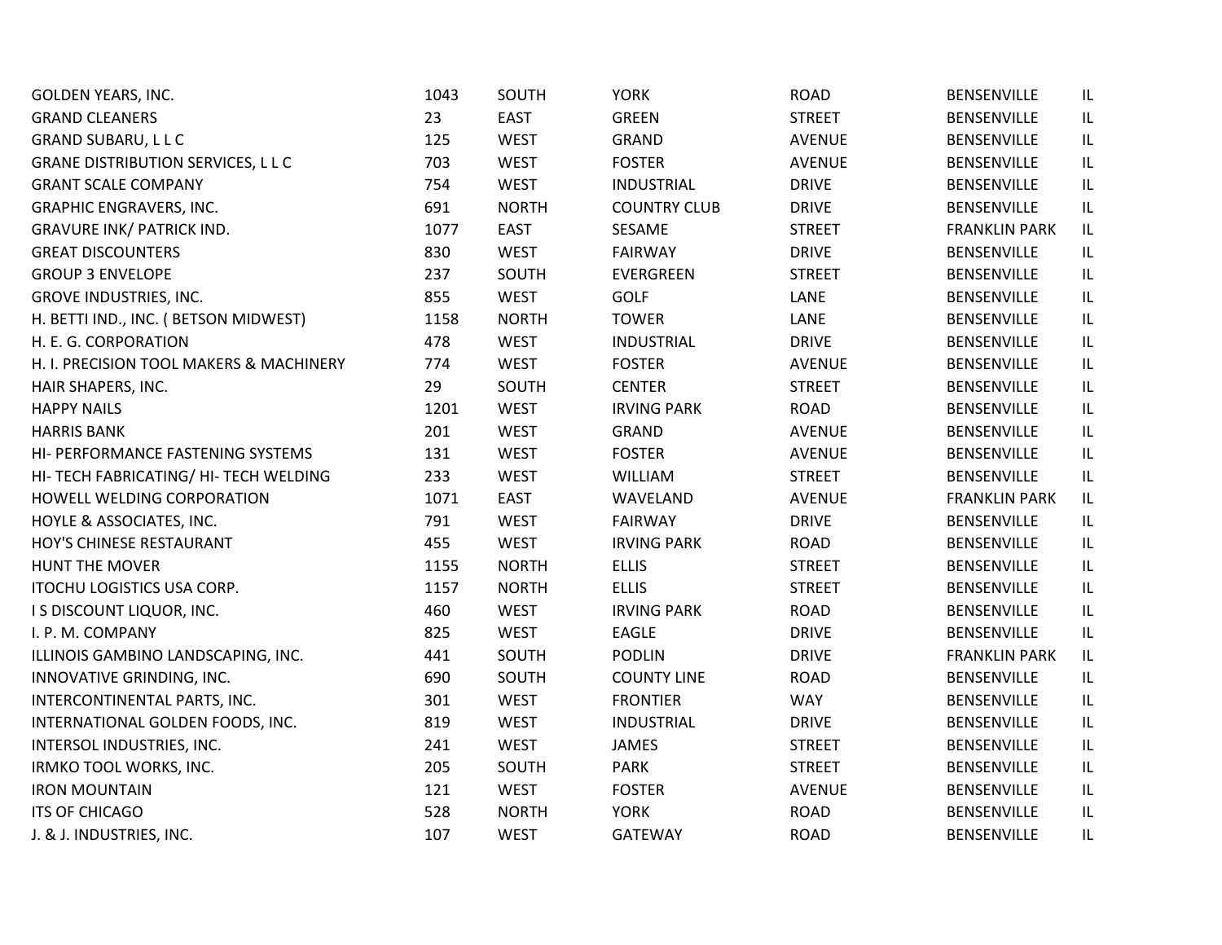| | | | | | | |
|---|---|---|---|---|---|---|
| GOLDEN YEARS, INC. | 1043 | SOUTH | YORK | ROAD | BENSENVILLE | IL |
| GRAND CLEANERS | 23 | EAST | GREEN | STREET | BENSENVILLE | IL |
| GRAND SUBARU, L L C | 125 | WEST | GRAND | AVENUE | BENSENVILLE | IL |
| GRANE DISTRIBUTION SERVICES, L L C | 703 | WEST | FOSTER | AVENUE | BENSENVILLE | IL |
| GRANT SCALE COMPANY | 754 | WEST | INDUSTRIAL | DRIVE | BENSENVILLE | IL |
| GRAPHIC ENGRAVERS, INC. | 691 | NORTH | COUNTRY CLUB | DRIVE | BENSENVILLE | IL |
| GRAVURE INK/ PATRICK IND. | 1077 | EAST | SESAME | STREET | FRANKLIN PARK | IL |
| GREAT DISCOUNTERS | 830 | WEST | FAIRWAY | DRIVE | BENSENVILLE | IL |
| GROUP 3 ENVELOPE | 237 | SOUTH | EVERGREEN | STREET | BENSENVILLE | IL |
| GROVE INDUSTRIES, INC. | 855 | WEST | GOLF | LANE | BENSENVILLE | IL |
| H. BETTI IND., INC. ( BETSON MIDWEST) | 1158 | NORTH | TOWER | LANE | BENSENVILLE | IL |
| H. E. G. CORPORATION | 478 | WEST | INDUSTRIAL | DRIVE | BENSENVILLE | IL |
| H. I. PRECISION TOOL MAKERS & MACHINERY | 774 | WEST | FOSTER | AVENUE | BENSENVILLE | IL |
| HAIR SHAPERS, INC. | 29 | SOUTH | CENTER | STREET | BENSENVILLE | IL |
| HAPPY NAILS | 1201 | WEST | IRVING PARK | ROAD | BENSENVILLE | IL |
| HARRIS BANK | 201 | WEST | GRAND | AVENUE | BENSENVILLE | IL |
| HI- PERFORMANCE FASTENING SYSTEMS | 131 | WEST | FOSTER | AVENUE | BENSENVILLE | IL |
| HI- TECH FABRICATING/ HI- TECH WELDING | 233 | WEST | WILLIAM | STREET | BENSENVILLE | IL |
| HOWELL WELDING CORPORATION | 1071 | EAST | WAVELAND | AVENUE | FRANKLIN PARK | IL |
| HOYLE & ASSOCIATES, INC. | 791 | WEST | FAIRWAY | DRIVE | BENSENVILLE | IL |
| HOY'S CHINESE RESTAURANT | 455 | WEST | IRVING PARK | ROAD | BENSENVILLE | IL |
| HUNT THE MOVER | 1155 | NORTH | ELLIS | STREET | BENSENVILLE | IL |
| ITOCHU LOGISTICS USA CORP. | 1157 | NORTH | ELLIS | STREET | BENSENVILLE | IL |
| I S DISCOUNT LIQUOR, INC. | 460 | WEST | IRVING PARK | ROAD | BENSENVILLE | IL |
| I. P. M. COMPANY | 825 | WEST | EAGLE | DRIVE | BENSENVILLE | IL |
| ILLINOIS GAMBINO LANDSCAPING, INC. | 441 | SOUTH | PODLIN | DRIVE | FRANKLIN PARK | IL |
| INNOVATIVE GRINDING, INC. | 690 | SOUTH | COUNTY LINE | ROAD | BENSENVILLE | IL |
| INTERCONTINENTAL PARTS, INC. | 301 | WEST | FRONTIER | WAY | BENSENVILLE | IL |
| INTERNATIONAL GOLDEN FOODS, INC. | 819 | WEST | INDUSTRIAL | DRIVE | BENSENVILLE | IL |
| INTERSOL INDUSTRIES, INC. | 241 | WEST | JAMES | STREET | BENSENVILLE | IL |
| IRMKO TOOL WORKS, INC. | 205 | SOUTH | PARK | STREET | BENSENVILLE | IL |
| IRON MOUNTAIN | 121 | WEST | FOSTER | AVENUE | BENSENVILLE | IL |
| ITS OF CHICAGO | 528 | NORTH | YORK | ROAD | BENSENVILLE | IL |
| J. & J. INDUSTRIES, INC. | 107 | WEST | GATEWAY | ROAD | BENSENVILLE | IL |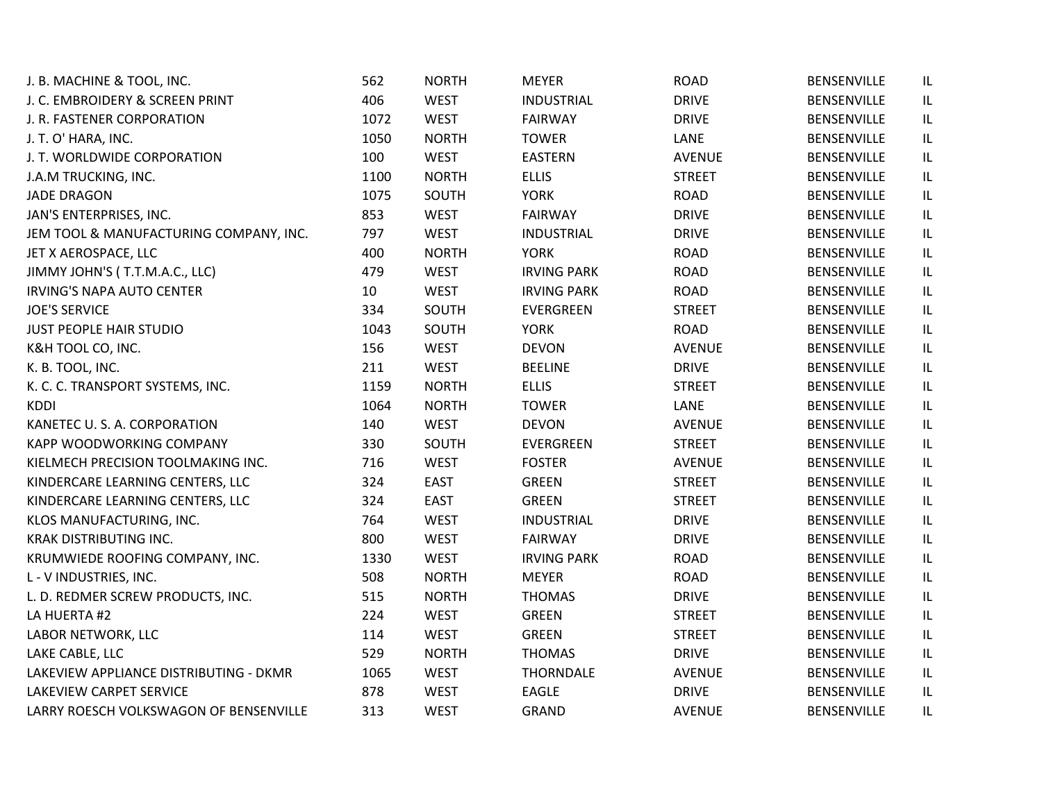| | | | | | | |
|---|---|---|---|---|---|---|
| J. B. MACHINE & TOOL, INC. | 562 | NORTH | MEYER | ROAD | BENSENVILLE | IL |
| J. C. EMBROIDERY & SCREEN PRINT | 406 | WEST | INDUSTRIAL | DRIVE | BENSENVILLE | IL |
| J. R. FASTENER CORPORATION | 1072 | WEST | FAIRWAY | DRIVE | BENSENVILLE | IL |
| J. T. O' HARA, INC. | 1050 | NORTH | TOWER | LANE | BENSENVILLE | IL |
| J. T. WORLDWIDE CORPORATION | 100 | WEST | EASTERN | AVENUE | BENSENVILLE | IL |
| J.A.M TRUCKING, INC. | 1100 | NORTH | ELLIS | STREET | BENSENVILLE | IL |
| JADE DRAGON | 1075 | SOUTH | YORK | ROAD | BENSENVILLE | IL |
| JAN'S ENTERPRISES, INC. | 853 | WEST | FAIRWAY | DRIVE | BENSENVILLE | IL |
| JEM TOOL & MANUFACTURING COMPANY, INC. | 797 | WEST | INDUSTRIAL | DRIVE | BENSENVILLE | IL |
| JET X AEROSPACE, LLC | 400 | NORTH | YORK | ROAD | BENSENVILLE | IL |
| JIMMY JOHN'S ( T.T.M.A.C., LLC) | 479 | WEST | IRVING PARK | ROAD | BENSENVILLE | IL |
| IRVING'S NAPA AUTO CENTER | 10 | WEST | IRVING PARK | ROAD | BENSENVILLE | IL |
| JOE'S SERVICE | 334 | SOUTH | EVERGREEN | STREET | BENSENVILLE | IL |
| JUST PEOPLE HAIR STUDIO | 1043 | SOUTH | YORK | ROAD | BENSENVILLE | IL |
| K&H TOOL CO, INC. | 156 | WEST | DEVON | AVENUE | BENSENVILLE | IL |
| K. B. TOOL, INC. | 211 | WEST | BEELINE | DRIVE | BENSENVILLE | IL |
| K. C. C. TRANSPORT SYSTEMS, INC. | 1159 | NORTH | ELLIS | STREET | BENSENVILLE | IL |
| KDDI | 1064 | NORTH | TOWER | LANE | BENSENVILLE | IL |
| KANETEC U. S. A. CORPORATION | 140 | WEST | DEVON | AVENUE | BENSENVILLE | IL |
| KAPP WOODWORKING COMPANY | 330 | SOUTH | EVERGREEN | STREET | BENSENVILLE | IL |
| KIELMECH PRECISION TOOLMAKING INC. | 716 | WEST | FOSTER | AVENUE | BENSENVILLE | IL |
| KINDERCARE LEARNING CENTERS, LLC | 324 | EAST | GREEN | STREET | BENSENVILLE | IL |
| KINDERCARE LEARNING CENTERS, LLC | 324 | EAST | GREEN | STREET | BENSENVILLE | IL |
| KLOS MANUFACTURING, INC. | 764 | WEST | INDUSTRIAL | DRIVE | BENSENVILLE | IL |
| KRAK DISTRIBUTING INC. | 800 | WEST | FAIRWAY | DRIVE | BENSENVILLE | IL |
| KRUMWIEDE ROOFING COMPANY, INC. | 1330 | WEST | IRVING PARK | ROAD | BENSENVILLE | IL |
| L - V INDUSTRIES, INC. | 508 | NORTH | MEYER | ROAD | BENSENVILLE | IL |
| L. D. REDMER SCREW PRODUCTS, INC. | 515 | NORTH | THOMAS | DRIVE | BENSENVILLE | IL |
| LA HUERTA #2 | 224 | WEST | GREEN | STREET | BENSENVILLE | IL |
| LABOR NETWORK, LLC | 114 | WEST | GREEN | STREET | BENSENVILLE | IL |
| LAKE CABLE, LLC | 529 | NORTH | THOMAS | DRIVE | BENSENVILLE | IL |
| LAKEVIEW APPLIANCE DISTRIBUTING - DKMR | 1065 | WEST | THORNDALE | AVENUE | BENSENVILLE | IL |
| LAKEVIEW CARPET SERVICE | 878 | WEST | EAGLE | DRIVE | BENSENVILLE | IL |
| LARRY ROESCH VOLKSWAGON OF BENSENVILLE | 313 | WEST | GRAND | AVENUE | BENSENVILLE | IL |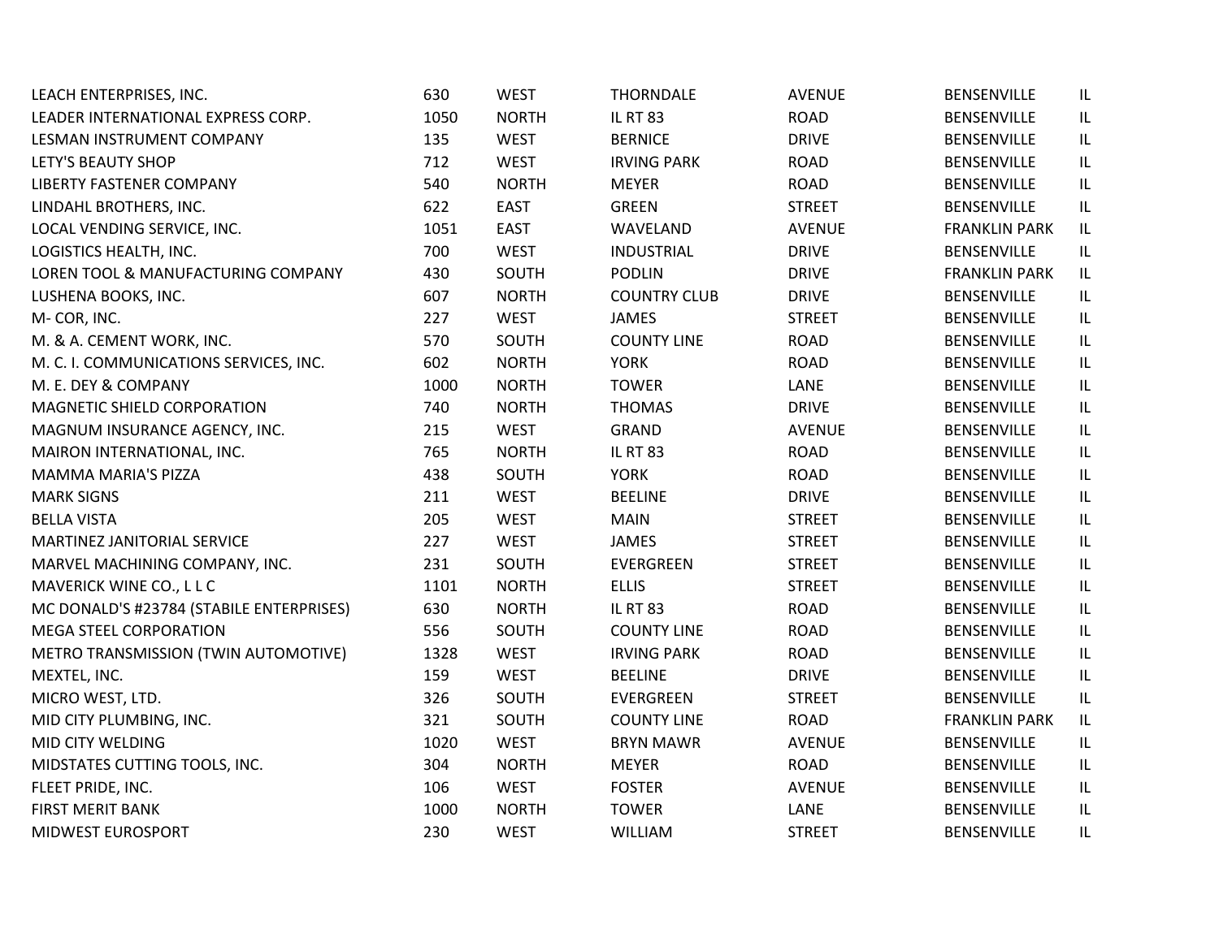| | | | | | | |
|---|---|---|---|---|---|---|
| LEACH ENTERPRISES, INC. | 630 | WEST | THORNDALE | AVENUE | BENSENVILLE | IL |
| LEADER INTERNATIONAL EXPRESS CORP. | 1050 | NORTH | IL RT 83 | ROAD | BENSENVILLE | IL |
| LESMAN INSTRUMENT COMPANY | 135 | WEST | BERNICE | DRIVE | BENSENVILLE | IL |
| LETY'S BEAUTY SHOP | 712 | WEST | IRVING PARK | ROAD | BENSENVILLE | IL |
| LIBERTY FASTENER COMPANY | 540 | NORTH | MEYER | ROAD | BENSENVILLE | IL |
| LINDAHL BROTHERS, INC. | 622 | EAST | GREEN | STREET | BENSENVILLE | IL |
| LOCAL VENDING SERVICE, INC. | 1051 | EAST | WAVELAND | AVENUE | FRANKLIN PARK | IL |
| LOGISTICS HEALTH, INC. | 700 | WEST | INDUSTRIAL | DRIVE | BENSENVILLE | IL |
| LOREN TOOL & MANUFACTURING COMPANY | 430 | SOUTH | PODLIN | DRIVE | FRANKLIN PARK | IL |
| LUSHENA BOOKS, INC. | 607 | NORTH | COUNTRY CLUB | DRIVE | BENSENVILLE | IL |
| M- COR, INC. | 227 | WEST | JAMES | STREET | BENSENVILLE | IL |
| M. & A. CEMENT WORK, INC. | 570 | SOUTH | COUNTY LINE | ROAD | BENSENVILLE | IL |
| M. C. I. COMMUNICATIONS SERVICES, INC. | 602 | NORTH | YORK | ROAD | BENSENVILLE | IL |
| M. E. DEY & COMPANY | 1000 | NORTH | TOWER | LANE | BENSENVILLE | IL |
| MAGNETIC SHIELD CORPORATION | 740 | NORTH | THOMAS | DRIVE | BENSENVILLE | IL |
| MAGNUM INSURANCE AGENCY, INC. | 215 | WEST | GRAND | AVENUE | BENSENVILLE | IL |
| MAIRON INTERNATIONAL, INC. | 765 | NORTH | IL RT 83 | ROAD | BENSENVILLE | IL |
| MAMMA MARIA'S PIZZA | 438 | SOUTH | YORK | ROAD | BENSENVILLE | IL |
| MARK SIGNS | 211 | WEST | BEELINE | DRIVE | BENSENVILLE | IL |
| BELLA VISTA | 205 | WEST | MAIN | STREET | BENSENVILLE | IL |
| MARTINEZ JANITORIAL SERVICE | 227 | WEST | JAMES | STREET | BENSENVILLE | IL |
| MARVEL MACHINING COMPANY, INC. | 231 | SOUTH | EVERGREEN | STREET | BENSENVILLE | IL |
| MAVERICK WINE CO., L L C | 1101 | NORTH | ELLIS | STREET | BENSENVILLE | IL |
| MC DONALD'S #23784 (STABILE ENTERPRISES) | 630 | NORTH | IL RT 83 | ROAD | BENSENVILLE | IL |
| MEGA STEEL CORPORATION | 556 | SOUTH | COUNTY LINE | ROAD | BENSENVILLE | IL |
| METRO TRANSMISSION (TWIN AUTOMOTIVE) | 1328 | WEST | IRVING PARK | ROAD | BENSENVILLE | IL |
| MEXTEL, INC. | 159 | WEST | BEELINE | DRIVE | BENSENVILLE | IL |
| MICRO WEST, LTD. | 326 | SOUTH | EVERGREEN | STREET | BENSENVILLE | IL |
| MID CITY PLUMBING, INC. | 321 | SOUTH | COUNTY LINE | ROAD | FRANKLIN PARK | IL |
| MID CITY WELDING | 1020 | WEST | BRYN MAWR | AVENUE | BENSENVILLE | IL |
| MIDSTATES CUTTING TOOLS, INC. | 304 | NORTH | MEYER | ROAD | BENSENVILLE | IL |
| FLEET PRIDE, INC. | 106 | WEST | FOSTER | AVENUE | BENSENVILLE | IL |
| FIRST MERIT BANK | 1000 | NORTH | TOWER | LANE | BENSENVILLE | IL |
| MIDWEST EUROSPORT | 230 | WEST | WILLIAM | STREET | BENSENVILLE | IL |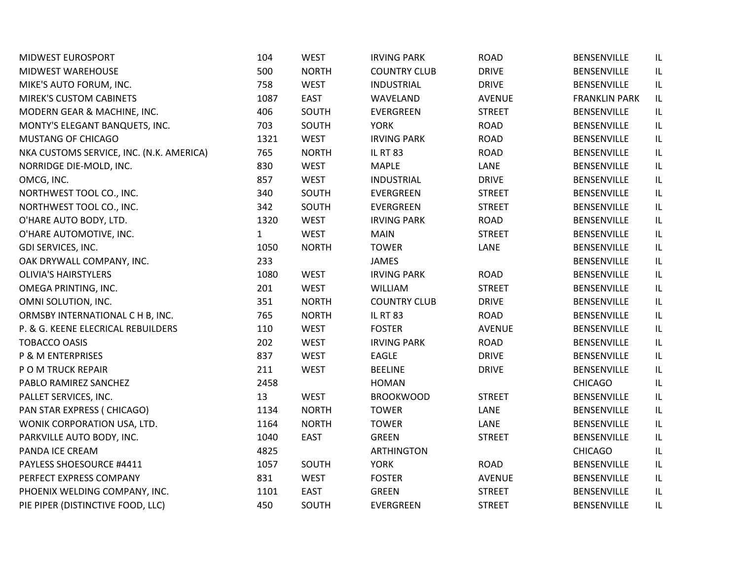| | | | | | | |
|---|---|---|---|---|---|---|
| MIDWEST EUROSPORT | 104 | WEST | IRVING PARK | ROAD | BENSENVILLE | IL |
| MIDWEST WAREHOUSE | 500 | NORTH | COUNTRY CLUB | DRIVE | BENSENVILLE | IL |
| MIKE'S AUTO FORUM, INC. | 758 | WEST | INDUSTRIAL | DRIVE | BENSENVILLE | IL |
| MIREK'S CUSTOM CABINETS | 1087 | EAST | WAVELAND | AVENUE | FRANKLIN PARK | IL |
| MODERN GEAR & MACHINE, INC. | 406 | SOUTH | EVERGREEN | STREET | BENSENVILLE | IL |
| MONTY'S ELEGANT BANQUETS, INC. | 703 | SOUTH | YORK | ROAD | BENSENVILLE | IL |
| MUSTANG OF CHICAGO | 1321 | WEST | IRVING PARK | ROAD | BENSENVILLE | IL |
| NKA CUSTOMS SERVICE, INC. (N.K. AMERICA) | 765 | NORTH | IL RT 83 | ROAD | BENSENVILLE | IL |
| NORRIDGE DIE-MOLD, INC. | 830 | WEST | MAPLE | LANE | BENSENVILLE | IL |
| OMCG, INC. | 857 | WEST | INDUSTRIAL | DRIVE | BENSENVILLE | IL |
| NORTHWEST TOOL CO., INC. | 340 | SOUTH | EVERGREEN | STREET | BENSENVILLE | IL |
| NORTHWEST TOOL CO., INC. | 342 | SOUTH | EVERGREEN | STREET | BENSENVILLE | IL |
| O'HARE AUTO BODY, LTD. | 1320 | WEST | IRVING PARK | ROAD | BENSENVILLE | IL |
| O'HARE AUTOMOTIVE, INC. | 1 | WEST | MAIN | STREET | BENSENVILLE | IL |
| GDI SERVICES, INC. | 1050 | NORTH | TOWER | LANE | BENSENVILLE | IL |
| OAK DRYWALL COMPANY, INC. | 233 | | JAMES | | BENSENVILLE | IL |
| OLIVIA'S HAIRSTYLERS | 1080 | WEST | IRVING PARK | ROAD | BENSENVILLE | IL |
| OMEGA PRINTING, INC. | 201 | WEST | WILLIAM | STREET | BENSENVILLE | IL |
| OMNI SOLUTION, INC. | 351 | NORTH | COUNTRY CLUB | DRIVE | BENSENVILLE | IL |
| ORMSBY INTERNATIONAL C H B, INC. | 765 | NORTH | IL RT 83 | ROAD | BENSENVILLE | IL |
| P. & G. KEENE ELECRICAL REBUILDERS | 110 | WEST | FOSTER | AVENUE | BENSENVILLE | IL |
| TOBACCO OASIS | 202 | WEST | IRVING PARK | ROAD | BENSENVILLE | IL |
| P & M ENTERPRISES | 837 | WEST | EAGLE | DRIVE | BENSENVILLE | IL |
| P O M TRUCK REPAIR | 211 | WEST | BEELINE | DRIVE | BENSENVILLE | IL |
| PABLO RAMIREZ SANCHEZ | 2458 | | HOMAN | | CHICAGO | IL |
| PALLET SERVICES, INC. | 13 | WEST | BROOKWOOD | STREET | BENSENVILLE | IL |
| PAN STAR EXPRESS ( CHICAGO) | 1134 | NORTH | TOWER | LANE | BENSENVILLE | IL |
| WONIK CORPORATION USA, LTD. | 1164 | NORTH | TOWER | LANE | BENSENVILLE | IL |
| PARKVILLE AUTO BODY, INC. | 1040 | EAST | GREEN | STREET | BENSENVILLE | IL |
| PANDA ICE CREAM | 4825 | | ARTHINGTON | | CHICAGO | IL |
| PAYLESS SHOESOURCE #4411 | 1057 | SOUTH | YORK | ROAD | BENSENVILLE | IL |
| PERFECT EXPRESS COMPANY | 831 | WEST | FOSTER | AVENUE | BENSENVILLE | IL |
| PHOENIX WELDING COMPANY, INC. | 1101 | EAST | GREEN | STREET | BENSENVILLE | IL |
| PIE PIPER (DISTINCTIVE FOOD, LLC) | 450 | SOUTH | EVERGREEN | STREET | BENSENVILLE | IL |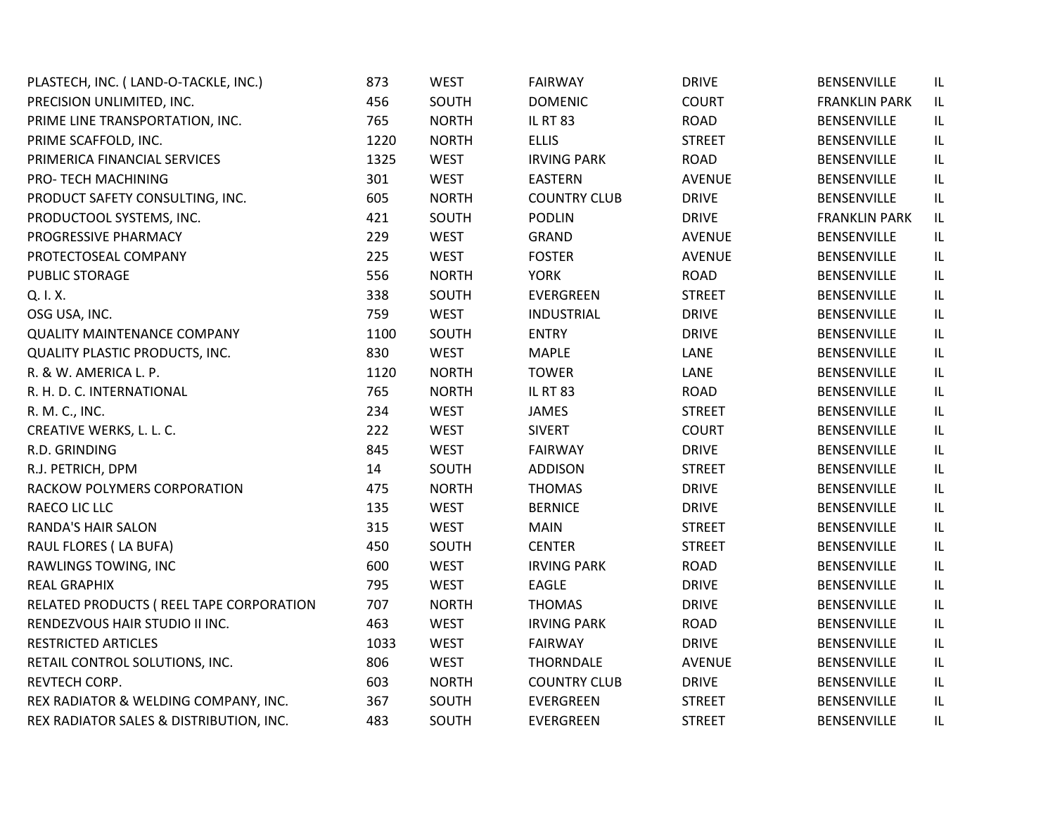| | | | | | | |
|---|---|---|---|---|---|---|
| PLASTECH, INC. ( LAND-O-TACKLE, INC.) | 873 | WEST | FAIRWAY | DRIVE | BENSENVILLE | IL |
| PRECISION UNLIMITED, INC. | 456 | SOUTH | DOMENIC | COURT | FRANKLIN PARK | IL |
| PRIME LINE TRANSPORTATION, INC. | 765 | NORTH | IL RT 83 | ROAD | BENSENVILLE | IL |
| PRIME SCAFFOLD, INC. | 1220 | NORTH | ELLIS | STREET | BENSENVILLE | IL |
| PRIMERICA FINANCIAL SERVICES | 1325 | WEST | IRVING PARK | ROAD | BENSENVILLE | IL |
| PRO- TECH MACHINING | 301 | WEST | EASTERN | AVENUE | BENSENVILLE | IL |
| PRODUCT SAFETY CONSULTING, INC. | 605 | NORTH | COUNTRY CLUB | DRIVE | BENSENVILLE | IL |
| PRODUCTOOL SYSTEMS, INC. | 421 | SOUTH | PODLIN | DRIVE | FRANKLIN PARK | IL |
| PROGRESSIVE PHARMACY | 229 | WEST | GRAND | AVENUE | BENSENVILLE | IL |
| PROTECTOSEAL COMPANY | 225 | WEST | FOSTER | AVENUE | BENSENVILLE | IL |
| PUBLIC STORAGE | 556 | NORTH | YORK | ROAD | BENSENVILLE | IL |
| Q. I. X. | 338 | SOUTH | EVERGREEN | STREET | BENSENVILLE | IL |
| OSG USA, INC. | 759 | WEST | INDUSTRIAL | DRIVE | BENSENVILLE | IL |
| QUALITY MAINTENANCE COMPANY | 1100 | SOUTH | ENTRY | DRIVE | BENSENVILLE | IL |
| QUALITY PLASTIC PRODUCTS, INC. | 830 | WEST | MAPLE | LANE | BENSENVILLE | IL |
| R. & W. AMERICA L. P. | 1120 | NORTH | TOWER | LANE | BENSENVILLE | IL |
| R. H. D. C. INTERNATIONAL | 765 | NORTH | IL RT 83 | ROAD | BENSENVILLE | IL |
| R. M. C., INC. | 234 | WEST | JAMES | STREET | BENSENVILLE | IL |
| CREATIVE WERKS, L. L. C. | 222 | WEST | SIVERT | COURT | BENSENVILLE | IL |
| R.D. GRINDING | 845 | WEST | FAIRWAY | DRIVE | BENSENVILLE | IL |
| R.J. PETRICH, DPM | 14 | SOUTH | ADDISON | STREET | BENSENVILLE | IL |
| RACKOW POLYMERS CORPORATION | 475 | NORTH | THOMAS | DRIVE | BENSENVILLE | IL |
| RAECO LIC LLC | 135 | WEST | BERNICE | DRIVE | BENSENVILLE | IL |
| RANDA'S HAIR SALON | 315 | WEST | MAIN | STREET | BENSENVILLE | IL |
| RAUL FLORES ( LA BUFA) | 450 | SOUTH | CENTER | STREET | BENSENVILLE | IL |
| RAWLINGS TOWING, INC | 600 | WEST | IRVING PARK | ROAD | BENSENVILLE | IL |
| REAL GRAPHIX | 795 | WEST | EAGLE | DRIVE | BENSENVILLE | IL |
| RELATED PRODUCTS ( REEL TAPE CORPORATION | 707 | NORTH | THOMAS | DRIVE | BENSENVILLE | IL |
| RENDEZVOUS HAIR STUDIO II INC. | 463 | WEST | IRVING PARK | ROAD | BENSENVILLE | IL |
| RESTRICTED ARTICLES | 1033 | WEST | FAIRWAY | DRIVE | BENSENVILLE | IL |
| RETAIL CONTROL SOLUTIONS, INC. | 806 | WEST | THORNDALE | AVENUE | BENSENVILLE | IL |
| REVTECH CORP. | 603 | NORTH | COUNTRY CLUB | DRIVE | BENSENVILLE | IL |
| REX RADIATOR & WELDING COMPANY, INC. | 367 | SOUTH | EVERGREEN | STREET | BENSENVILLE | IL |
| REX RADIATOR SALES & DISTRIBUTION, INC. | 483 | SOUTH | EVERGREEN | STREET | BENSENVILLE | IL |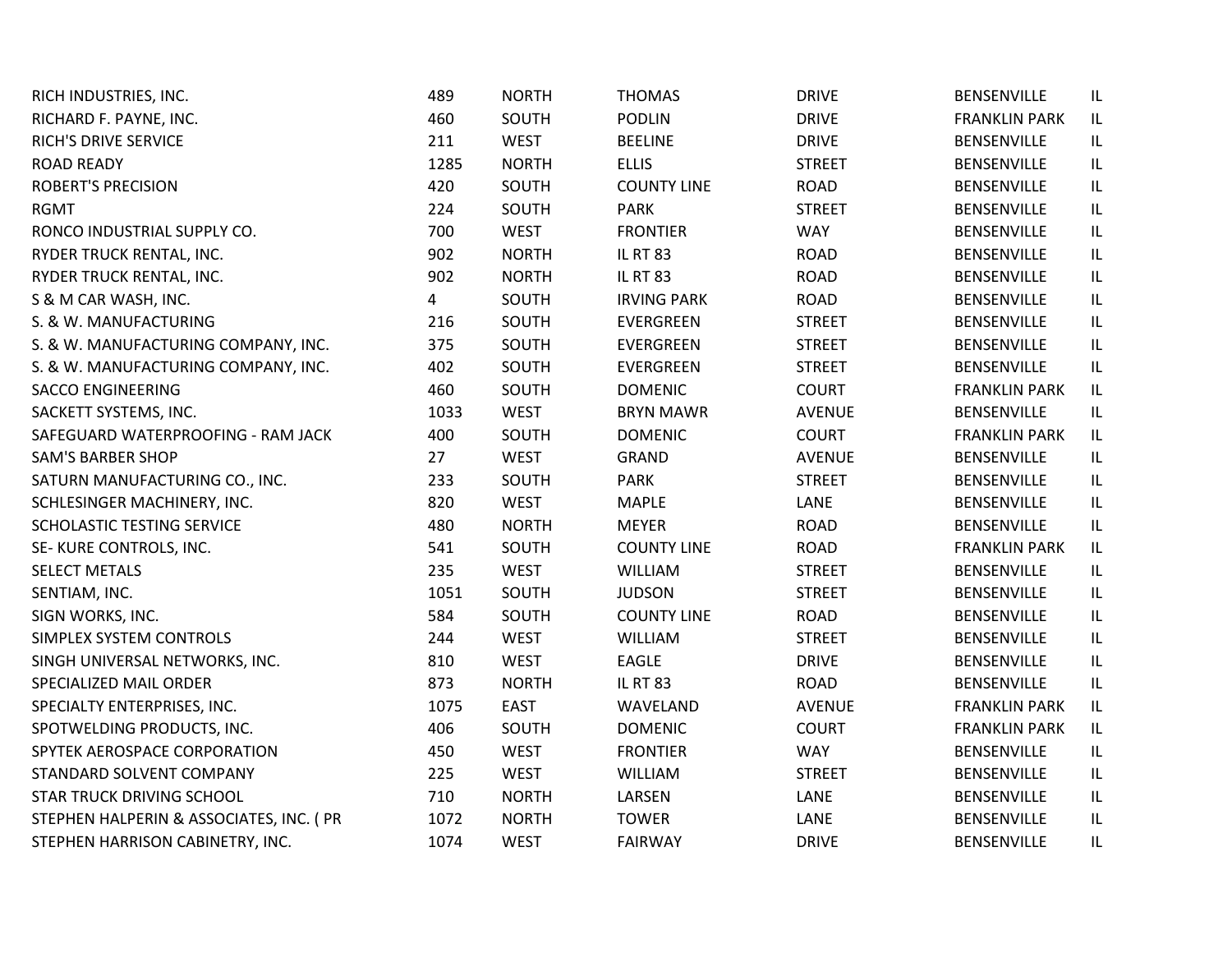| | | | | | | |
|---|---|---|---|---|---|---|
| RICH INDUSTRIES, INC. | 489 | NORTH | THOMAS | DRIVE | BENSENVILLE | IL |
| RICHARD F. PAYNE, INC. | 460 | SOUTH | PODLIN | DRIVE | FRANKLIN PARK | IL |
| RICH'S DRIVE SERVICE | 211 | WEST | BEELINE | DRIVE | BENSENVILLE | IL |
| ROAD READY | 1285 | NORTH | ELLIS | STREET | BENSENVILLE | IL |
| ROBERT'S PRECISION | 420 | SOUTH | COUNTY LINE | ROAD | BENSENVILLE | IL |
| RGMT | 224 | SOUTH | PARK | STREET | BENSENVILLE | IL |
| RONCO INDUSTRIAL SUPPLY CO. | 700 | WEST | FRONTIER | WAY | BENSENVILLE | IL |
| RYDER TRUCK RENTAL, INC. | 902 | NORTH | IL RT 83 | ROAD | BENSENVILLE | IL |
| RYDER TRUCK RENTAL, INC. | 902 | NORTH | IL RT 83 | ROAD | BENSENVILLE | IL |
| S & M CAR WASH, INC. | 4 | SOUTH | IRVING PARK | ROAD | BENSENVILLE | IL |
| S. & W. MANUFACTURING | 216 | SOUTH | EVERGREEN | STREET | BENSENVILLE | IL |
| S. & W. MANUFACTURING COMPANY, INC. | 375 | SOUTH | EVERGREEN | STREET | BENSENVILLE | IL |
| S. & W. MANUFACTURING COMPANY, INC. | 402 | SOUTH | EVERGREEN | STREET | BENSENVILLE | IL |
| SACCO ENGINEERING | 460 | SOUTH | DOMENIC | COURT | FRANKLIN PARK | IL |
| SACKETT SYSTEMS, INC. | 1033 | WEST | BRYN MAWR | AVENUE | BENSENVILLE | IL |
| SAFEGUARD WATERPROOFING - RAM JACK | 400 | SOUTH | DOMENIC | COURT | FRANKLIN PARK | IL |
| SAM'S BARBER SHOP | 27 | WEST | GRAND | AVENUE | BENSENVILLE | IL |
| SATURN MANUFACTURING CO., INC. | 233 | SOUTH | PARK | STREET | BENSENVILLE | IL |
| SCHLESINGER MACHINERY, INC. | 820 | WEST | MAPLE | LANE | BENSENVILLE | IL |
| SCHOLASTIC TESTING SERVICE | 480 | NORTH | MEYER | ROAD | BENSENVILLE | IL |
| SE- KURE CONTROLS, INC. | 541 | SOUTH | COUNTY LINE | ROAD | FRANKLIN PARK | IL |
| SELECT METALS | 235 | WEST | WILLIAM | STREET | BENSENVILLE | IL |
| SENTIAM, INC. | 1051 | SOUTH | JUDSON | STREET | BENSENVILLE | IL |
| SIGN WORKS, INC. | 584 | SOUTH | COUNTY LINE | ROAD | BENSENVILLE | IL |
| SIMPLEX SYSTEM CONTROLS | 244 | WEST | WILLIAM | STREET | BENSENVILLE | IL |
| SINGH UNIVERSAL NETWORKS, INC. | 810 | WEST | EAGLE | DRIVE | BENSENVILLE | IL |
| SPECIALIZED MAIL ORDER | 873 | NORTH | IL RT 83 | ROAD | BENSENVILLE | IL |
| SPECIALTY ENTERPRISES, INC. | 1075 | EAST | WAVELAND | AVENUE | FRANKLIN PARK | IL |
| SPOTWELDING PRODUCTS, INC. | 406 | SOUTH | DOMENIC | COURT | FRANKLIN PARK | IL |
| SPYTEK AEROSPACE CORPORATION | 450 | WEST | FRONTIER | WAY | BENSENVILLE | IL |
| STANDARD SOLVENT COMPANY | 225 | WEST | WILLIAM | STREET | BENSENVILLE | IL |
| STAR TRUCK DRIVING SCHOOL | 710 | NORTH | LARSEN | LANE | BENSENVILLE | IL |
| STEPHEN HALPERIN & ASSOCIATES, INC. ( PR | 1072 | NORTH | TOWER | LANE | BENSENVILLE | IL |
| STEPHEN HARRISON CABINETRY, INC. | 1074 | WEST | FAIRWAY | DRIVE | BENSENVILLE | IL |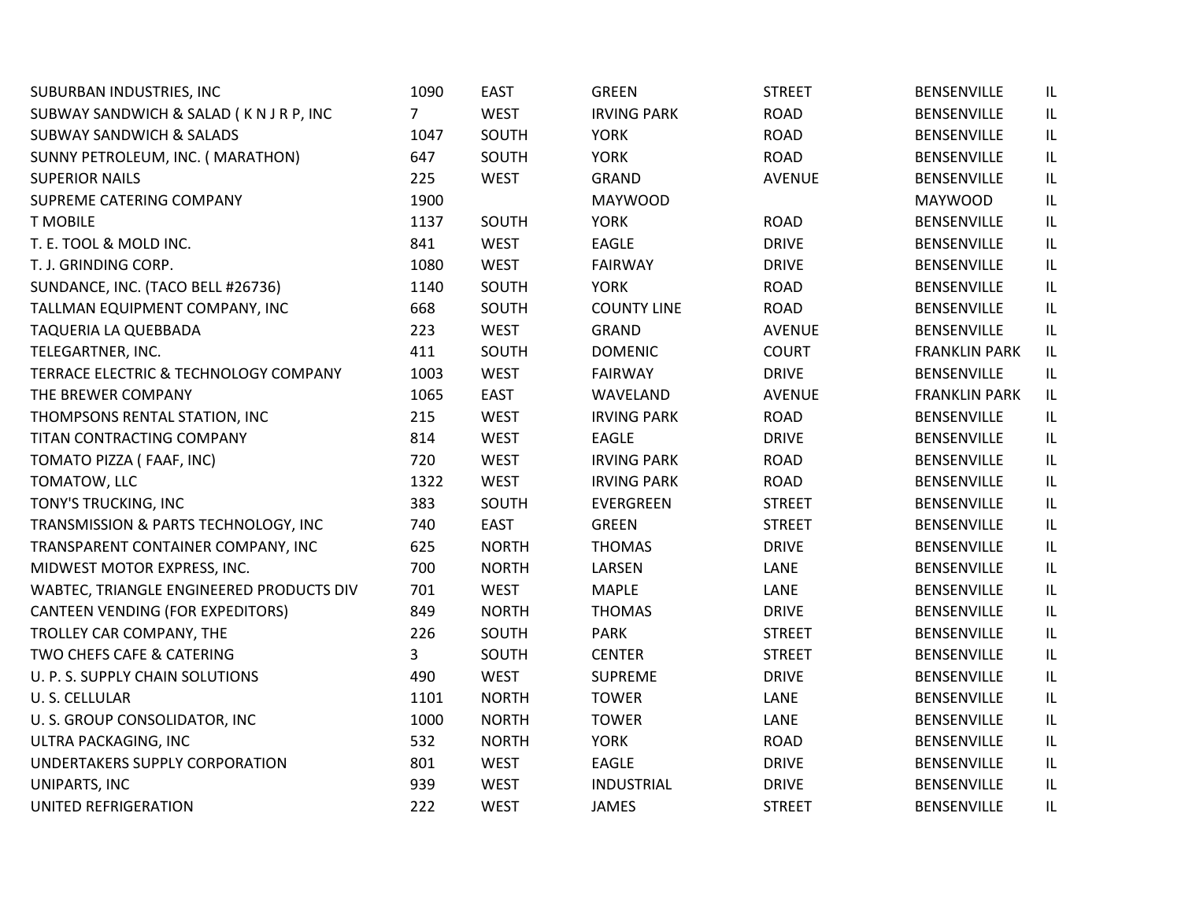| | | | | | | |
|---|---|---|---|---|---|---|
| SUBURBAN INDUSTRIES, INC | 1090 | EAST | GREEN | STREET | BENSENVILLE | IL |
| SUBWAY SANDWICH & SALAD ( K N J R P, INC | 7 | WEST | IRVING PARK | ROAD | BENSENVILLE | IL |
| SUBWAY SANDWICH & SALADS | 1047 | SOUTH | YORK | ROAD | BENSENVILLE | IL |
| SUNNY PETROLEUM, INC. ( MARATHON) | 647 | SOUTH | YORK | ROAD | BENSENVILLE | IL |
| SUPERIOR NAILS | 225 | WEST | GRAND | AVENUE | BENSENVILLE | IL |
| SUPREME CATERING COMPANY | 1900 | | MAYWOOD | | MAYWOOD | IL |
| T MOBILE | 1137 | SOUTH | YORK | ROAD | BENSENVILLE | IL |
| T. E. TOOL & MOLD INC. | 841 | WEST | EAGLE | DRIVE | BENSENVILLE | IL |
| T. J. GRINDING CORP. | 1080 | WEST | FAIRWAY | DRIVE | BENSENVILLE | IL |
| SUNDANCE, INC. (TACO BELL #26736) | 1140 | SOUTH | YORK | ROAD | BENSENVILLE | IL |
| TALLMAN EQUIPMENT COMPANY, INC | 668 | SOUTH | COUNTY LINE | ROAD | BENSENVILLE | IL |
| TAQUERIA LA QUEBBADA | 223 | WEST | GRAND | AVENUE | BENSENVILLE | IL |
| TELEGARTNER, INC. | 411 | SOUTH | DOMENIC | COURT | FRANKLIN PARK | IL |
| TERRACE ELECTRIC & TECHNOLOGY COMPANY | 1003 | WEST | FAIRWAY | DRIVE | BENSENVILLE | IL |
| THE BREWER COMPANY | 1065 | EAST | WAVELAND | AVENUE | FRANKLIN PARK | IL |
| THOMPSONS RENTAL STATION, INC | 215 | WEST | IRVING PARK | ROAD | BENSENVILLE | IL |
| TITAN CONTRACTING COMPANY | 814 | WEST | EAGLE | DRIVE | BENSENVILLE | IL |
| TOMATO PIZZA ( FAAF, INC) | 720 | WEST | IRVING PARK | ROAD | BENSENVILLE | IL |
| TOMATOW, LLC | 1322 | WEST | IRVING PARK | ROAD | BENSENVILLE | IL |
| TONY'S TRUCKING, INC | 383 | SOUTH | EVERGREEN | STREET | BENSENVILLE | IL |
| TRANSMISSION & PARTS TECHNOLOGY, INC | 740 | EAST | GREEN | STREET | BENSENVILLE | IL |
| TRANSPARENT CONTAINER COMPANY, INC | 625 | NORTH | THOMAS | DRIVE | BENSENVILLE | IL |
| MIDWEST MOTOR EXPRESS, INC. | 700 | NORTH | LARSEN | LANE | BENSENVILLE | IL |
| WABTEC, TRIANGLE ENGINEERED PRODUCTS DIV | 701 | WEST | MAPLE | LANE | BENSENVILLE | IL |
| CANTEEN VENDING (FOR EXPEDITORS) | 849 | NORTH | THOMAS | DRIVE | BENSENVILLE | IL |
| TROLLEY CAR COMPANY, THE | 226 | SOUTH | PARK | STREET | BENSENVILLE | IL |
| TWO CHEFS CAFE & CATERING | 3 | SOUTH | CENTER | STREET | BENSENVILLE | IL |
| U. P. S. SUPPLY CHAIN SOLUTIONS | 490 | WEST | SUPREME | DRIVE | BENSENVILLE | IL |
| U. S. CELLULAR | 1101 | NORTH | TOWER | LANE | BENSENVILLE | IL |
| U. S. GROUP CONSOLIDATOR, INC | 1000 | NORTH | TOWER | LANE | BENSENVILLE | IL |
| ULTRA PACKAGING, INC | 532 | NORTH | YORK | ROAD | BENSENVILLE | IL |
| UNDERTAKERS SUPPLY CORPORATION | 801 | WEST | EAGLE | DRIVE | BENSENVILLE | IL |
| UNIPARTS, INC | 939 | WEST | INDUSTRIAL | DRIVE | BENSENVILLE | IL |
| UNITED REFRIGERATION | 222 | WEST | JAMES | STREET | BENSENVILLE | IL |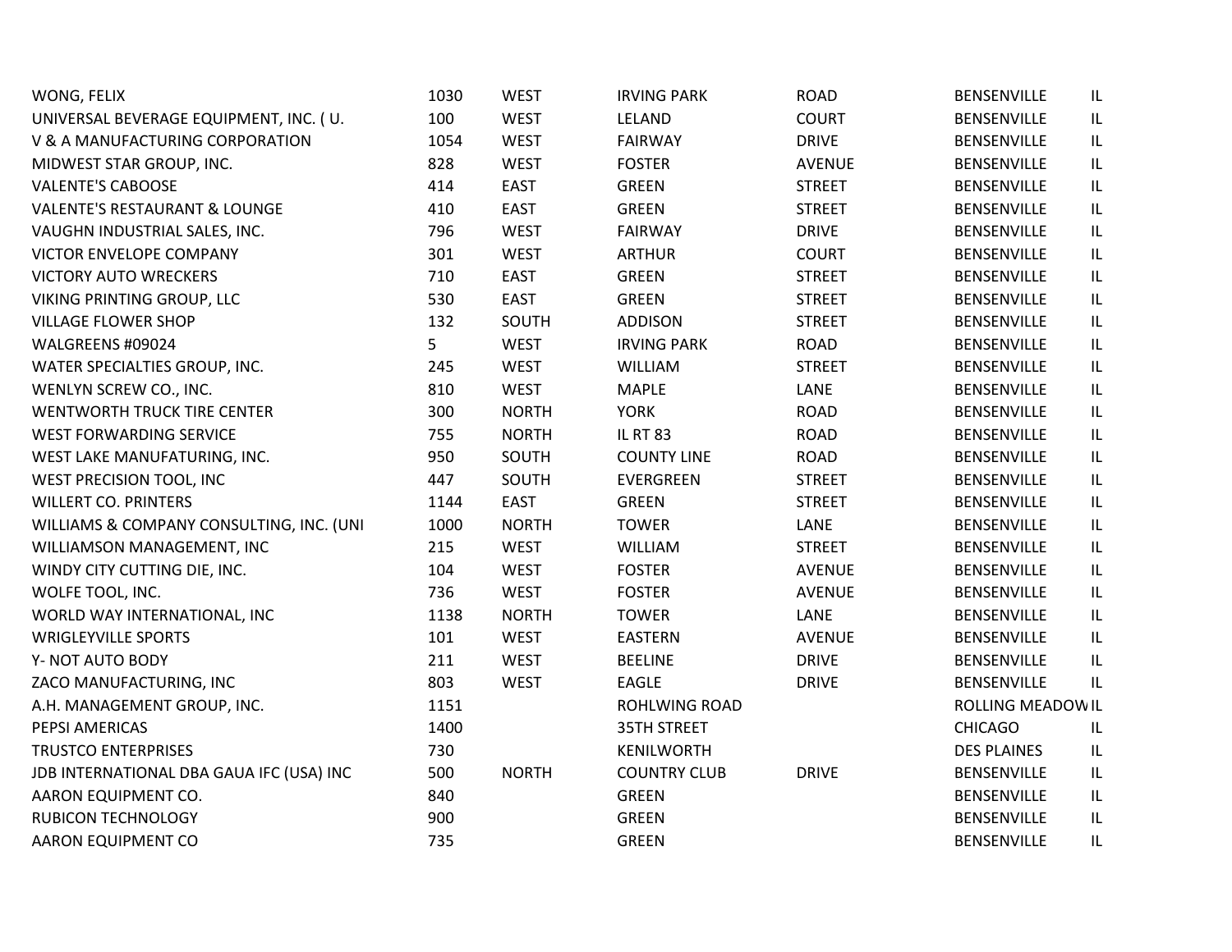| | | | | | | |
|---|---|---|---|---|---|---|
| WONG, FELIX | 1030 | WEST | IRVING PARK | ROAD | BENSENVILLE | IL |
| UNIVERSAL BEVERAGE EQUIPMENT, INC. ( U. | 100 | WEST | LELAND | COURT | BENSENVILLE | IL |
| V & A MANUFACTURING CORPORATION | 1054 | WEST | FAIRWAY | DRIVE | BENSENVILLE | IL |
| MIDWEST STAR GROUP, INC. | 828 | WEST | FOSTER | AVENUE | BENSENVILLE | IL |
| VALENTE'S CABOOSE | 414 | EAST | GREEN | STREET | BENSENVILLE | IL |
| VALENTE'S RESTAURANT & LOUNGE | 410 | EAST | GREEN | STREET | BENSENVILLE | IL |
| VAUGHN INDUSTRIAL SALES, INC. | 796 | WEST | FAIRWAY | DRIVE | BENSENVILLE | IL |
| VICTOR ENVELOPE COMPANY | 301 | WEST | ARTHUR | COURT | BENSENVILLE | IL |
| VICTORY AUTO WRECKERS | 710 | EAST | GREEN | STREET | BENSENVILLE | IL |
| VIKING PRINTING GROUP, LLC | 530 | EAST | GREEN | STREET | BENSENVILLE | IL |
| VILLAGE FLOWER SHOP | 132 | SOUTH | ADDISON | STREET | BENSENVILLE | IL |
| WALGREENS #09024 | 5 | WEST | IRVING PARK | ROAD | BENSENVILLE | IL |
| WATER SPECIALTIES GROUP, INC. | 245 | WEST | WILLIAM | STREET | BENSENVILLE | IL |
| WENLYN SCREW CO., INC. | 810 | WEST | MAPLE | LANE | BENSENVILLE | IL |
| WENTWORTH TRUCK TIRE CENTER | 300 | NORTH | YORK | ROAD | BENSENVILLE | IL |
| WEST FORWARDING SERVICE | 755 | NORTH | IL RT 83 | ROAD | BENSENVILLE | IL |
| WEST LAKE MANUFATURING, INC. | 950 | SOUTH | COUNTY LINE | ROAD | BENSENVILLE | IL |
| WEST PRECISION TOOL, INC | 447 | SOUTH | EVERGREEN | STREET | BENSENVILLE | IL |
| WILLERT CO. PRINTERS | 1144 | EAST | GREEN | STREET | BENSENVILLE | IL |
| WILLIAMS & COMPANY CONSULTING, INC. (UNI | 1000 | NORTH | TOWER | LANE | BENSENVILLE | IL |
| WILLIAMSON MANAGEMENT, INC | 215 | WEST | WILLIAM | STREET | BENSENVILLE | IL |
| WINDY CITY CUTTING DIE, INC. | 104 | WEST | FOSTER | AVENUE | BENSENVILLE | IL |
| WOLFE TOOL, INC. | 736 | WEST | FOSTER | AVENUE | BENSENVILLE | IL |
| WORLD WAY INTERNATIONAL, INC | 1138 | NORTH | TOWER | LANE | BENSENVILLE | IL |
| WRIGLEYVILLE SPORTS | 101 | WEST | EASTERN | AVENUE | BENSENVILLE | IL |
| Y- NOT AUTO BODY | 211 | WEST | BEELINE | DRIVE | BENSENVILLE | IL |
| ZACO MANUFACTURING, INC | 803 | WEST | EAGLE | DRIVE | BENSENVILLE | IL |
| A.H. MANAGEMENT GROUP, INC. | 1151 | | ROHLWING ROAD | | ROLLING MEADOW | IL |
| PEPSI AMERICAS | 1400 | | 35TH STREET | | CHICAGO | IL |
| TRUSTCO ENTERPRISES | 730 | | KENILWORTH | | DES PLAINES | IL |
| JDB INTERNATIONAL DBA GAUA IFC (USA) INC | 500 | NORTH | COUNTRY CLUB | DRIVE | BENSENVILLE | IL |
| AARON EQUIPMENT CO. | 840 | | GREEN | | BENSENVILLE | IL |
| RUBICON TECHNOLOGY | 900 | | GREEN | | BENSENVILLE | IL |
| AARON EQUIPMENT CO | 735 | | GREEN | | BENSENVILLE | IL |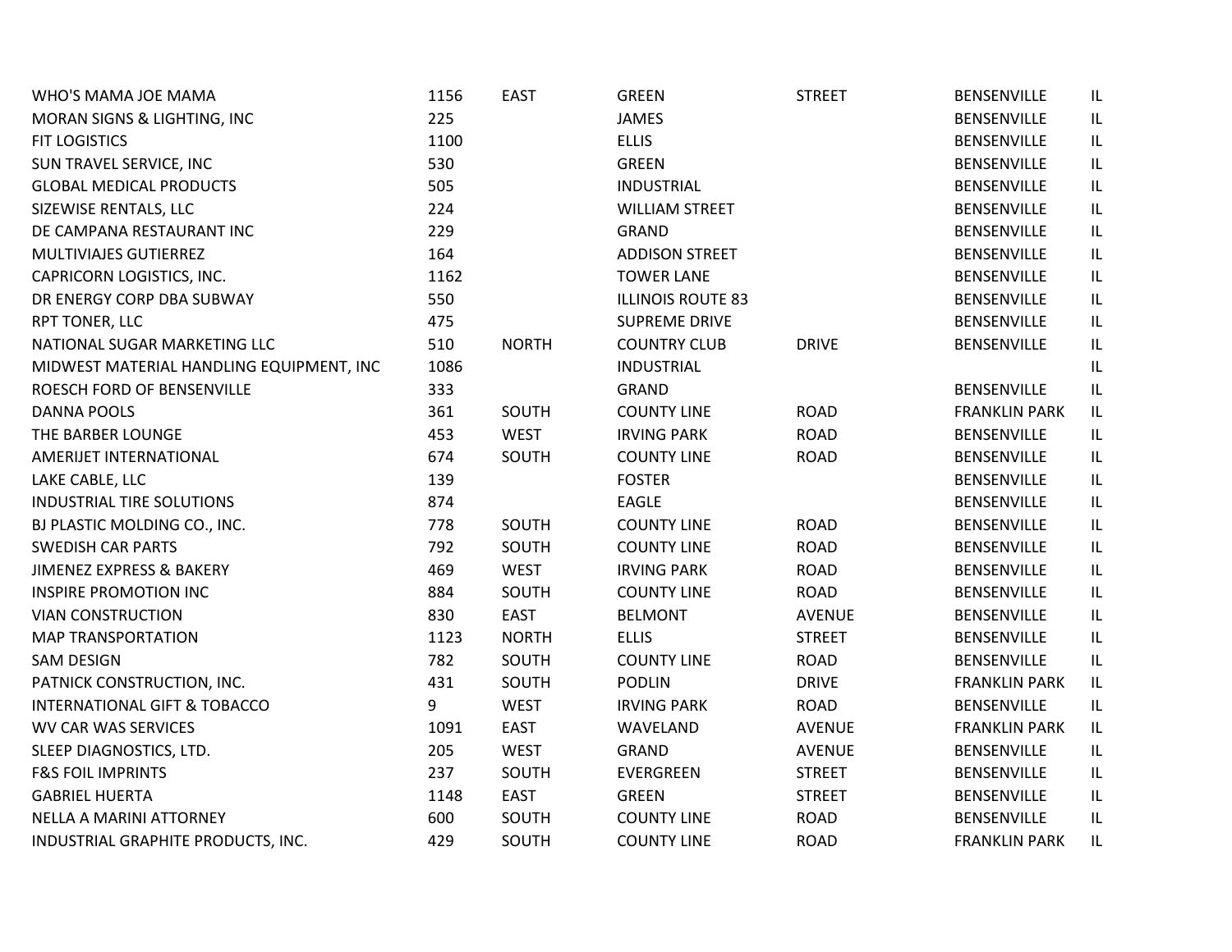| | | | | | | |
|---|---|---|---|---|---|---|
| WHO'S MAMA JOE MAMA | 1156 | EAST | GREEN | STREET | BENSENVILLE | IL |
| MORAN SIGNS & LIGHTING, INC | 225 | | JAMES | | BENSENVILLE | IL |
| FIT LOGISTICS | 1100 | | ELLIS | | BENSENVILLE | IL |
| SUN TRAVEL SERVICE, INC | 530 | | GREEN | | BENSENVILLE | IL |
| GLOBAL MEDICAL PRODUCTS | 505 | | INDUSTRIAL | | BENSENVILLE | IL |
| SIZEWISE RENTALS, LLC | 224 | | WILLIAM STREET | | BENSENVILLE | IL |
| DE CAMPANA RESTAURANT INC | 229 | | GRAND | | BENSENVILLE | IL |
| MULTIVIAJES GUTIERREZ | 164 | | ADDISON STREET | | BENSENVILLE | IL |
| CAPRICORN LOGISTICS, INC. | 1162 | | TOWER LANE | | BENSENVILLE | IL |
| DR ENERGY CORP DBA SUBWAY | 550 | | ILLINOIS ROUTE 83 | | BENSENVILLE | IL |
| RPT TONER, LLC | 475 | | SUPREME DRIVE | | BENSENVILLE | IL |
| NATIONAL SUGAR MARKETING LLC | 510 | NORTH | COUNTRY CLUB | DRIVE | BENSENVILLE | IL |
| MIDWEST MATERIAL HANDLING EQUIPMENT, INC | 1086 | | INDUSTRIAL | | | IL |
| ROESCH FORD OF BENSENVILLE | 333 | | GRAND | | BENSENVILLE | IL |
| DANNA POOLS | 361 | SOUTH | COUNTY LINE | ROAD | FRANKLIN PARK | IL |
| THE BARBER LOUNGE | 453 | WEST | IRVING PARK | ROAD | BENSENVILLE | IL |
| AMERIJET INTERNATIONAL | 674 | SOUTH | COUNTY LINE | ROAD | BENSENVILLE | IL |
| LAKE CABLE, LLC | 139 | | FOSTER | | BENSENVILLE | IL |
| INDUSTRIAL TIRE SOLUTIONS | 874 | | EAGLE | | BENSENVILLE | IL |
| BJ PLASTIC MOLDING CO., INC. | 778 | SOUTH | COUNTY LINE | ROAD | BENSENVILLE | IL |
| SWEDISH CAR PARTS | 792 | SOUTH | COUNTY LINE | ROAD | BENSENVILLE | IL |
| JIMENEZ EXPRESS & BAKERY | 469 | WEST | IRVING PARK | ROAD | BENSENVILLE | IL |
| INSPIRE PROMOTION INC | 884 | SOUTH | COUNTY LINE | ROAD | BENSENVILLE | IL |
| VIAN CONSTRUCTION | 830 | EAST | BELMONT | AVENUE | BENSENVILLE | IL |
| MAP TRANSPORTATION | 1123 | NORTH | ELLIS | STREET | BENSENVILLE | IL |
| SAM DESIGN | 782 | SOUTH | COUNTY LINE | ROAD | BENSENVILLE | IL |
| PATNICK CONSTRUCTION, INC. | 431 | SOUTH | PODLIN | DRIVE | FRANKLIN PARK | IL |
| INTERNATIONAL GIFT & TOBACCO | 9 | WEST | IRVING PARK | ROAD | BENSENVILLE | IL |
| WV CAR WAS SERVICES | 1091 | EAST | WAVELAND | AVENUE | FRANKLIN PARK | IL |
| SLEEP DIAGNOSTICS, LTD. | 205 | WEST | GRAND | AVENUE | BENSENVILLE | IL |
| F&S FOIL IMPRINTS | 237 | SOUTH | EVERGREEN | STREET | BENSENVILLE | IL |
| GABRIEL HUERTA | 1148 | EAST | GREEN | STREET | BENSENVILLE | IL |
| NELLA A MARINI ATTORNEY | 600 | SOUTH | COUNTY LINE | ROAD | BENSENVILLE | IL |
| INDUSTRIAL GRAPHITE PRODUCTS, INC. | 429 | SOUTH | COUNTY LINE | ROAD | FRANKLIN PARK | IL |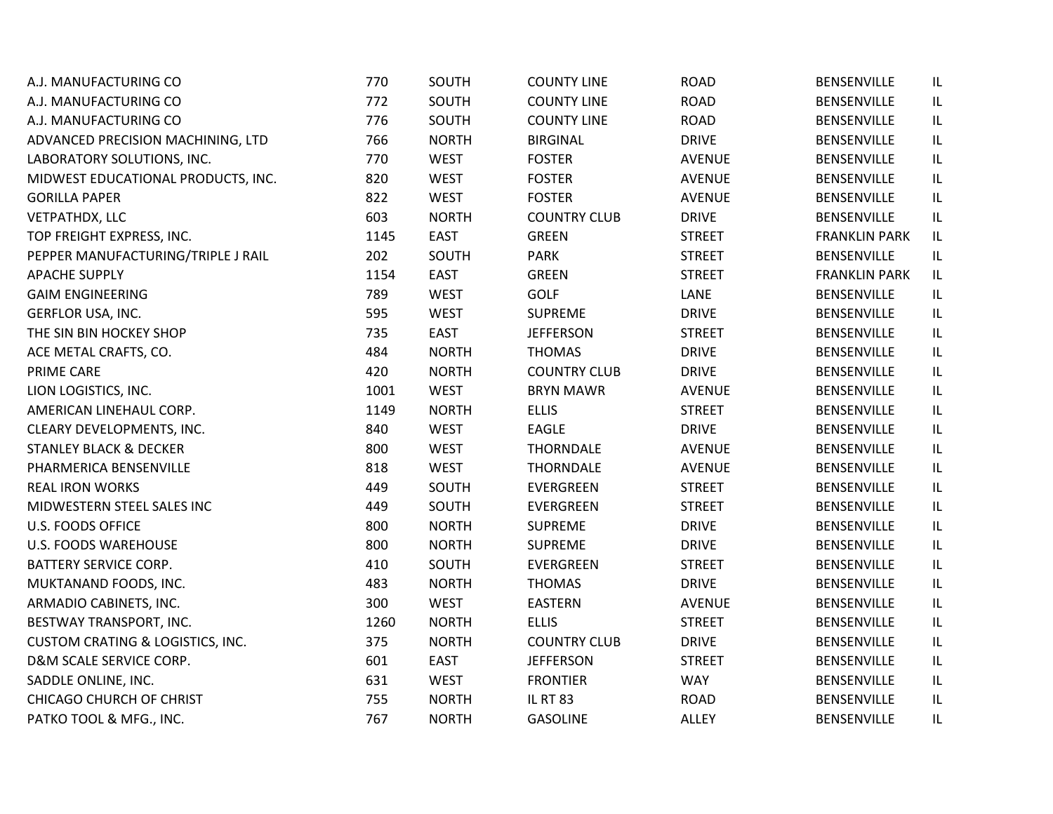| | | | | | | |
|---|---|---|---|---|---|---|
| A.J. MANUFACTURING CO | 770 | SOUTH | COUNTY LINE | ROAD | BENSENVILLE | IL |
| A.J. MANUFACTURING CO | 772 | SOUTH | COUNTY LINE | ROAD | BENSENVILLE | IL |
| A.J. MANUFACTURING CO | 776 | SOUTH | COUNTY LINE | ROAD | BENSENVILLE | IL |
| ADVANCED PRECISION MACHINING, LTD | 766 | NORTH | BIRGINAL | DRIVE | BENSENVILLE | IL |
| LABORATORY SOLUTIONS, INC. | 770 | WEST | FOSTER | AVENUE | BENSENVILLE | IL |
| MIDWEST EDUCATIONAL PRODUCTS, INC. | 820 | WEST | FOSTER | AVENUE | BENSENVILLE | IL |
| GORILLA PAPER | 822 | WEST | FOSTER | AVENUE | BENSENVILLE | IL |
| VETPATHDX, LLC | 603 | NORTH | COUNTRY CLUB | DRIVE | BENSENVILLE | IL |
| TOP FREIGHT EXPRESS, INC. | 1145 | EAST | GREEN | STREET | FRANKLIN PARK | IL |
| PEPPER MANUFACTURING/TRIPLE J RAIL | 202 | SOUTH | PARK | STREET | BENSENVILLE | IL |
| APACHE SUPPLY | 1154 | EAST | GREEN | STREET | FRANKLIN PARK | IL |
| GAIM ENGINEERING | 789 | WEST | GOLF | LANE | BENSENVILLE | IL |
| GERFLOR USA, INC. | 595 | WEST | SUPREME | DRIVE | BENSENVILLE | IL |
| THE SIN BIN HOCKEY SHOP | 735 | EAST | JEFFERSON | STREET | BENSENVILLE | IL |
| ACE METAL CRAFTS, CO. | 484 | NORTH | THOMAS | DRIVE | BENSENVILLE | IL |
| PRIME CARE | 420 | NORTH | COUNTRY CLUB | DRIVE | BENSENVILLE | IL |
| LION LOGISTICS, INC. | 1001 | WEST | BRYN MAWR | AVENUE | BENSENVILLE | IL |
| AMERICAN LINEHAUL CORP. | 1149 | NORTH | ELLIS | STREET | BENSENVILLE | IL |
| CLEARY DEVELOPMENTS, INC. | 840 | WEST | EAGLE | DRIVE | BENSENVILLE | IL |
| STANLEY BLACK & DECKER | 800 | WEST | THORNDALE | AVENUE | BENSENVILLE | IL |
| PHARMERICA BENSENVILLE | 818 | WEST | THORNDALE | AVENUE | BENSENVILLE | IL |
| REAL IRON WORKS | 449 | SOUTH | EVERGREEN | STREET | BENSENVILLE | IL |
| MIDWESTERN STEEL SALES INC | 449 | SOUTH | EVERGREEN | STREET | BENSENVILLE | IL |
| U.S. FOODS OFFICE | 800 | NORTH | SUPREME | DRIVE | BENSENVILLE | IL |
| U.S. FOODS WAREHOUSE | 800 | NORTH | SUPREME | DRIVE | BENSENVILLE | IL |
| BATTERY SERVICE CORP. | 410 | SOUTH | EVERGREEN | STREET | BENSENVILLE | IL |
| MUKTANAND FOODS, INC. | 483 | NORTH | THOMAS | DRIVE | BENSENVILLE | IL |
| ARMADIO CABINETS, INC. | 300 | WEST | EASTERN | AVENUE | BENSENVILLE | IL |
| BESTWAY TRANSPORT, INC. | 1260 | NORTH | ELLIS | STREET | BENSENVILLE | IL |
| CUSTOM CRATING & LOGISTICS, INC. | 375 | NORTH | COUNTRY CLUB | DRIVE | BENSENVILLE | IL |
| D&M SCALE SERVICE CORP. | 601 | EAST | JEFFERSON | STREET | BENSENVILLE | IL |
| SADDLE ONLINE, INC. | 631 | WEST | FRONTIER | WAY | BENSENVILLE | IL |
| CHICAGO CHURCH OF CHRIST | 755 | NORTH | IL RT 83 | ROAD | BENSENVILLE | IL |
| PATKO TOOL & MFG., INC. | 767 | NORTH | GASOLINE | ALLEY | BENSENVILLE | IL |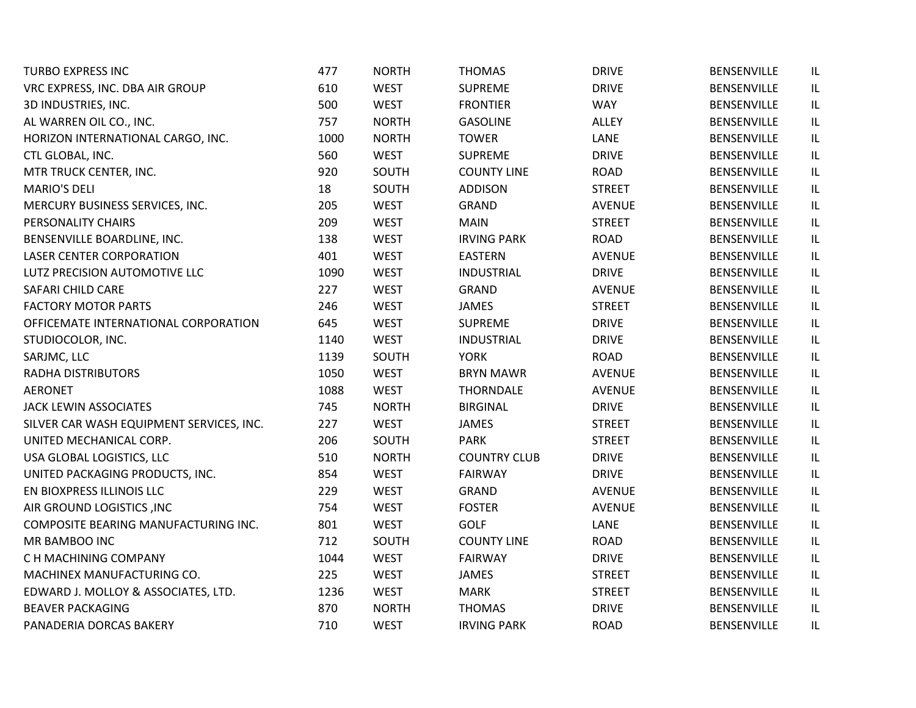| | | | | | | |
|---|---|---|---|---|---|---|
| TURBO EXPRESS INC | 477 | NORTH | THOMAS | DRIVE | BENSENVILLE | IL |
| VRC EXPRESS, INC. DBA AIR GROUP | 610 | WEST | SUPREME | DRIVE | BENSENVILLE | IL |
| 3D INDUSTRIES, INC. | 500 | WEST | FRONTIER | WAY | BENSENVILLE | IL |
| AL WARREN OIL CO., INC. | 757 | NORTH | GASOLINE | ALLEY | BENSENVILLE | IL |
| HORIZON INTERNATIONAL CARGO, INC. | 1000 | NORTH | TOWER | LANE | BENSENVILLE | IL |
| CTL GLOBAL, INC. | 560 | WEST | SUPREME | DRIVE | BENSENVILLE | IL |
| MTR TRUCK CENTER, INC. | 920 | SOUTH | COUNTY LINE | ROAD | BENSENVILLE | IL |
| MARIO'S DELI | 18 | SOUTH | ADDISON | STREET | BENSENVILLE | IL |
| MERCURY BUSINESS SERVICES, INC. | 205 | WEST | GRAND | AVENUE | BENSENVILLE | IL |
| PERSONALITY CHAIRS | 209 | WEST | MAIN | STREET | BENSENVILLE | IL |
| BENSENVILLE BOARDLINE, INC. | 138 | WEST | IRVING PARK | ROAD | BENSENVILLE | IL |
| LASER CENTER CORPORATION | 401 | WEST | EASTERN | AVENUE | BENSENVILLE | IL |
| LUTZ PRECISION AUTOMOTIVE LLC | 1090 | WEST | INDUSTRIAL | DRIVE | BENSENVILLE | IL |
| SAFARI CHILD CARE | 227 | WEST | GRAND | AVENUE | BENSENVILLE | IL |
| FACTORY MOTOR PARTS | 246 | WEST | JAMES | STREET | BENSENVILLE | IL |
| OFFICEMATE INTERNATIONAL CORPORATION | 645 | WEST | SUPREME | DRIVE | BENSENVILLE | IL |
| STUDIOCOLOR, INC. | 1140 | WEST | INDUSTRIAL | DRIVE | BENSENVILLE | IL |
| SARJMC, LLC | 1139 | SOUTH | YORK | ROAD | BENSENVILLE | IL |
| RADHA DISTRIBUTORS | 1050 | WEST | BRYN MAWR | AVENUE | BENSENVILLE | IL |
| AERONET | 1088 | WEST | THORNDALE | AVENUE | BENSENVILLE | IL |
| JACK LEWIN ASSOCIATES | 745 | NORTH | BIRGINAL | DRIVE | BENSENVILLE | IL |
| SILVER CAR WASH EQUIPMENT SERVICES, INC. | 227 | WEST | JAMES | STREET | BENSENVILLE | IL |
| UNITED MECHANICAL CORP. | 206 | SOUTH | PARK | STREET | BENSENVILLE | IL |
| USA GLOBAL LOGISTICS, LLC | 510 | NORTH | COUNTRY CLUB | DRIVE | BENSENVILLE | IL |
| UNITED PACKAGING PRODUCTS, INC. | 854 | WEST | FAIRWAY | DRIVE | BENSENVILLE | IL |
| EN BIOXPRESS ILLINOIS LLC | 229 | WEST | GRAND | AVENUE | BENSENVILLE | IL |
| AIR GROUND LOGISTICS ,INC | 754 | WEST | FOSTER | AVENUE | BENSENVILLE | IL |
| COMPOSITE BEARING MANUFACTURING INC. | 801 | WEST | GOLF | LANE | BENSENVILLE | IL |
| MR BAMBOO INC | 712 | SOUTH | COUNTY LINE | ROAD | BENSENVILLE | IL |
| C H MACHINING COMPANY | 1044 | WEST | FAIRWAY | DRIVE | BENSENVILLE | IL |
| MACHINEX MANUFACTURING CO. | 225 | WEST | JAMES | STREET | BENSENVILLE | IL |
| EDWARD J. MOLLOY & ASSOCIATES, LTD. | 1236 | WEST | MARK | STREET | BENSENVILLE | IL |
| BEAVER PACKAGING | 870 | NORTH | THOMAS | DRIVE | BENSENVILLE | IL |
| PANADERIA DORCAS BAKERY | 710 | WEST | IRVING PARK | ROAD | BENSENVILLE | IL |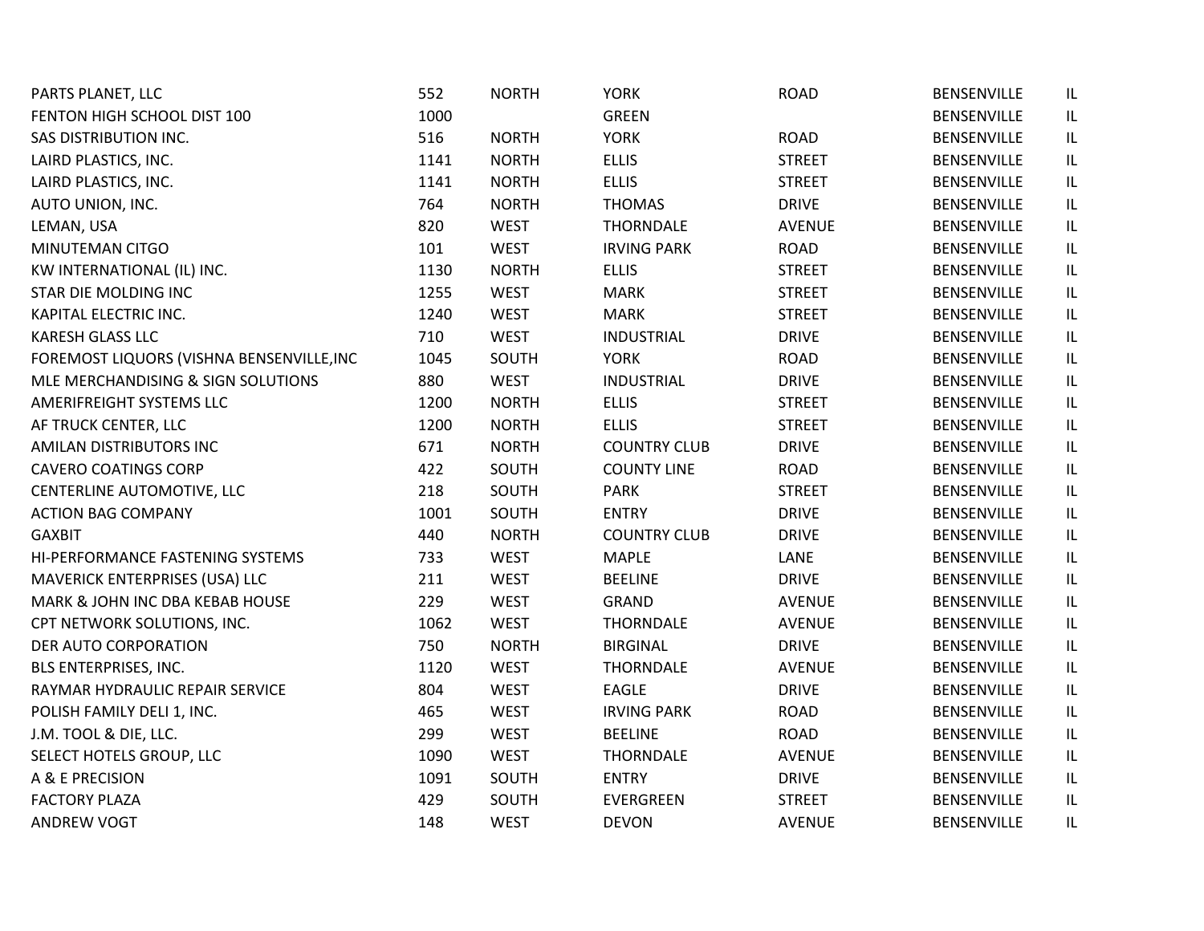| | | | | | | |
|---|---|---|---|---|---|---|
| PARTS PLANET, LLC | 552 | NORTH | YORK | ROAD | BENSENVILLE | IL |
| FENTON HIGH SCHOOL DIST 100 | 1000 | | GREEN | | BENSENVILLE | IL |
| SAS DISTRIBUTION INC. | 516 | NORTH | YORK | ROAD | BENSENVILLE | IL |
| LAIRD PLASTICS, INC. | 1141 | NORTH | ELLIS | STREET | BENSENVILLE | IL |
| LAIRD PLASTICS, INC. | 1141 | NORTH | ELLIS | STREET | BENSENVILLE | IL |
| AUTO UNION, INC. | 764 | NORTH | THOMAS | DRIVE | BENSENVILLE | IL |
| LEMAN, USA | 820 | WEST | THORNDALE | AVENUE | BENSENVILLE | IL |
| MINUTEMAN CITGO | 101 | WEST | IRVING PARK | ROAD | BENSENVILLE | IL |
| KW INTERNATIONAL (IL) INC. | 1130 | NORTH | ELLIS | STREET | BENSENVILLE | IL |
| STAR DIE MOLDING INC | 1255 | WEST | MARK | STREET | BENSENVILLE | IL |
| KAPITAL ELECTRIC INC. | 1240 | WEST | MARK | STREET | BENSENVILLE | IL |
| KARESH GLASS LLC | 710 | WEST | INDUSTRIAL | DRIVE | BENSENVILLE | IL |
| FOREMOST LIQUORS (VISHNA BENSENVILLE,INC | 1045 | SOUTH | YORK | ROAD | BENSENVILLE | IL |
| MLE MERCHANDISING & SIGN SOLUTIONS | 880 | WEST | INDUSTRIAL | DRIVE | BENSENVILLE | IL |
| AMERIFREIGHT SYSTEMS LLC | 1200 | NORTH | ELLIS | STREET | BENSENVILLE | IL |
| AF TRUCK CENTER, LLC | 1200 | NORTH | ELLIS | STREET | BENSENVILLE | IL |
| AMILAN DISTRIBUTORS INC | 671 | NORTH | COUNTRY CLUB | DRIVE | BENSENVILLE | IL |
| CAVERO COATINGS CORP | 422 | SOUTH | COUNTY LINE | ROAD | BENSENVILLE | IL |
| CENTERLINE AUTOMOTIVE, LLC | 218 | SOUTH | PARK | STREET | BENSENVILLE | IL |
| ACTION BAG COMPANY | 1001 | SOUTH | ENTRY | DRIVE | BENSENVILLE | IL |
| GAXBIT | 440 | NORTH | COUNTRY CLUB | DRIVE | BENSENVILLE | IL |
| HI-PERFORMANCE FASTENING SYSTEMS | 733 | WEST | MAPLE | LANE | BENSENVILLE | IL |
| MAVERICK ENTERPRISES (USA) LLC | 211 | WEST | BEELINE | DRIVE | BENSENVILLE | IL |
| MARK & JOHN INC DBA KEBAB HOUSE | 229 | WEST | GRAND | AVENUE | BENSENVILLE | IL |
| CPT NETWORK SOLUTIONS, INC. | 1062 | WEST | THORNDALE | AVENUE | BENSENVILLE | IL |
| DER AUTO CORPORATION | 750 | NORTH | BIRGINAL | DRIVE | BENSENVILLE | IL |
| BLS ENTERPRISES, INC. | 1120 | WEST | THORNDALE | AVENUE | BENSENVILLE | IL |
| RAYMAR HYDRAULIC REPAIR SERVICE | 804 | WEST | EAGLE | DRIVE | BENSENVILLE | IL |
| POLISH FAMILY DELI 1, INC. | 465 | WEST | IRVING PARK | ROAD | BENSENVILLE | IL |
| J.M. TOOL & DIE, LLC. | 299 | WEST | BEELINE | ROAD | BENSENVILLE | IL |
| SELECT HOTELS GROUP, LLC | 1090 | WEST | THORNDALE | AVENUE | BENSENVILLE | IL |
| A & E PRECISION | 1091 | SOUTH | ENTRY | DRIVE | BENSENVILLE | IL |
| FACTORY PLAZA | 429 | SOUTH | EVERGREEN | STREET | BENSENVILLE | IL |
| ANDREW VOGT | 148 | WEST | DEVON | AVENUE | BENSENVILLE | IL |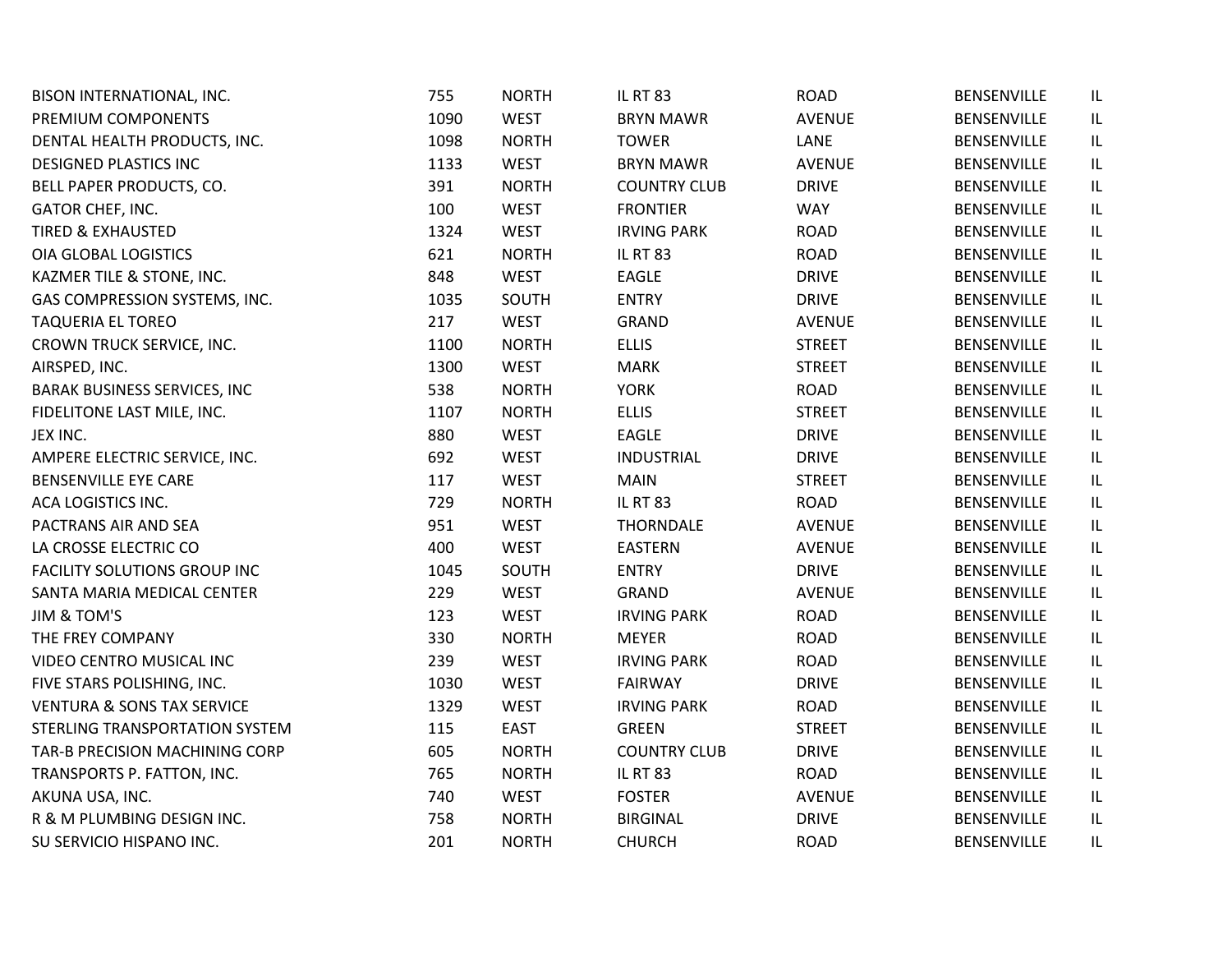| | | | | | | |
|---|---|---|---|---|---|---|
| BISON INTERNATIONAL, INC. | 755 | NORTH | IL RT 83 | ROAD | BENSENVILLE | IL |
| PREMIUM COMPONENTS | 1090 | WEST | BRYN MAWR | AVENUE | BENSENVILLE | IL |
| DENTAL HEALTH PRODUCTS, INC. | 1098 | NORTH | TOWER | LANE | BENSENVILLE | IL |
| DESIGNED PLASTICS INC | 1133 | WEST | BRYN MAWR | AVENUE | BENSENVILLE | IL |
| BELL PAPER PRODUCTS, CO. | 391 | NORTH | COUNTRY CLUB | DRIVE | BENSENVILLE | IL |
| GATOR CHEF, INC. | 100 | WEST | FRONTIER | WAY | BENSENVILLE | IL |
| TIRED & EXHAUSTED | 1324 | WEST | IRVING PARK | ROAD | BENSENVILLE | IL |
| OIA GLOBAL LOGISTICS | 621 | NORTH | IL RT 83 | ROAD | BENSENVILLE | IL |
| KAZMER TILE & STONE, INC. | 848 | WEST | EAGLE | DRIVE | BENSENVILLE | IL |
| GAS COMPRESSION SYSTEMS, INC. | 1035 | SOUTH | ENTRY | DRIVE | BENSENVILLE | IL |
| TAQUERIA EL TOREO | 217 | WEST | GRAND | AVENUE | BENSENVILLE | IL |
| CROWN TRUCK SERVICE, INC. | 1100 | NORTH | ELLIS | STREET | BENSENVILLE | IL |
| AIRSPED, INC. | 1300 | WEST | MARK | STREET | BENSENVILLE | IL |
| BARAK BUSINESS SERVICES, INC | 538 | NORTH | YORK | ROAD | BENSENVILLE | IL |
| FIDELITONE LAST MILE, INC. | 1107 | NORTH | ELLIS | STREET | BENSENVILLE | IL |
| JEX INC. | 880 | WEST | EAGLE | DRIVE | BENSENVILLE | IL |
| AMPERE ELECTRIC SERVICE, INC. | 692 | WEST | INDUSTRIAL | DRIVE | BENSENVILLE | IL |
| BENSENVILLE EYE CARE | 117 | WEST | MAIN | STREET | BENSENVILLE | IL |
| ACA LOGISTICS INC. | 729 | NORTH | IL RT 83 | ROAD | BENSENVILLE | IL |
| PACTRANS AIR AND SEA | 951 | WEST | THORNDALE | AVENUE | BENSENVILLE | IL |
| LA CROSSE ELECTRIC CO | 400 | WEST | EASTERN | AVENUE | BENSENVILLE | IL |
| FACILITY SOLUTIONS GROUP INC | 1045 | SOUTH | ENTRY | DRIVE | BENSENVILLE | IL |
| SANTA MARIA MEDICAL CENTER | 229 | WEST | GRAND | AVENUE | BENSENVILLE | IL |
| JIM & TOM'S | 123 | WEST | IRVING PARK | ROAD | BENSENVILLE | IL |
| THE FREY COMPANY | 330 | NORTH | MEYER | ROAD | BENSENVILLE | IL |
| VIDEO CENTRO MUSICAL INC | 239 | WEST | IRVING PARK | ROAD | BENSENVILLE | IL |
| FIVE STARS POLISHING, INC. | 1030 | WEST | FAIRWAY | DRIVE | BENSENVILLE | IL |
| VENTURA & SONS TAX SERVICE | 1329 | WEST | IRVING PARK | ROAD | BENSENVILLE | IL |
| STERLING TRANSPORTATION SYSTEM | 115 | EAST | GREEN | STREET | BENSENVILLE | IL |
| TAR-B PRECISION MACHINING CORP | 605 | NORTH | COUNTRY CLUB | DRIVE | BENSENVILLE | IL |
| TRANSPORTS P. FATTON, INC. | 765 | NORTH | IL RT 83 | ROAD | BENSENVILLE | IL |
| AKUNA USA, INC. | 740 | WEST | FOSTER | AVENUE | BENSENVILLE | IL |
| R & M PLUMBING DESIGN INC. | 758 | NORTH | BIRGINAL | DRIVE | BENSENVILLE | IL |
| SU SERVICIO HISPANO INC. | 201 | NORTH | CHURCH | ROAD | BENSENVILLE | IL |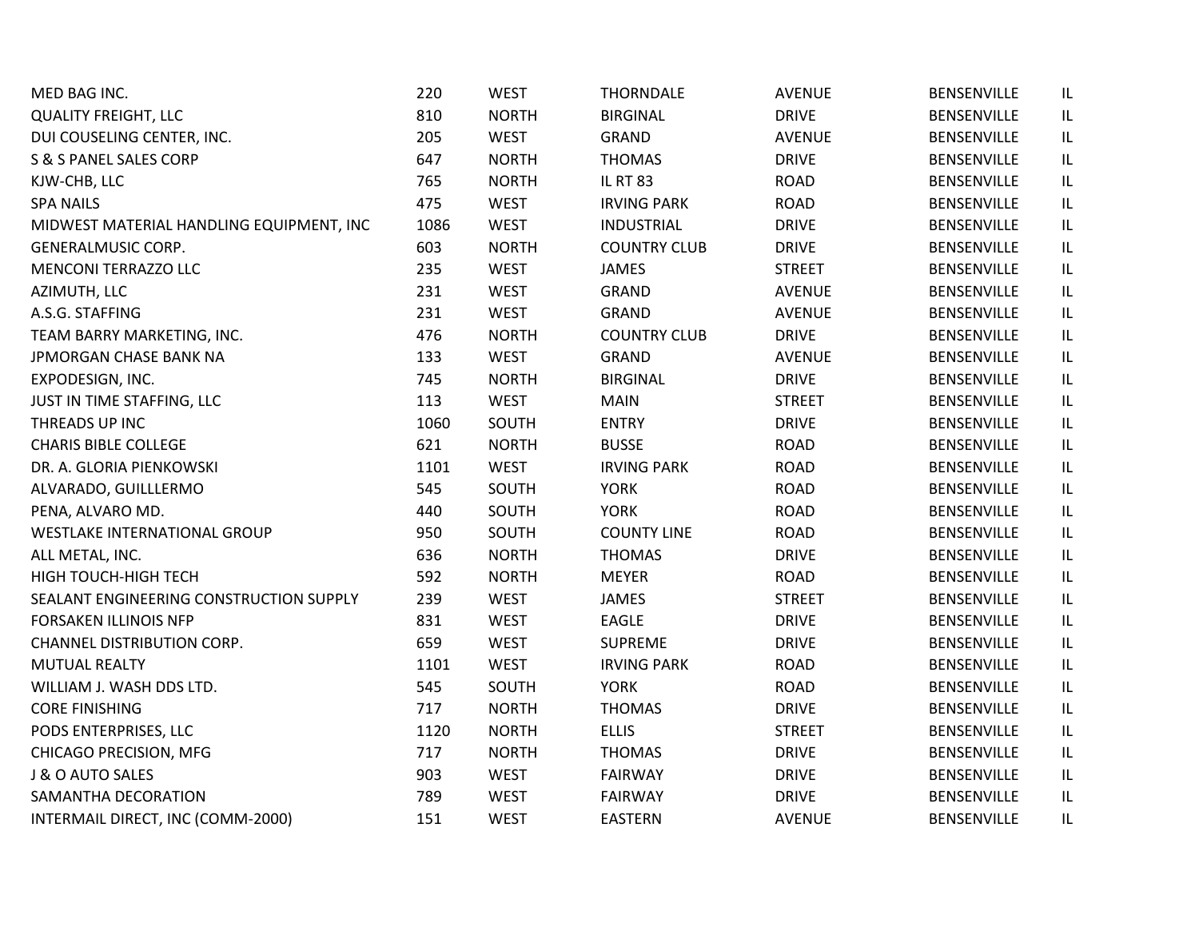| | | | | | | |
|---|---|---|---|---|---|---|
| MED BAG INC. | 220 | WEST | THORNDALE | AVENUE | BENSENVILLE | IL |
| QUALITY FREIGHT, LLC | 810 | NORTH | BIRGINAL | DRIVE | BENSENVILLE | IL |
| DUI COUSELING CENTER, INC. | 205 | WEST | GRAND | AVENUE | BENSENVILLE | IL |
| S & S PANEL SALES CORP | 647 | NORTH | THOMAS | DRIVE | BENSENVILLE | IL |
| KJW-CHB, LLC | 765 | NORTH | IL RT 83 | ROAD | BENSENVILLE | IL |
| SPA NAILS | 475 | WEST | IRVING PARK | ROAD | BENSENVILLE | IL |
| MIDWEST MATERIAL HANDLING EQUIPMENT, INC | 1086 | WEST | INDUSTRIAL | DRIVE | BENSENVILLE | IL |
| GENERALMUSIC CORP. | 603 | NORTH | COUNTRY CLUB | DRIVE | BENSENVILLE | IL |
| MENCONI TERRAZZO LLC | 235 | WEST | JAMES | STREET | BENSENVILLE | IL |
| AZIMUTH, LLC | 231 | WEST | GRAND | AVENUE | BENSENVILLE | IL |
| A.S.G. STAFFING | 231 | WEST | GRAND | AVENUE | BENSENVILLE | IL |
| TEAM BARRY MARKETING, INC. | 476 | NORTH | COUNTRY CLUB | DRIVE | BENSENVILLE | IL |
| JPMORGAN CHASE BANK NA | 133 | WEST | GRAND | AVENUE | BENSENVILLE | IL |
| EXPODESIGN, INC. | 745 | NORTH | BIRGINAL | DRIVE | BENSENVILLE | IL |
| JUST IN TIME STAFFING, LLC | 113 | WEST | MAIN | STREET | BENSENVILLE | IL |
| THREADS UP INC | 1060 | SOUTH | ENTRY | DRIVE | BENSENVILLE | IL |
| CHARIS BIBLE COLLEGE | 621 | NORTH | BUSSE | ROAD | BENSENVILLE | IL |
| DR. A. GLORIA PIENKOWSKI | 1101 | WEST | IRVING PARK | ROAD | BENSENVILLE | IL |
| ALVARADO, GUILLLERMO | 545 | SOUTH | YORK | ROAD | BENSENVILLE | IL |
| PENA, ALVARO MD. | 440 | SOUTH | YORK | ROAD | BENSENVILLE | IL |
| WESTLAKE INTERNATIONAL GROUP | 950 | SOUTH | COUNTY LINE | ROAD | BENSENVILLE | IL |
| ALL METAL, INC. | 636 | NORTH | THOMAS | DRIVE | BENSENVILLE | IL |
| HIGH TOUCH-HIGH TECH | 592 | NORTH | MEYER | ROAD | BENSENVILLE | IL |
| SEALANT ENGINEERING CONSTRUCTION SUPPLY | 239 | WEST | JAMES | STREET | BENSENVILLE | IL |
| FORSAKEN ILLINOIS NFP | 831 | WEST | EAGLE | DRIVE | BENSENVILLE | IL |
| CHANNEL DISTRIBUTION CORP. | 659 | WEST | SUPREME | DRIVE | BENSENVILLE | IL |
| MUTUAL REALTY | 1101 | WEST | IRVING PARK | ROAD | BENSENVILLE | IL |
| WILLIAM J. WASH DDS LTD. | 545 | SOUTH | YORK | ROAD | BENSENVILLE | IL |
| CORE FINISHING | 717 | NORTH | THOMAS | DRIVE | BENSENVILLE | IL |
| PODS ENTERPRISES, LLC | 1120 | NORTH | ELLIS | STREET | BENSENVILLE | IL |
| CHICAGO PRECISION, MFG | 717 | NORTH | THOMAS | DRIVE | BENSENVILLE | IL |
| J & O AUTO SALES | 903 | WEST | FAIRWAY | DRIVE | BENSENVILLE | IL |
| SAMANTHA DECORATION | 789 | WEST | FAIRWAY | DRIVE | BENSENVILLE | IL |
| INTERMAIL DIRECT, INC (COMM-2000) | 151 | WEST | EASTERN | AVENUE | BENSENVILLE | IL |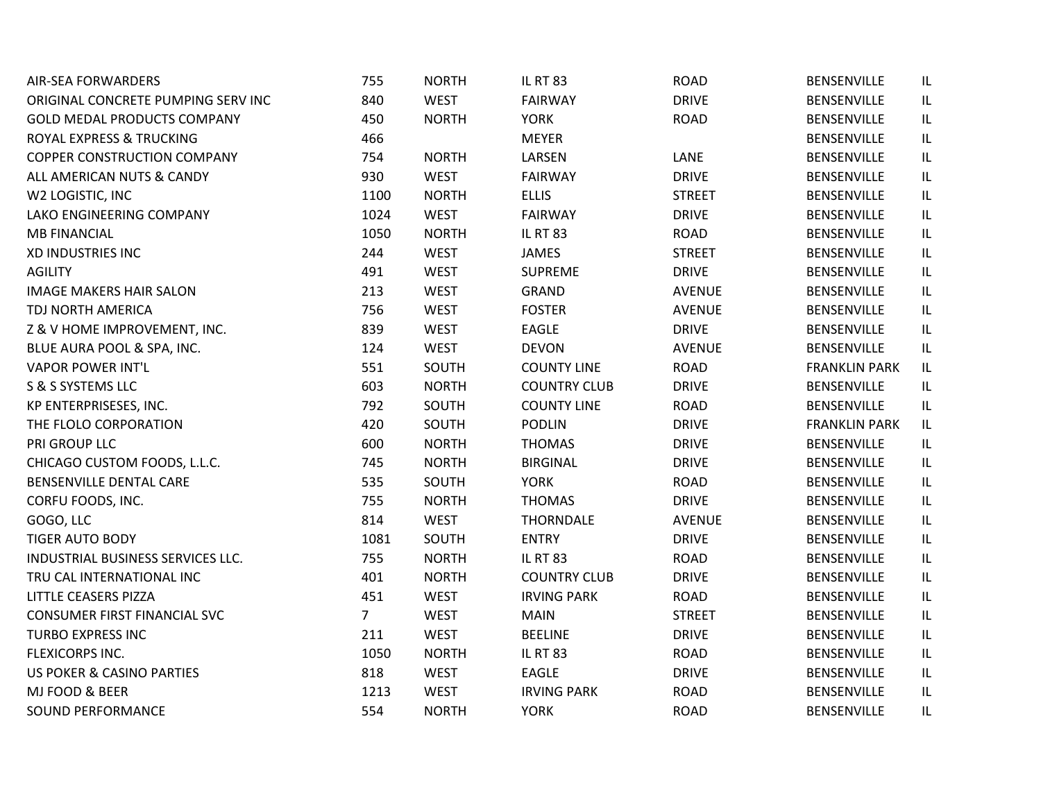| | | | | | | |
|---|---|---|---|---|---|---|
| AIR-SEA FORWARDERS | 755 | NORTH | IL RT 83 | ROAD | BENSENVILLE | IL |
| ORIGINAL CONCRETE PUMPING SERV INC | 840 | WEST | FAIRWAY | DRIVE | BENSENVILLE | IL |
| GOLD MEDAL PRODUCTS COMPANY | 450 | NORTH | YORK | ROAD | BENSENVILLE | IL |
| ROYAL EXPRESS & TRUCKING | 466 | | MEYER | | BENSENVILLE | IL |
| COPPER CONSTRUCTION COMPANY | 754 | NORTH | LARSEN | LANE | BENSENVILLE | IL |
| ALL AMERICAN NUTS & CANDY | 930 | WEST | FAIRWAY | DRIVE | BENSENVILLE | IL |
| W2 LOGISTIC, INC | 1100 | NORTH | ELLIS | STREET | BENSENVILLE | IL |
| LAKO ENGINEERING COMPANY | 1024 | WEST | FAIRWAY | DRIVE | BENSENVILLE | IL |
| MB FINANCIAL | 1050 | NORTH | IL RT 83 | ROAD | BENSENVILLE | IL |
| XD INDUSTRIES INC | 244 | WEST | JAMES | STREET | BENSENVILLE | IL |
| AGILITY | 491 | WEST | SUPREME | DRIVE | BENSENVILLE | IL |
| IMAGE MAKERS HAIR SALON | 213 | WEST | GRAND | AVENUE | BENSENVILLE | IL |
| TDJ NORTH AMERICA | 756 | WEST | FOSTER | AVENUE | BENSENVILLE | IL |
| Z & V HOME IMPROVEMENT, INC. | 839 | WEST | EAGLE | DRIVE | BENSENVILLE | IL |
| BLUE AURA POOL & SPA, INC. | 124 | WEST | DEVON | AVENUE | BENSENVILLE | IL |
| VAPOR POWER INT'L | 551 | SOUTH | COUNTY LINE | ROAD | FRANKLIN PARK | IL |
| S & S SYSTEMS LLC | 603 | NORTH | COUNTRY CLUB | DRIVE | BENSENVILLE | IL |
| KP ENTERPRISESES, INC. | 792 | SOUTH | COUNTY LINE | ROAD | BENSENVILLE | IL |
| THE FLOLO CORPORATION | 420 | SOUTH | PODLIN | DRIVE | FRANKLIN PARK | IL |
| PRI GROUP LLC | 600 | NORTH | THOMAS | DRIVE | BENSENVILLE | IL |
| CHICAGO CUSTOM FOODS, L.L.C. | 745 | NORTH | BIRGINAL | DRIVE | BENSENVILLE | IL |
| BENSENVILLE DENTAL CARE | 535 | SOUTH | YORK | ROAD | BENSENVILLE | IL |
| CORFU FOODS, INC. | 755 | NORTH | THOMAS | DRIVE | BENSENVILLE | IL |
| GOGO, LLC | 814 | WEST | THORNDALE | AVENUE | BENSENVILLE | IL |
| TIGER AUTO BODY | 1081 | SOUTH | ENTRY | DRIVE | BENSENVILLE | IL |
| INDUSTRIAL BUSINESS SERVICES LLC. | 755 | NORTH | IL RT 83 | ROAD | BENSENVILLE | IL |
| TRU CAL INTERNATIONAL INC | 401 | NORTH | COUNTRY CLUB | DRIVE | BENSENVILLE | IL |
| LITTLE CEASERS PIZZA | 451 | WEST | IRVING PARK | ROAD | BENSENVILLE | IL |
| CONSUMER FIRST FINANCIAL SVC | 7 | WEST | MAIN | STREET | BENSENVILLE | IL |
| TURBO EXPRESS INC | 211 | WEST | BEELINE | DRIVE | BENSENVILLE | IL |
| FLEXICORPS INC. | 1050 | NORTH | IL RT 83 | ROAD | BENSENVILLE | IL |
| US POKER & CASINO PARTIES | 818 | WEST | EAGLE | DRIVE | BENSENVILLE | IL |
| MJ FOOD & BEER | 1213 | WEST | IRVING PARK | ROAD | BENSENVILLE | IL |
| SOUND PERFORMANCE | 554 | NORTH | YORK | ROAD | BENSENVILLE | IL |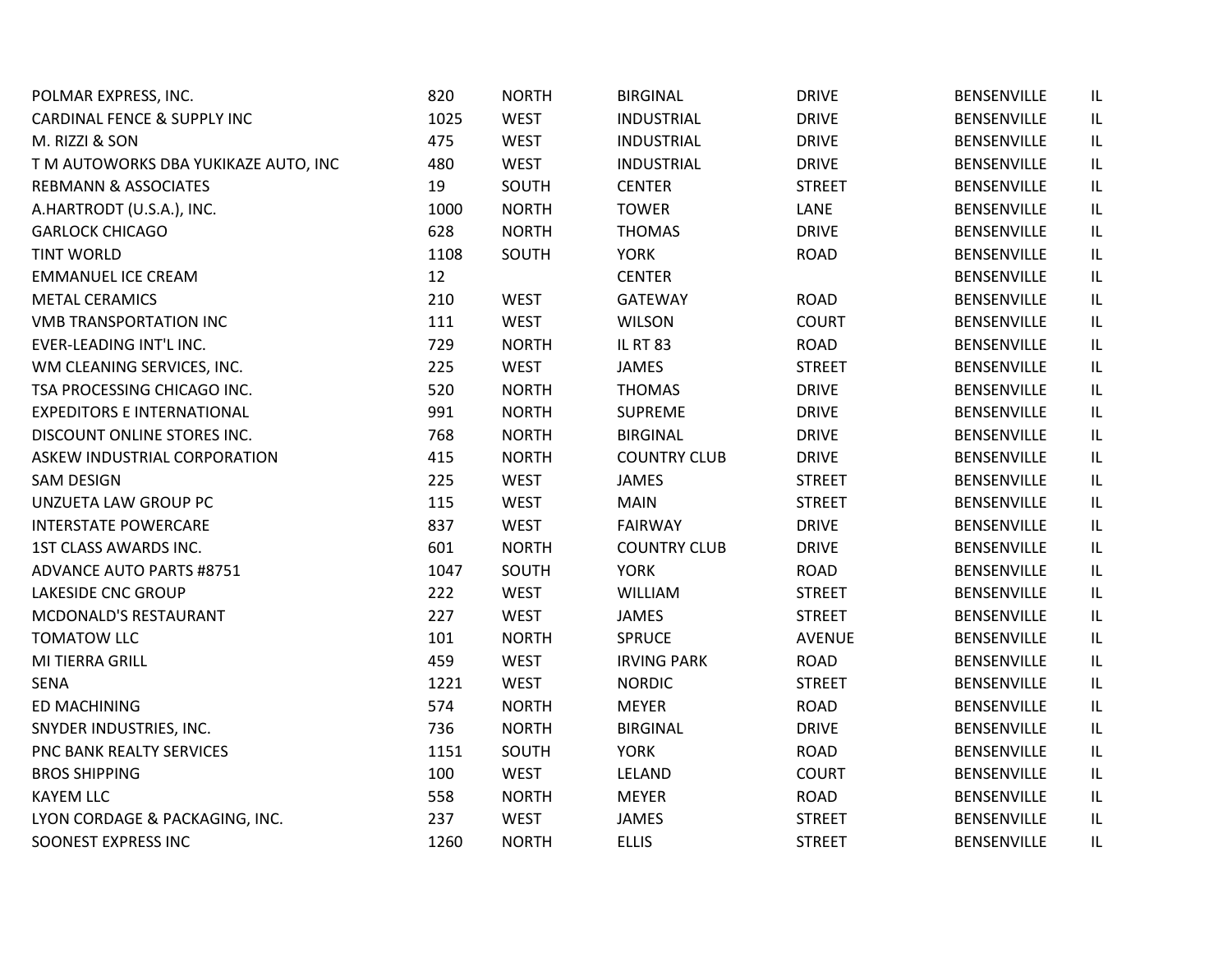| | | | | | | |
|---|---|---|---|---|---|---|
| POLMAR EXPRESS, INC. | 820 | NORTH | BIRGINAL | DRIVE | BENSENVILLE | IL |
| CARDINAL FENCE & SUPPLY INC | 1025 | WEST | INDUSTRIAL | DRIVE | BENSENVILLE | IL |
| M. RIZZI & SON | 475 | WEST | INDUSTRIAL | DRIVE | BENSENVILLE | IL |
| T M AUTOWORKS DBA YUKIKAZE AUTO, INC | 480 | WEST | INDUSTRIAL | DRIVE | BENSENVILLE | IL |
| REBMANN & ASSOCIATES | 19 | SOUTH | CENTER | STREET | BENSENVILLE | IL |
| A.HARTRODT (U.S.A.), INC. | 1000 | NORTH | TOWER | LANE | BENSENVILLE | IL |
| GARLOCK CHICAGO | 628 | NORTH | THOMAS | DRIVE | BENSENVILLE | IL |
| TINT WORLD | 1108 | SOUTH | YORK | ROAD | BENSENVILLE | IL |
| EMMANUEL ICE CREAM | 12 | | CENTER | | BENSENVILLE | IL |
| METAL CERAMICS | 210 | WEST | GATEWAY | ROAD | BENSENVILLE | IL |
| VMB TRANSPORTATION INC | 111 | WEST | WILSON | COURT | BENSENVILLE | IL |
| EVER-LEADING INT'L INC. | 729 | NORTH | IL RT 83 | ROAD | BENSENVILLE | IL |
| WM CLEANING SERVICES, INC. | 225 | WEST | JAMES | STREET | BENSENVILLE | IL |
| TSA PROCESSING CHICAGO INC. | 520 | NORTH | THOMAS | DRIVE | BENSENVILLE | IL |
| EXPEDITORS E INTERNATIONAL | 991 | NORTH | SUPREME | DRIVE | BENSENVILLE | IL |
| DISCOUNT ONLINE STORES INC. | 768 | NORTH | BIRGINAL | DRIVE | BENSENVILLE | IL |
| ASKEW INDUSTRIAL CORPORATION | 415 | NORTH | COUNTRY CLUB | DRIVE | BENSENVILLE | IL |
| SAM DESIGN | 225 | WEST | JAMES | STREET | BENSENVILLE | IL |
| UNZUETA LAW GROUP PC | 115 | WEST | MAIN | STREET | BENSENVILLE | IL |
| INTERSTATE POWERCARE | 837 | WEST | FAIRWAY | DRIVE | BENSENVILLE | IL |
| 1ST CLASS AWARDS INC. | 601 | NORTH | COUNTRY CLUB | DRIVE | BENSENVILLE | IL |
| ADVANCE AUTO PARTS #8751 | 1047 | SOUTH | YORK | ROAD | BENSENVILLE | IL |
| LAKESIDE CNC GROUP | 222 | WEST | WILLIAM | STREET | BENSENVILLE | IL |
| MCDONALD'S RESTAURANT | 227 | WEST | JAMES | STREET | BENSENVILLE | IL |
| TOMATOW LLC | 101 | NORTH | SPRUCE | AVENUE | BENSENVILLE | IL |
| MI TIERRA GRILL | 459 | WEST | IRVING PARK | ROAD | BENSENVILLE | IL |
| SENA | 1221 | WEST | NORDIC | STREET | BENSENVILLE | IL |
| ED MACHINING | 574 | NORTH | MEYER | ROAD | BENSENVILLE | IL |
| SNYDER INDUSTRIES, INC. | 736 | NORTH | BIRGINAL | DRIVE | BENSENVILLE | IL |
| PNC BANK REALTY SERVICES | 1151 | SOUTH | YORK | ROAD | BENSENVILLE | IL |
| BROS SHIPPING | 100 | WEST | LELAND | COURT | BENSENVILLE | IL |
| KAYEM LLC | 558 | NORTH | MEYER | ROAD | BENSENVILLE | IL |
| LYON CORDAGE & PACKAGING, INC. | 237 | WEST | JAMES | STREET | BENSENVILLE | IL |
| SOONEST EXPRESS INC | 1260 | NORTH | ELLIS | STREET | BENSENVILLE | IL |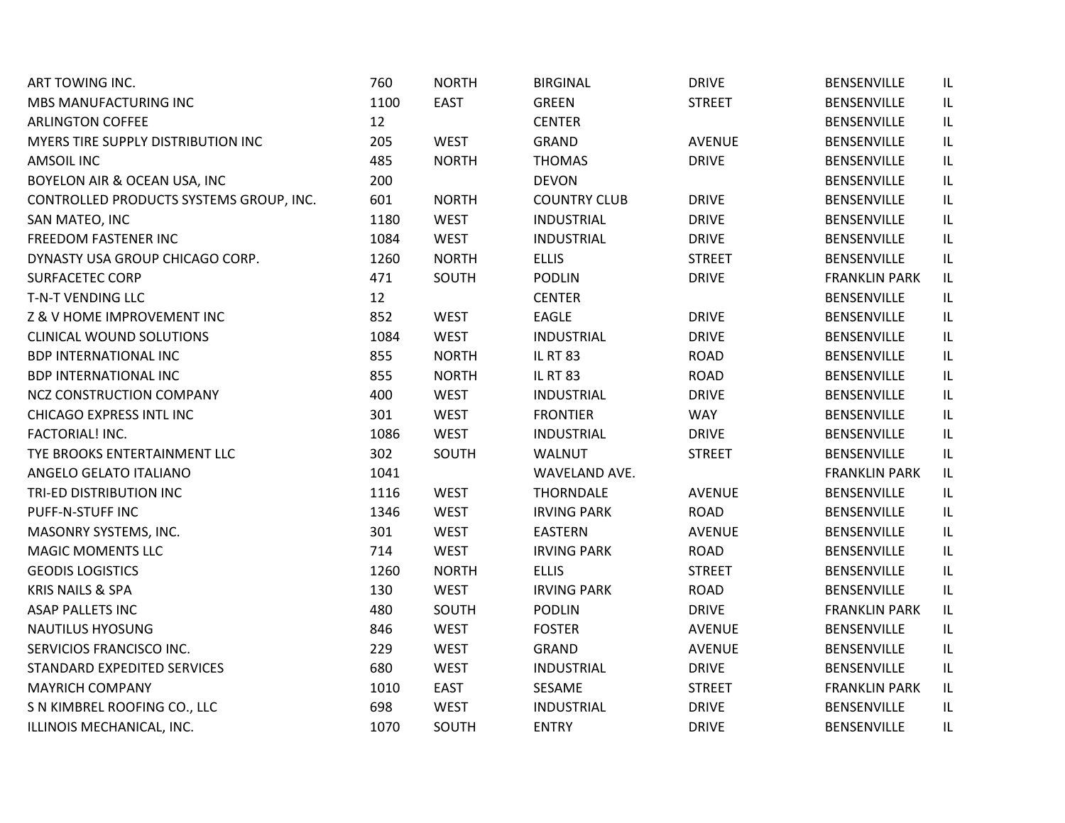| | | | | | | |
|---|---|---|---|---|---|---|
| ART TOWING INC. | 760 | NORTH | BIRGINAL | DRIVE | BENSENVILLE | IL |
| MBS MANUFACTURING INC | 1100 | EAST | GREEN | STREET | BENSENVILLE | IL |
| ARLINGTON COFFEE | 12 | | CENTER | | BENSENVILLE | IL |
| MYERS TIRE SUPPLY DISTRIBUTION INC | 205 | WEST | GRAND | AVENUE | BENSENVILLE | IL |
| AMSOIL INC | 485 | NORTH | THOMAS | DRIVE | BENSENVILLE | IL |
| BOYELON AIR & OCEAN USA, INC | 200 | | DEVON | | BENSENVILLE | IL |
| CONTROLLED PRODUCTS SYSTEMS GROUP, INC. | 601 | NORTH | COUNTRY CLUB | DRIVE | BENSENVILLE | IL |
| SAN MATEO, INC | 1180 | WEST | INDUSTRIAL | DRIVE | BENSENVILLE | IL |
| FREEDOM FASTENER INC | 1084 | WEST | INDUSTRIAL | DRIVE | BENSENVILLE | IL |
| DYNASTY USA GROUP CHICAGO CORP. | 1260 | NORTH | ELLIS | STREET | BENSENVILLE | IL |
| SURFACETEC CORP | 471 | SOUTH | PODLIN | DRIVE | FRANKLIN PARK | IL |
| T-N-T VENDING LLC | 12 | | CENTER | | BENSENVILLE | IL |
| Z & V HOME IMPROVEMENT INC | 852 | WEST | EAGLE | DRIVE | BENSENVILLE | IL |
| CLINICAL WOUND SOLUTIONS | 1084 | WEST | INDUSTRIAL | DRIVE | BENSENVILLE | IL |
| BDP INTERNATIONAL INC | 855 | NORTH | IL RT 83 | ROAD | BENSENVILLE | IL |
| BDP INTERNATIONAL INC | 855 | NORTH | IL RT 83 | ROAD | BENSENVILLE | IL |
| NCZ CONSTRUCTION COMPANY | 400 | WEST | INDUSTRIAL | DRIVE | BENSENVILLE | IL |
| CHICAGO EXPRESS INTL INC | 301 | WEST | FRONTIER | WAY | BENSENVILLE | IL |
| FACTORIAL! INC. | 1086 | WEST | INDUSTRIAL | DRIVE | BENSENVILLE | IL |
| TYE BROOKS ENTERTAINMENT LLC | 302 | SOUTH | WALNUT | STREET | BENSENVILLE | IL |
| ANGELO GELATO ITALIANO | 1041 | | WAVELAND AVE. | | FRANKLIN PARK | IL |
| TRI-ED DISTRIBUTION INC | 1116 | WEST | THORNDALE | AVENUE | BENSENVILLE | IL |
| PUFF-N-STUFF INC | 1346 | WEST | IRVING PARK | ROAD | BENSENVILLE | IL |
| MASONRY SYSTEMS, INC. | 301 | WEST | EASTERN | AVENUE | BENSENVILLE | IL |
| MAGIC MOMENTS LLC | 714 | WEST | IRVING PARK | ROAD | BENSENVILLE | IL |
| GEODIS LOGISTICS | 1260 | NORTH | ELLIS | STREET | BENSENVILLE | IL |
| KRIS NAILS & SPA | 130 | WEST | IRVING PARK | ROAD | BENSENVILLE | IL |
| ASAP PALLETS INC | 480 | SOUTH | PODLIN | DRIVE | FRANKLIN PARK | IL |
| NAUTILUS HYOSUNG | 846 | WEST | FOSTER | AVENUE | BENSENVILLE | IL |
| SERVICIOS FRANCISCO INC. | 229 | WEST | GRAND | AVENUE | BENSENVILLE | IL |
| STANDARD EXPEDITED SERVICES | 680 | WEST | INDUSTRIAL | DRIVE | BENSENVILLE | IL |
| MAYRICH COMPANY | 1010 | EAST | SESAME | STREET | FRANKLIN PARK | IL |
| S N KIMBREL ROOFING CO., LLC | 698 | WEST | INDUSTRIAL | DRIVE | BENSENVILLE | IL |
| ILLINOIS MECHANICAL, INC. | 1070 | SOUTH | ENTRY | DRIVE | BENSENVILLE | IL |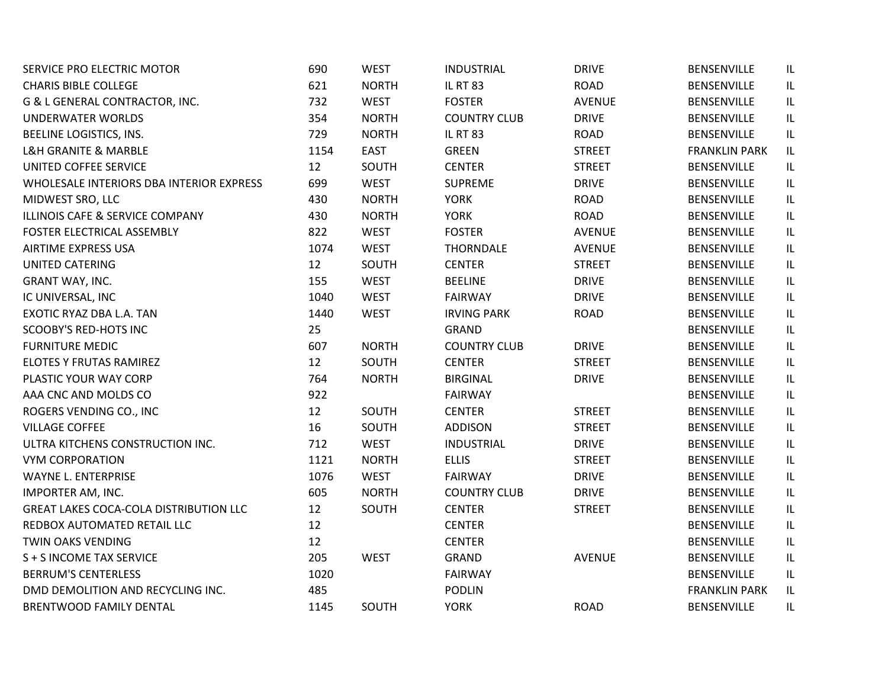| | | | | | | |
|---|---|---|---|---|---|---|
| SERVICE PRO ELECTRIC MOTOR | 690 | WEST | INDUSTRIAL | DRIVE | BENSENVILLE | IL |
| CHARIS BIBLE COLLEGE | 621 | NORTH | IL RT 83 | ROAD | BENSENVILLE | IL |
| G & L GENERAL CONTRACTOR, INC. | 732 | WEST | FOSTER | AVENUE | BENSENVILLE | IL |
| UNDERWATER WORLDS | 354 | NORTH | COUNTRY CLUB | DRIVE | BENSENVILLE | IL |
| BEELINE LOGISTICS, INS. | 729 | NORTH | IL RT 83 | ROAD | BENSENVILLE | IL |
| L&H GRANITE & MARBLE | 1154 | EAST | GREEN | STREET | FRANKLIN PARK | IL |
| UNITED COFFEE SERVICE | 12 | SOUTH | CENTER | STREET | BENSENVILLE | IL |
| WHOLESALE INTERIORS DBA INTERIOR EXPRESS | 699 | WEST | SUPREME | DRIVE | BENSENVILLE | IL |
| MIDWEST SRO, LLC | 430 | NORTH | YORK | ROAD | BENSENVILLE | IL |
| ILLINOIS CAFE & SERVICE COMPANY | 430 | NORTH | YORK | ROAD | BENSENVILLE | IL |
| FOSTER ELECTRICAL ASSEMBLY | 822 | WEST | FOSTER | AVENUE | BENSENVILLE | IL |
| AIRTIME EXPRESS USA | 1074 | WEST | THORNDALE | AVENUE | BENSENVILLE | IL |
| UNITED CATERING | 12 | SOUTH | CENTER | STREET | BENSENVILLE | IL |
| GRANT WAY, INC. | 155 | WEST | BEELINE | DRIVE | BENSENVILLE | IL |
| IC UNIVERSAL, INC | 1040 | WEST | FAIRWAY | DRIVE | BENSENVILLE | IL |
| EXOTIC RYAZ DBA L.A. TAN | 1440 | WEST | IRVING PARK | ROAD | BENSENVILLE | IL |
| SCOOBY'S RED-HOTS INC | 25 | | GRAND | | BENSENVILLE | IL |
| FURNITURE MEDIC | 607 | NORTH | COUNTRY CLUB | DRIVE | BENSENVILLE | IL |
| ELOTES Y FRUTAS RAMIREZ | 12 | SOUTH | CENTER | STREET | BENSENVILLE | IL |
| PLASTIC YOUR WAY CORP | 764 | NORTH | BIRGINAL | DRIVE | BENSENVILLE | IL |
| AAA CNC AND MOLDS CO | 922 | | FAIRWAY | | BENSENVILLE | IL |
| ROGERS VENDING CO., INC | 12 | SOUTH | CENTER | STREET | BENSENVILLE | IL |
| VILLAGE COFFEE | 16 | SOUTH | ADDISON | STREET | BENSENVILLE | IL |
| ULTRA KITCHENS CONSTRUCTION INC. | 712 | WEST | INDUSTRIAL | DRIVE | BENSENVILLE | IL |
| VYM CORPORATION | 1121 | NORTH | ELLIS | STREET | BENSENVILLE | IL |
| WAYNE L. ENTERPRISE | 1076 | WEST | FAIRWAY | DRIVE | BENSENVILLE | IL |
| IMPORTER AM, INC. | 605 | NORTH | COUNTRY CLUB | DRIVE | BENSENVILLE | IL |
| GREAT LAKES COCA-COLA DISTRIBUTION LLC | 12 | SOUTH | CENTER | STREET | BENSENVILLE | IL |
| REDBOX AUTOMATED RETAIL LLC | 12 | | CENTER | | BENSENVILLE | IL |
| TWIN OAKS VENDING | 12 | | CENTER | | BENSENVILLE | IL |
| S + S INCOME TAX SERVICE | 205 | WEST | GRAND | AVENUE | BENSENVILLE | IL |
| BERRUM'S CENTERLESS | 1020 | | FAIRWAY | | BENSENVILLE | IL |
| DMD DEMOLITION AND RECYCLING INC. | 485 | | PODLIN | | FRANKLIN PARK | IL |
| BRENTWOOD FAMILY DENTAL | 1145 | SOUTH | YORK | ROAD | BENSENVILLE | IL |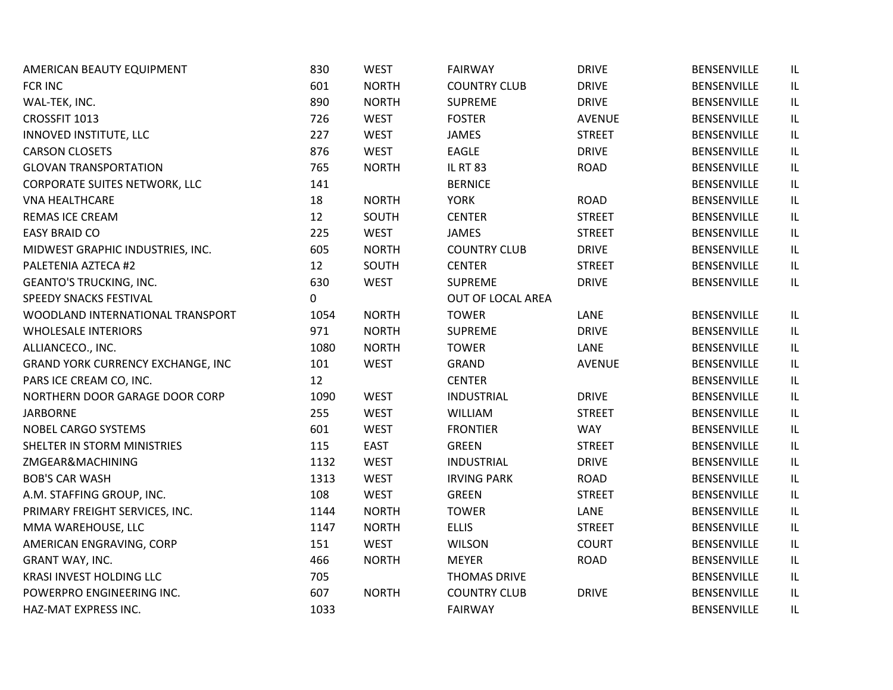| | | | | | | |
|---|---|---|---|---|---|---|
| AMERICAN BEAUTY EQUIPMENT | 830 | WEST | FAIRWAY | DRIVE | BENSENVILLE | IL |
| FCR INC | 601 | NORTH | COUNTRY CLUB | DRIVE | BENSENVILLE | IL |
| WAL-TEK, INC. | 890 | NORTH | SUPREME | DRIVE | BENSENVILLE | IL |
| CROSSFIT 1013 | 726 | WEST | FOSTER | AVENUE | BENSENVILLE | IL |
| INNOVED INSTITUTE, LLC | 227 | WEST | JAMES | STREET | BENSENVILLE | IL |
| CARSON CLOSETS | 876 | WEST | EAGLE | DRIVE | BENSENVILLE | IL |
| GLOVAN TRANSPORTATION | 765 | NORTH | IL RT 83 | ROAD | BENSENVILLE | IL |
| CORPORATE SUITES NETWORK, LLC | 141 | | BERNICE | | BENSENVILLE | IL |
| VNA HEALTHCARE | 18 | NORTH | YORK | ROAD | BENSENVILLE | IL |
| REMAS ICE CREAM | 12 | SOUTH | CENTER | STREET | BENSENVILLE | IL |
| EASY BRAID CO | 225 | WEST | JAMES | STREET | BENSENVILLE | IL |
| MIDWEST GRAPHIC INDUSTRIES, INC. | 605 | NORTH | COUNTRY CLUB | DRIVE | BENSENVILLE | IL |
| PALETENIA AZTECA #2 | 12 | SOUTH | CENTER | STREET | BENSENVILLE | IL |
| GEANTO'S TRUCKING, INC. | 630 | WEST | SUPREME | DRIVE | BENSENVILLE | IL |
| SPEEDY SNACKS FESTIVAL | 0 | | OUT OF LOCAL AREA | | | |
| WOODLAND INTERNATIONAL TRANSPORT | 1054 | NORTH | TOWER | LANE | BENSENVILLE | IL |
| WHOLESALE INTERIORS | 971 | NORTH | SUPREME | DRIVE | BENSENVILLE | IL |
| ALLIANCECO., INC. | 1080 | NORTH | TOWER | LANE | BENSENVILLE | IL |
| GRAND YORK CURRENCY EXCHANGE, INC | 101 | WEST | GRAND | AVENUE | BENSENVILLE | IL |
| PARS ICE CREAM CO, INC. | 12 | | CENTER | | BENSENVILLE | IL |
| NORTHERN DOOR GARAGE DOOR CORP | 1090 | WEST | INDUSTRIAL | DRIVE | BENSENVILLE | IL |
| JARBORNE | 255 | WEST | WILLIAM | STREET | BENSENVILLE | IL |
| NOBEL CARGO SYSTEMS | 601 | WEST | FRONTIER | WAY | BENSENVILLE | IL |
| SHELTER IN STORM MINISTRIES | 115 | EAST | GREEN | STREET | BENSENVILLE | IL |
| ZMGEAR&MACHINING | 1132 | WEST | INDUSTRIAL | DRIVE | BENSENVILLE | IL |
| BOB'S CAR WASH | 1313 | WEST | IRVING PARK | ROAD | BENSENVILLE | IL |
| A.M. STAFFING GROUP, INC. | 108 | WEST | GREEN | STREET | BENSENVILLE | IL |
| PRIMARY FREIGHT SERVICES, INC. | 1144 | NORTH | TOWER | LANE | BENSENVILLE | IL |
| MMA WAREHOUSE, LLC | 1147 | NORTH | ELLIS | STREET | BENSENVILLE | IL |
| AMERICAN ENGRAVING, CORP | 151 | WEST | WILSON | COURT | BENSENVILLE | IL |
| GRANT WAY, INC. | 466 | NORTH | MEYER | ROAD | BENSENVILLE | IL |
| KRASI INVEST HOLDING LLC | 705 | | THOMAS DRIVE | | BENSENVILLE | IL |
| POWERPRO ENGINEERING INC. | 607 | NORTH | COUNTRY CLUB | DRIVE | BENSENVILLE | IL |
| HAZ-MAT EXPRESS INC. | 1033 | | FAIRWAY | | BENSENVILLE | IL |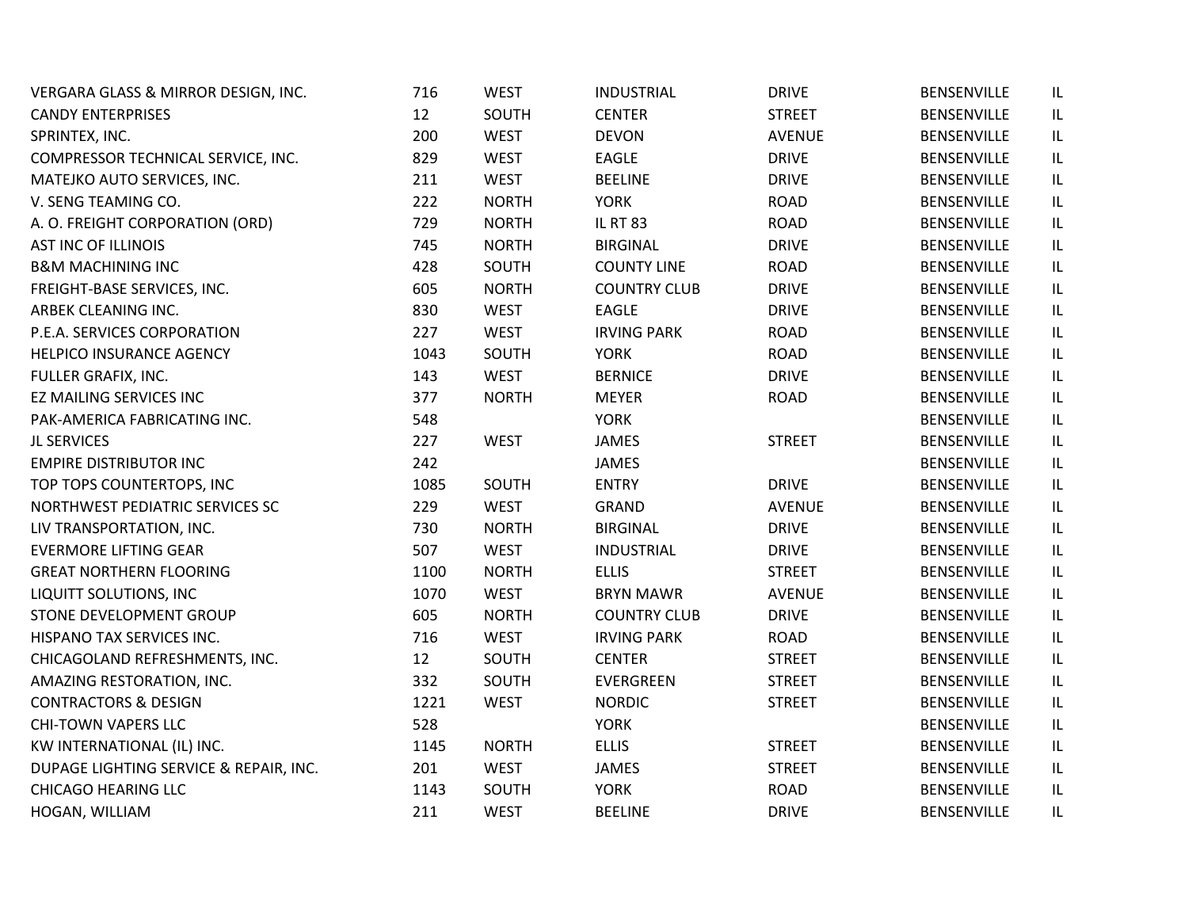| | | | | | | |
|---|---|---|---|---|---|---|
| VERGARA GLASS & MIRROR DESIGN, INC. | 716 | WEST | INDUSTRIAL | DRIVE | BENSENVILLE | IL |
| CANDY ENTERPRISES | 12 | SOUTH | CENTER | STREET | BENSENVILLE | IL |
| SPRINTEX, INC. | 200 | WEST | DEVON | AVENUE | BENSENVILLE | IL |
| COMPRESSOR TECHNICAL SERVICE, INC. | 829 | WEST | EAGLE | DRIVE | BENSENVILLE | IL |
| MATEJKO AUTO SERVICES, INC. | 211 | WEST | BEELINE | DRIVE | BENSENVILLE | IL |
| V. SENG TEAMING CO. | 222 | NORTH | YORK | ROAD | BENSENVILLE | IL |
| A. O. FREIGHT CORPORATION (ORD) | 729 | NORTH | IL RT 83 | ROAD | BENSENVILLE | IL |
| AST INC OF ILLINOIS | 745 | NORTH | BIRGINAL | DRIVE | BENSENVILLE | IL |
| B&M MACHINING INC | 428 | SOUTH | COUNTY LINE | ROAD | BENSENVILLE | IL |
| FREIGHT-BASE SERVICES, INC. | 605 | NORTH | COUNTRY CLUB | DRIVE | BENSENVILLE | IL |
| ARBEK CLEANING INC. | 830 | WEST | EAGLE | DRIVE | BENSENVILLE | IL |
| P.E.A. SERVICES CORPORATION | 227 | WEST | IRVING PARK | ROAD | BENSENVILLE | IL |
| HELPICO INSURANCE AGENCY | 1043 | SOUTH | YORK | ROAD | BENSENVILLE | IL |
| FULLER GRAFIX, INC. | 143 | WEST | BERNICE | DRIVE | BENSENVILLE | IL |
| EZ MAILING SERVICES INC | 377 | NORTH | MEYER | ROAD | BENSENVILLE | IL |
| PAK-AMERICA FABRICATING INC. | 548 | | YORK | | BENSENVILLE | IL |
| JL SERVICES | 227 | WEST | JAMES | STREET | BENSENVILLE | IL |
| EMPIRE DISTRIBUTOR INC | 242 | | JAMES | | BENSENVILLE | IL |
| TOP TOPS COUNTERTOPS, INC | 1085 | SOUTH | ENTRY | DRIVE | BENSENVILLE | IL |
| NORTHWEST PEDIATRIC SERVICES SC | 229 | WEST | GRAND | AVENUE | BENSENVILLE | IL |
| LIV TRANSPORTATION, INC. | 730 | NORTH | BIRGINAL | DRIVE | BENSENVILLE | IL |
| EVERMORE LIFTING GEAR | 507 | WEST | INDUSTRIAL | DRIVE | BENSENVILLE | IL |
| GREAT NORTHERN FLOORING | 1100 | NORTH | ELLIS | STREET | BENSENVILLE | IL |
| LIQUITT SOLUTIONS, INC | 1070 | WEST | BRYN MAWR | AVENUE | BENSENVILLE | IL |
| STONE DEVELOPMENT GROUP | 605 | NORTH | COUNTRY CLUB | DRIVE | BENSENVILLE | IL |
| HISPANO TAX SERVICES INC. | 716 | WEST | IRVING PARK | ROAD | BENSENVILLE | IL |
| CHICAGOLAND REFRESHMENTS, INC. | 12 | SOUTH | CENTER | STREET | BENSENVILLE | IL |
| AMAZING RESTORATION, INC. | 332 | SOUTH | EVERGREEN | STREET | BENSENVILLE | IL |
| CONTRACTORS & DESIGN | 1221 | WEST | NORDIC | STREET | BENSENVILLE | IL |
| CHI-TOWN VAPERS LLC | 528 | | YORK | | BENSENVILLE | IL |
| KW INTERNATIONAL (IL) INC. | 1145 | NORTH | ELLIS | STREET | BENSENVILLE | IL |
| DUPAGE LIGHTING SERVICE & REPAIR, INC. | 201 | WEST | JAMES | STREET | BENSENVILLE | IL |
| CHICAGO HEARING LLC | 1143 | SOUTH | YORK | ROAD | BENSENVILLE | IL |
| HOGAN, WILLIAM | 211 | WEST | BEELINE | DRIVE | BENSENVILLE | IL |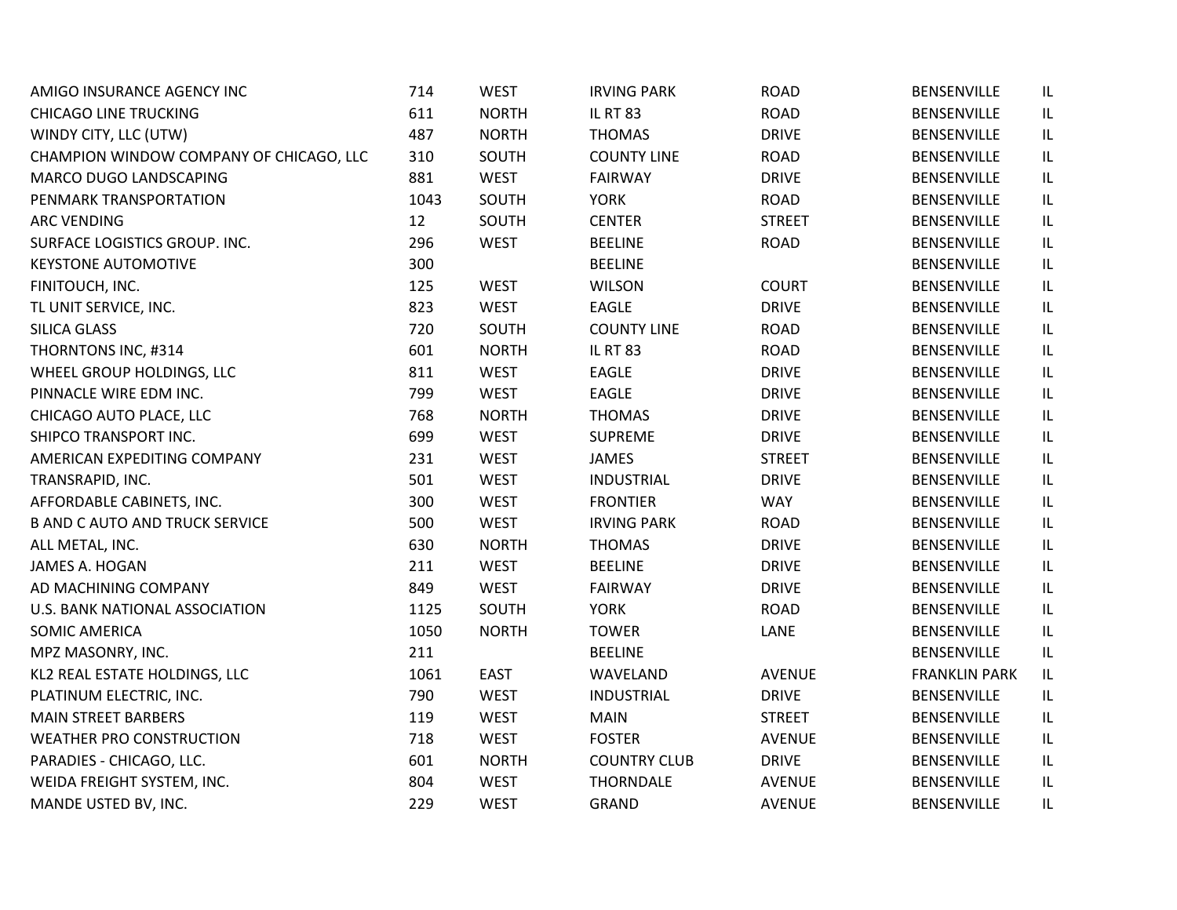| | | | | | | |
|---|---|---|---|---|---|---|
| AMIGO INSURANCE AGENCY INC | 714 | WEST | IRVING PARK | ROAD | BENSENVILLE | IL |
| CHICAGO LINE TRUCKING | 611 | NORTH | IL RT 83 | ROAD | BENSENVILLE | IL |
| WINDY CITY, LLC (UTW) | 487 | NORTH | THOMAS | DRIVE | BENSENVILLE | IL |
| CHAMPION WINDOW COMPANY OF CHICAGO, LLC | 310 | SOUTH | COUNTY LINE | ROAD | BENSENVILLE | IL |
| MARCO DUGO LANDSCAPING | 881 | WEST | FAIRWAY | DRIVE | BENSENVILLE | IL |
| PENMARK TRANSPORTATION | 1043 | SOUTH | YORK | ROAD | BENSENVILLE | IL |
| ARC VENDING | 12 | SOUTH | CENTER | STREET | BENSENVILLE | IL |
| SURFACE LOGISTICS GROUP. INC. | 296 | WEST | BEELINE | ROAD | BENSENVILLE | IL |
| KEYSTONE AUTOMOTIVE | 300 | | BEELINE | | BENSENVILLE | IL |
| FINITOUCH, INC. | 125 | WEST | WILSON | COURT | BENSENVILLE | IL |
| TL UNIT SERVICE, INC. | 823 | WEST | EAGLE | DRIVE | BENSENVILLE | IL |
| SILICA GLASS | 720 | SOUTH | COUNTY LINE | ROAD | BENSENVILLE | IL |
| THORNTONS INC, #314 | 601 | NORTH | IL RT 83 | ROAD | BENSENVILLE | IL |
| WHEEL GROUP HOLDINGS, LLC | 811 | WEST | EAGLE | DRIVE | BENSENVILLE | IL |
| PINNACLE WIRE EDM INC. | 799 | WEST | EAGLE | DRIVE | BENSENVILLE | IL |
| CHICAGO AUTO PLACE, LLC | 768 | NORTH | THOMAS | DRIVE | BENSENVILLE | IL |
| SHIPCO TRANSPORT INC. | 699 | WEST | SUPREME | DRIVE | BENSENVILLE | IL |
| AMERICAN EXPEDITING COMPANY | 231 | WEST | JAMES | STREET | BENSENVILLE | IL |
| TRANSRAPID, INC. | 501 | WEST | INDUSTRIAL | DRIVE | BENSENVILLE | IL |
| AFFORDABLE CABINETS, INC. | 300 | WEST | FRONTIER | WAY | BENSENVILLE | IL |
| B AND C AUTO AND TRUCK SERVICE | 500 | WEST | IRVING PARK | ROAD | BENSENVILLE | IL |
| ALL METAL, INC. | 630 | NORTH | THOMAS | DRIVE | BENSENVILLE | IL |
| JAMES A. HOGAN | 211 | WEST | BEELINE | DRIVE | BENSENVILLE | IL |
| AD MACHINING COMPANY | 849 | WEST | FAIRWAY | DRIVE | BENSENVILLE | IL |
| U.S. BANK NATIONAL ASSOCIATION | 1125 | SOUTH | YORK | ROAD | BENSENVILLE | IL |
| SOMIC AMERICA | 1050 | NORTH | TOWER | LANE | BENSENVILLE | IL |
| MPZ MASONRY, INC. | 211 | | BEELINE | | BENSENVILLE | IL |
| KL2 REAL ESTATE HOLDINGS, LLC | 1061 | EAST | WAVELAND | AVENUE | FRANKLIN PARK | IL |
| PLATINUM ELECTRIC, INC. | 790 | WEST | INDUSTRIAL | DRIVE | BENSENVILLE | IL |
| MAIN STREET BARBERS | 119 | WEST | MAIN | STREET | BENSENVILLE | IL |
| WEATHER PRO CONSTRUCTION | 718 | WEST | FOSTER | AVENUE | BENSENVILLE | IL |
| PARADIES - CHICAGO, LLC. | 601 | NORTH | COUNTRY CLUB | DRIVE | BENSENVILLE | IL |
| WEIDA FREIGHT SYSTEM, INC. | 804 | WEST | THORNDALE | AVENUE | BENSENVILLE | IL |
| MANDE USTED BV, INC. | 229 | WEST | GRAND | AVENUE | BENSENVILLE | IL |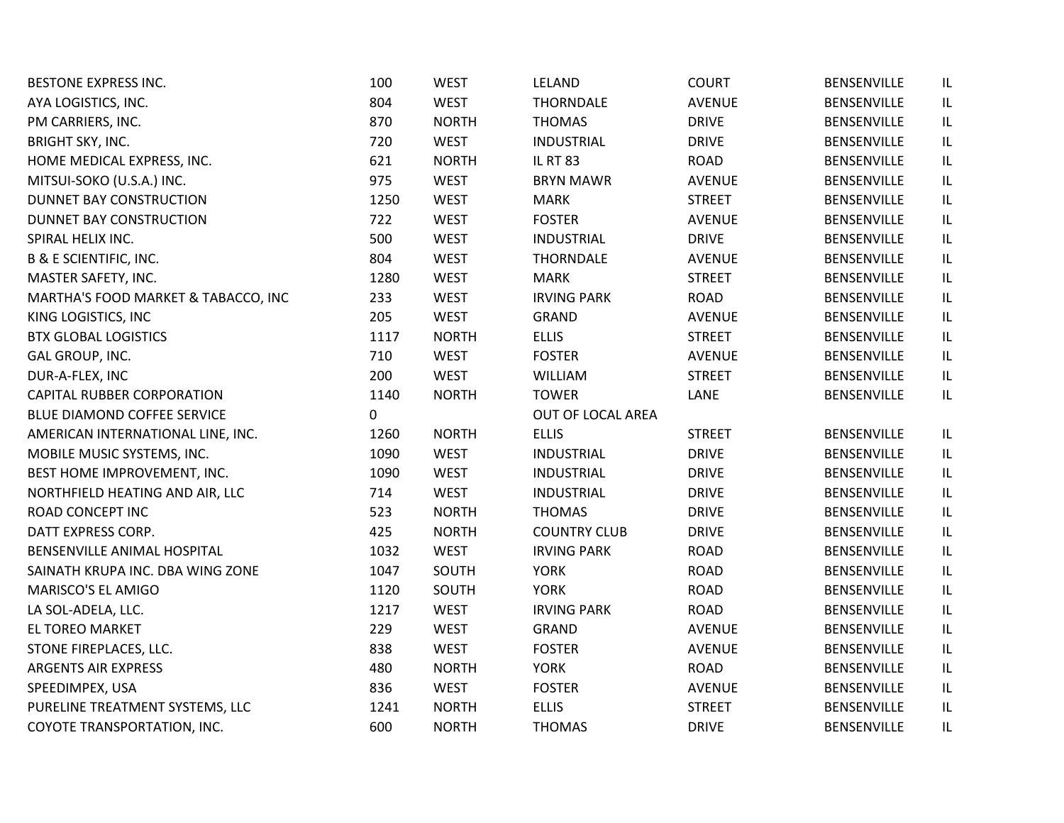| | | | | | | |
|---|---|---|---|---|---|---|
| BESTONE EXPRESS INC. | 100 | WEST | LELAND | COURT | BENSENVILLE | IL |
| AYA LOGISTICS, INC. | 804 | WEST | THORNDALE | AVENUE | BENSENVILLE | IL |
| PM CARRIERS, INC. | 870 | NORTH | THOMAS | DRIVE | BENSENVILLE | IL |
| BRIGHT SKY, INC. | 720 | WEST | INDUSTRIAL | DRIVE | BENSENVILLE | IL |
| HOME MEDICAL EXPRESS, INC. | 621 | NORTH | IL RT 83 | ROAD | BENSENVILLE | IL |
| MITSUI-SOKO (U.S.A.) INC. | 975 | WEST | BRYN MAWR | AVENUE | BENSENVILLE | IL |
| DUNNET BAY CONSTRUCTION | 1250 | WEST | MARK | STREET | BENSENVILLE | IL |
| DUNNET BAY CONSTRUCTION | 722 | WEST | FOSTER | AVENUE | BENSENVILLE | IL |
| SPIRAL HELIX INC. | 500 | WEST | INDUSTRIAL | DRIVE | BENSENVILLE | IL |
| B & E SCIENTIFIC, INC. | 804 | WEST | THORNDALE | AVENUE | BENSENVILLE | IL |
| MASTER SAFETY, INC. | 1280 | WEST | MARK | STREET | BENSENVILLE | IL |
| MARTHA'S FOOD MARKET & TABACCO, INC | 233 | WEST | IRVING PARK | ROAD | BENSENVILLE | IL |
| KING LOGISTICS, INC | 205 | WEST | GRAND | AVENUE | BENSENVILLE | IL |
| BTX GLOBAL LOGISTICS | 1117 | NORTH | ELLIS | STREET | BENSENVILLE | IL |
| GAL GROUP, INC. | 710 | WEST | FOSTER | AVENUE | BENSENVILLE | IL |
| DUR-A-FLEX, INC | 200 | WEST | WILLIAM | STREET | BENSENVILLE | IL |
| CAPITAL RUBBER CORPORATION | 1140 | NORTH | TOWER | LANE | BENSENVILLE | IL |
| BLUE DIAMOND COFFEE SERVICE | 0 | | OUT OF LOCAL AREA | | | |
| AMERICAN INTERNATIONAL LINE, INC. | 1260 | NORTH | ELLIS | STREET | BENSENVILLE | IL |
| MOBILE MUSIC SYSTEMS, INC. | 1090 | WEST | INDUSTRIAL | DRIVE | BENSENVILLE | IL |
| BEST HOME IMPROVEMENT, INC. | 1090 | WEST | INDUSTRIAL | DRIVE | BENSENVILLE | IL |
| NORTHFIELD HEATING AND AIR, LLC | 714 | WEST | INDUSTRIAL | DRIVE | BENSENVILLE | IL |
| ROAD CONCEPT INC | 523 | NORTH | THOMAS | DRIVE | BENSENVILLE | IL |
| DATT EXPRESS CORP. | 425 | NORTH | COUNTRY CLUB | DRIVE | BENSENVILLE | IL |
| BENSENVILLE ANIMAL HOSPITAL | 1032 | WEST | IRVING PARK | ROAD | BENSENVILLE | IL |
| SAINATH KRUPA INC. DBA WING ZONE | 1047 | SOUTH | YORK | ROAD | BENSENVILLE | IL |
| MARISCO'S EL AMIGO | 1120 | SOUTH | YORK | ROAD | BENSENVILLE | IL |
| LA SOL-ADELA, LLC. | 1217 | WEST | IRVING PARK | ROAD | BENSENVILLE | IL |
| EL TOREO MARKET | 229 | WEST | GRAND | AVENUE | BENSENVILLE | IL |
| STONE FIREPLACES, LLC. | 838 | WEST | FOSTER | AVENUE | BENSENVILLE | IL |
| ARGENTS AIR EXPRESS | 480 | NORTH | YORK | ROAD | BENSENVILLE | IL |
| SPEEDIMPEX, USA | 836 | WEST | FOSTER | AVENUE | BENSENVILLE | IL |
| PURELINE TREATMENT SYSTEMS, LLC | 1241 | NORTH | ELLIS | STREET | BENSENVILLE | IL |
| COYOTE TRANSPORTATION, INC. | 600 | NORTH | THOMAS | DRIVE | BENSENVILLE | IL |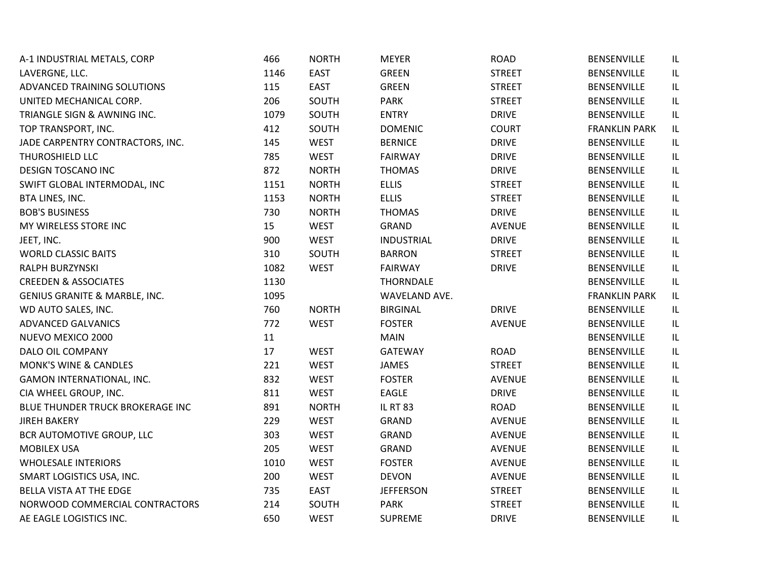| | | | | | | |
|---|---|---|---|---|---|---|
| A-1 INDUSTRIAL METALS, CORP | 466 | NORTH | MEYER | ROAD | BENSENVILLE | IL |
| LAVERGNE, LLC. | 1146 | EAST | GREEN | STREET | BENSENVILLE | IL |
| ADVANCED TRAINING SOLUTIONS | 115 | EAST | GREEN | STREET | BENSENVILLE | IL |
| UNITED MECHANICAL CORP. | 206 | SOUTH | PARK | STREET | BENSENVILLE | IL |
| TRIANGLE SIGN & AWNING INC. | 1079 | SOUTH | ENTRY | DRIVE | BENSENVILLE | IL |
| TOP TRANSPORT, INC. | 412 | SOUTH | DOMENIC | COURT | FRANKLIN PARK | IL |
| JADE CARPENTRY CONTRACTORS, INC. | 145 | WEST | BERNICE | DRIVE | BENSENVILLE | IL |
| THUROSHIELD LLC | 785 | WEST | FAIRWAY | DRIVE | BENSENVILLE | IL |
| DESIGN TOSCANO INC | 872 | NORTH | THOMAS | DRIVE | BENSENVILLE | IL |
| SWIFT GLOBAL INTERMODAL, INC | 1151 | NORTH | ELLIS | STREET | BENSENVILLE | IL |
| BTA LINES, INC. | 1153 | NORTH | ELLIS | STREET | BENSENVILLE | IL |
| BOB'S BUSINESS | 730 | NORTH | THOMAS | DRIVE | BENSENVILLE | IL |
| MY WIRELESS STORE INC | 15 | WEST | GRAND | AVENUE | BENSENVILLE | IL |
| JEET, INC. | 900 | WEST | INDUSTRIAL | DRIVE | BENSENVILLE | IL |
| WORLD CLASSIC BAITS | 310 | SOUTH | BARRON | STREET | BENSENVILLE | IL |
| RALPH BURZYNSKI | 1082 | WEST | FAIRWAY | DRIVE | BENSENVILLE | IL |
| CREEDEN & ASSOCIATES | 1130 | | THORNDALE | | BENSENVILLE | IL |
| GENIUS GRANITE & MARBLE, INC. | 1095 | | WAVELAND AVE. | | FRANKLIN PARK | IL |
| WD AUTO SALES, INC. | 760 | NORTH | BIRGINAL | DRIVE | BENSENVILLE | IL |
| ADVANCED GALVANICS | 772 | WEST | FOSTER | AVENUE | BENSENVILLE | IL |
| NUEVO MEXICO 2000 | 11 | | MAIN | | BENSENVILLE | IL |
| DALO OIL COMPANY | 17 | WEST | GATEWAY | ROAD | BENSENVILLE | IL |
| MONK'S WINE & CANDLES | 221 | WEST | JAMES | STREET | BENSENVILLE | IL |
| GAMON INTERNATIONAL, INC. | 832 | WEST | FOSTER | AVENUE | BENSENVILLE | IL |
| CIA WHEEL GROUP, INC. | 811 | WEST | EAGLE | DRIVE | BENSENVILLE | IL |
| BLUE THUNDER TRUCK BROKERAGE INC | 891 | NORTH | IL RT 83 | ROAD | BENSENVILLE | IL |
| JIREH BAKERY | 229 | WEST | GRAND | AVENUE | BENSENVILLE | IL |
| BCR AUTOMOTIVE GROUP, LLC | 303 | WEST | GRAND | AVENUE | BENSENVILLE | IL |
| MOBILEX USA | 205 | WEST | GRAND | AVENUE | BENSENVILLE | IL |
| WHOLESALE INTERIORS | 1010 | WEST | FOSTER | AVENUE | BENSENVILLE | IL |
| SMART LOGISTICS USA, INC. | 200 | WEST | DEVON | AVENUE | BENSENVILLE | IL |
| BELLA VISTA AT THE EDGE | 735 | EAST | JEFFERSON | STREET | BENSENVILLE | IL |
| NORWOOD COMMERCIAL CONTRACTORS | 214 | SOUTH | PARK | STREET | BENSENVILLE | IL |
| AE EAGLE LOGISTICS INC. | 650 | WEST | SUPREME | DRIVE | BENSENVILLE | IL |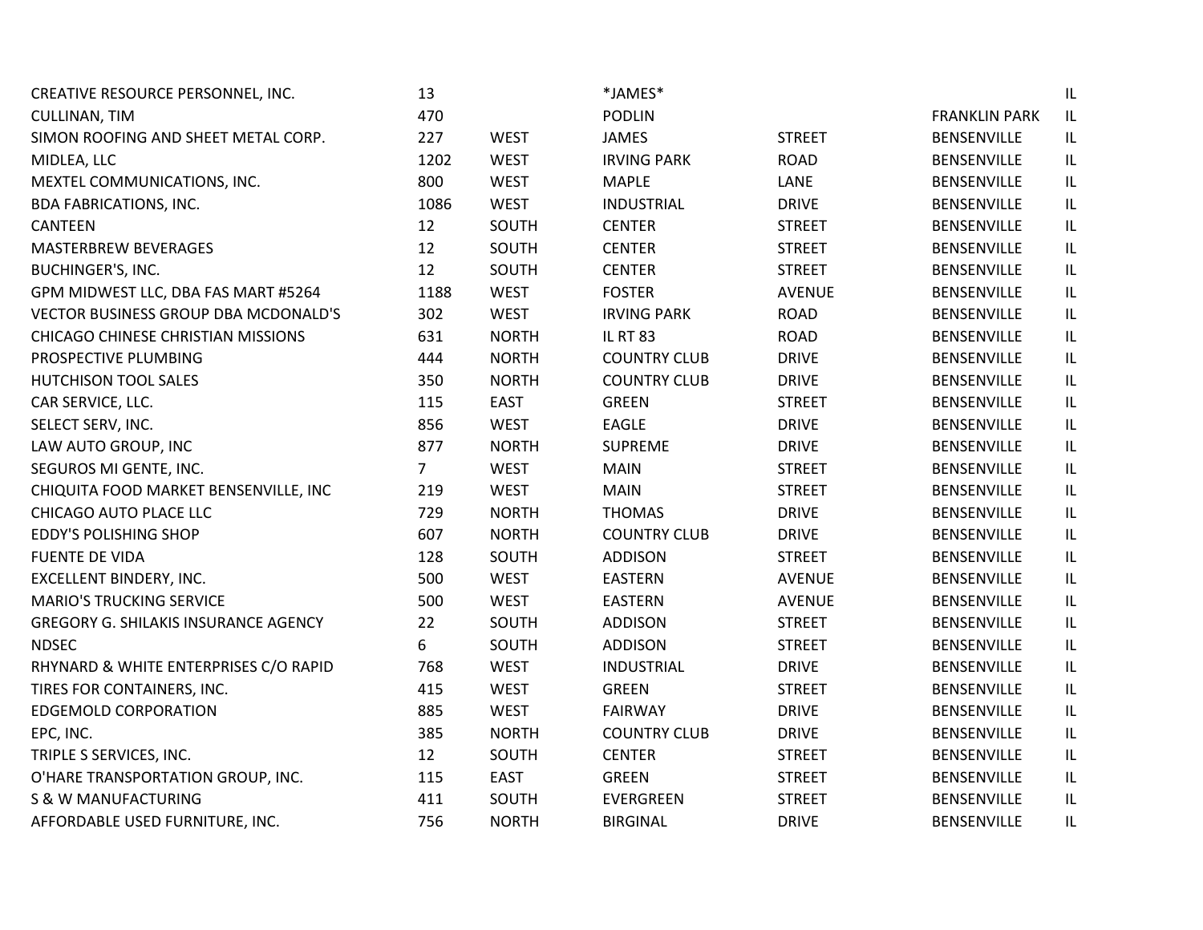| | | | | | | |
|---|---|---|---|---|---|---|
| CREATIVE RESOURCE PERSONNEL, INC. | 13 | | *JAMES* | | | IL |
| CULLINAN, TIM | 470 | | PODLIN | | FRANKLIN PARK | IL |
| SIMON ROOFING AND SHEET METAL CORP. | 227 | WEST | JAMES | STREET | BENSENVILLE | IL |
| MIDLEA, LLC | 1202 | WEST | IRVING PARK | ROAD | BENSENVILLE | IL |
| MEXTEL COMMUNICATIONS, INC. | 800 | WEST | MAPLE | LANE | BENSENVILLE | IL |
| BDA FABRICATIONS, INC. | 1086 | WEST | INDUSTRIAL | DRIVE | BENSENVILLE | IL |
| CANTEEN | 12 | SOUTH | CENTER | STREET | BENSENVILLE | IL |
| MASTERBREW BEVERAGES | 12 | SOUTH | CENTER | STREET | BENSENVILLE | IL |
| BUCHINGER'S, INC. | 12 | SOUTH | CENTER | STREET | BENSENVILLE | IL |
| GPM MIDWEST LLC, DBA FAS MART #5264 | 1188 | WEST | FOSTER | AVENUE | BENSENVILLE | IL |
| VECTOR BUSINESS GROUP DBA MCDONALD'S | 302 | WEST | IRVING PARK | ROAD | BENSENVILLE | IL |
| CHICAGO CHINESE CHRISTIAN MISSIONS | 631 | NORTH | IL RT 83 | ROAD | BENSENVILLE | IL |
| PROSPECTIVE PLUMBING | 444 | NORTH | COUNTRY CLUB | DRIVE | BENSENVILLE | IL |
| HUTCHISON TOOL SALES | 350 | NORTH | COUNTRY CLUB | DRIVE | BENSENVILLE | IL |
| CAR SERVICE, LLC. | 115 | EAST | GREEN | STREET | BENSENVILLE | IL |
| SELECT SERV, INC. | 856 | WEST | EAGLE | DRIVE | BENSENVILLE | IL |
| LAW AUTO GROUP, INC | 877 | NORTH | SUPREME | DRIVE | BENSENVILLE | IL |
| SEGUROS MI GENTE, INC. | 7 | WEST | MAIN | STREET | BENSENVILLE | IL |
| CHIQUITA FOOD MARKET BENSENVILLE, INC | 219 | WEST | MAIN | STREET | BENSENVILLE | IL |
| CHICAGO AUTO PLACE LLC | 729 | NORTH | THOMAS | DRIVE | BENSENVILLE | IL |
| EDDY'S POLISHING SHOP | 607 | NORTH | COUNTRY CLUB | DRIVE | BENSENVILLE | IL |
| FUENTE DE VIDA | 128 | SOUTH | ADDISON | STREET | BENSENVILLE | IL |
| EXCELLENT BINDERY, INC. | 500 | WEST | EASTERN | AVENUE | BENSENVILLE | IL |
| MARIO'S TRUCKING SERVICE | 500 | WEST | EASTERN | AVENUE | BENSENVILLE | IL |
| GREGORY G. SHILAKIS INSURANCE AGENCY | 22 | SOUTH | ADDISON | STREET | BENSENVILLE | IL |
| NDSEC | 6 | SOUTH | ADDISON | STREET | BENSENVILLE | IL |
| RHYNARD & WHITE ENTERPRISES C/O RAPID | 768 | WEST | INDUSTRIAL | DRIVE | BENSENVILLE | IL |
| TIRES FOR CONTAINERS, INC. | 415 | WEST | GREEN | STREET | BENSENVILLE | IL |
| EDGEMOLD CORPORATION | 885 | WEST | FAIRWAY | DRIVE | BENSENVILLE | IL |
| EPC, INC. | 385 | NORTH | COUNTRY CLUB | DRIVE | BENSENVILLE | IL |
| TRIPLE S SERVICES, INC. | 12 | SOUTH | CENTER | STREET | BENSENVILLE | IL |
| O'HARE TRANSPORTATION GROUP, INC. | 115 | EAST | GREEN | STREET | BENSENVILLE | IL |
| S & W MANUFACTURING | 411 | SOUTH | EVERGREEN | STREET | BENSENVILLE | IL |
| AFFORDABLE USED FURNITURE, INC. | 756 | NORTH | BIRGINAL | DRIVE | BENSENVILLE | IL |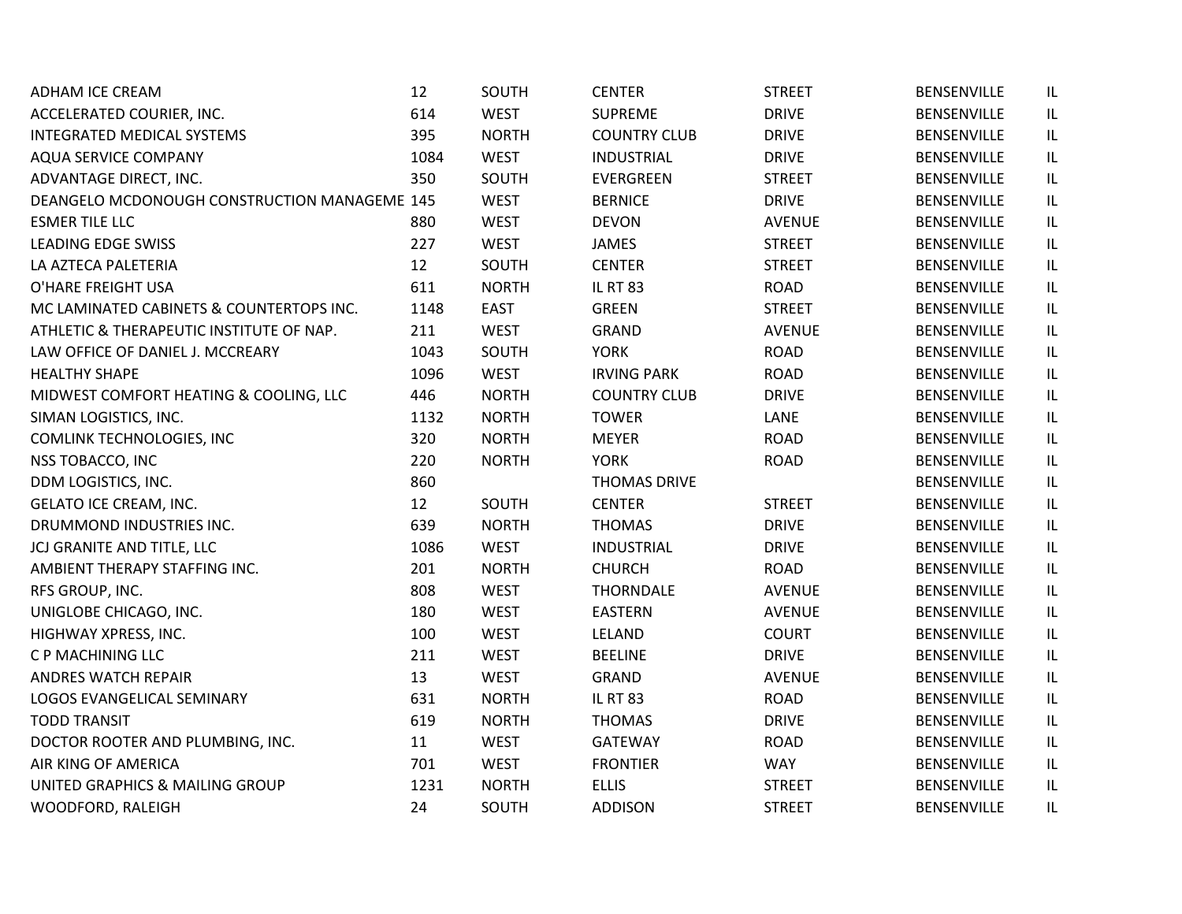| | | | | | | |
|---|---|---|---|---|---|---|
| ADHAM ICE CREAM | 12 | SOUTH | CENTER | STREET | BENSENVILLE | IL |
| ACCELERATED COURIER, INC. | 614 | WEST | SUPREME | DRIVE | BENSENVILLE | IL |
| INTEGRATED MEDICAL SYSTEMS | 395 | NORTH | COUNTRY CLUB | DRIVE | BENSENVILLE | IL |
| AQUA SERVICE COMPANY | 1084 | WEST | INDUSTRIAL | DRIVE | BENSENVILLE | IL |
| ADVANTAGE DIRECT, INC. | 350 | SOUTH | EVERGREEN | STREET | BENSENVILLE | IL |
| DEANGELO MCDONOUGH CONSTRUCTION MANAGEME | 145 | WEST | BERNICE | DRIVE | BENSENVILLE | IL |
| ESMER TILE LLC | 880 | WEST | DEVON | AVENUE | BENSENVILLE | IL |
| LEADING EDGE SWISS | 227 | WEST | JAMES | STREET | BENSENVILLE | IL |
| LA AZTECA PALETERIA | 12 | SOUTH | CENTER | STREET | BENSENVILLE | IL |
| O'HARE FREIGHT USA | 611 | NORTH | IL RT 83 | ROAD | BENSENVILLE | IL |
| MC LAMINATED CABINETS & COUNTERTOPS INC. | 1148 | EAST | GREEN | STREET | BENSENVILLE | IL |
| ATHLETIC & THERAPEUTIC INSTITUTE OF NAP. | 211 | WEST | GRAND | AVENUE | BENSENVILLE | IL |
| LAW OFFICE OF DANIEL J. MCCREARY | 1043 | SOUTH | YORK | ROAD | BENSENVILLE | IL |
| HEALTHY SHAPE | 1096 | WEST | IRVING PARK | ROAD | BENSENVILLE | IL |
| MIDWEST COMFORT HEATING & COOLING, LLC | 446 | NORTH | COUNTRY CLUB | DRIVE | BENSENVILLE | IL |
| SIMAN LOGISTICS, INC. | 1132 | NORTH | TOWER | LANE | BENSENVILLE | IL |
| COMLINK TECHNOLOGIES, INC | 320 | NORTH | MEYER | ROAD | BENSENVILLE | IL |
| NSS TOBACCO, INC | 220 | NORTH | YORK | ROAD | BENSENVILLE | IL |
| DDM LOGISTICS, INC. | 860 | | THOMAS DRIVE | | BENSENVILLE | IL |
| GELATO ICE CREAM, INC. | 12 | SOUTH | CENTER | STREET | BENSENVILLE | IL |
| DRUMMOND INDUSTRIES INC. | 639 | NORTH | THOMAS | DRIVE | BENSENVILLE | IL |
| JCJ GRANITE AND TITLE, LLC | 1086 | WEST | INDUSTRIAL | DRIVE | BENSENVILLE | IL |
| AMBIENT THERAPY STAFFING INC. | 201 | NORTH | CHURCH | ROAD | BENSENVILLE | IL |
| RFS GROUP, INC. | 808 | WEST | THORNDALE | AVENUE | BENSENVILLE | IL |
| UNIGLOBE CHICAGO, INC. | 180 | WEST | EASTERN | AVENUE | BENSENVILLE | IL |
| HIGHWAY XPRESS, INC. | 100 | WEST | LELAND | COURT | BENSENVILLE | IL |
| C P MACHINING LLC | 211 | WEST | BEELINE | DRIVE | BENSENVILLE | IL |
| ANDRES WATCH REPAIR | 13 | WEST | GRAND | AVENUE | BENSENVILLE | IL |
| LOGOS EVANGELICAL SEMINARY | 631 | NORTH | IL RT 83 | ROAD | BENSENVILLE | IL |
| TODD TRANSIT | 619 | NORTH | THOMAS | DRIVE | BENSENVILLE | IL |
| DOCTOR ROOTER AND PLUMBING, INC. | 11 | WEST | GATEWAY | ROAD | BENSENVILLE | IL |
| AIR KING OF AMERICA | 701 | WEST | FRONTIER | WAY | BENSENVILLE | IL |
| UNITED GRAPHICS & MAILING GROUP | 1231 | NORTH | ELLIS | STREET | BENSENVILLE | IL |
| WOODFORD, RALEIGH | 24 | SOUTH | ADDISON | STREET | BENSENVILLE | IL |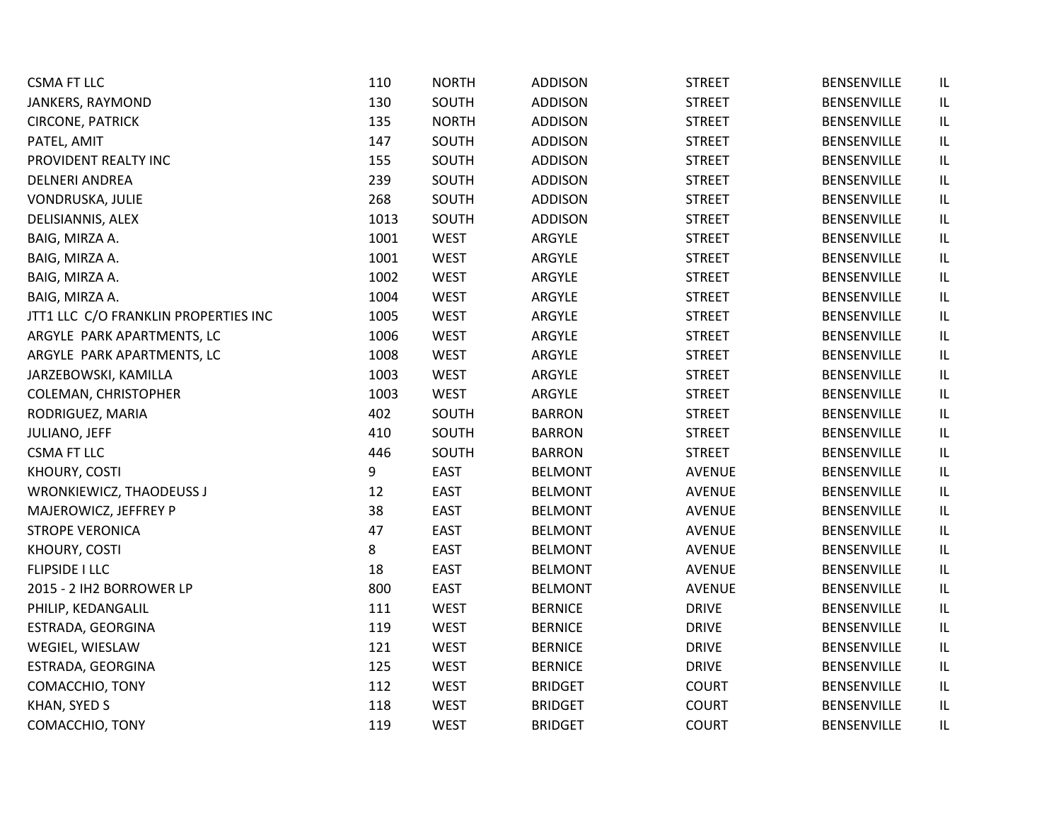| | | | | | | |
|---|---|---|---|---|---|---|
| CSMA FT LLC | 110 | NORTH | ADDISON | STREET | BENSENVILLE | IL |
| JANKERS, RAYMOND | 130 | SOUTH | ADDISON | STREET | BENSENVILLE | IL |
| CIRCONE, PATRICK | 135 | NORTH | ADDISON | STREET | BENSENVILLE | IL |
| PATEL, AMIT | 147 | SOUTH | ADDISON | STREET | BENSENVILLE | IL |
| PROVIDENT REALTY INC | 155 | SOUTH | ADDISON | STREET | BENSENVILLE | IL |
| DELNERI ANDREA | 239 | SOUTH | ADDISON | STREET | BENSENVILLE | IL |
| VONDRUSKA, JULIE | 268 | SOUTH | ADDISON | STREET | BENSENVILLE | IL |
| DELISIANNIS, ALEX | 1013 | SOUTH | ADDISON | STREET | BENSENVILLE | IL |
| BAIG, MIRZA A. | 1001 | WEST | ARGYLE | STREET | BENSENVILLE | IL |
| BAIG, MIRZA A. | 1001 | WEST | ARGYLE | STREET | BENSENVILLE | IL |
| BAIG, MIRZA A. | 1002 | WEST | ARGYLE | STREET | BENSENVILLE | IL |
| BAIG, MIRZA A. | 1004 | WEST | ARGYLE | STREET | BENSENVILLE | IL |
| JTT1 LLC C/O FRANKLIN PROPERTIES INC | 1005 | WEST | ARGYLE | STREET | BENSENVILLE | IL |
| ARGYLE PARK APARTMENTS, LC | 1006 | WEST | ARGYLE | STREET | BENSENVILLE | IL |
| ARGYLE PARK APARTMENTS, LC | 1008 | WEST | ARGYLE | STREET | BENSENVILLE | IL |
| JARZEBOWSKI, KAMILLA | 1003 | WEST | ARGYLE | STREET | BENSENVILLE | IL |
| COLEMAN, CHRISTOPHER | 1003 | WEST | ARGYLE | STREET | BENSENVILLE | IL |
| RODRIGUEZ, MARIA | 402 | SOUTH | BARRON | STREET | BENSENVILLE | IL |
| JULIANO, JEFF | 410 | SOUTH | BARRON | STREET | BENSENVILLE | IL |
| CSMA FT LLC | 446 | SOUTH | BARRON | STREET | BENSENVILLE | IL |
| KHOURY, COSTI | 9 | EAST | BELMONT | AVENUE | BENSENVILLE | IL |
| WRONKIEWICZ, THAODEUSS J | 12 | EAST | BELMONT | AVENUE | BENSENVILLE | IL |
| MAJEROWICZ, JEFFREY P | 38 | EAST | BELMONT | AVENUE | BENSENVILLE | IL |
| STROPE VERONICA | 47 | EAST | BELMONT | AVENUE | BENSENVILLE | IL |
| KHOURY, COSTI | 8 | EAST | BELMONT | AVENUE | BENSENVILLE | IL |
| FLIPSIDE I LLC | 18 | EAST | BELMONT | AVENUE | BENSENVILLE | IL |
| 2015 - 2 IH2 BORROWER LP | 800 | EAST | BELMONT | AVENUE | BENSENVILLE | IL |
| PHILIP, KEDANGALIL | 111 | WEST | BERNICE | DRIVE | BENSENVILLE | IL |
| ESTRADA, GEORGINA | 119 | WEST | BERNICE | DRIVE | BENSENVILLE | IL |
| WEGIEL, WIESLAW | 121 | WEST | BERNICE | DRIVE | BENSENVILLE | IL |
| ESTRADA, GEORGINA | 125 | WEST | BERNICE | DRIVE | BENSENVILLE | IL |
| COMACCHIO, TONY | 112 | WEST | BRIDGET | COURT | BENSENVILLE | IL |
| KHAN, SYED S | 118 | WEST | BRIDGET | COURT | BENSENVILLE | IL |
| COMACCHIO, TONY | 119 | WEST | BRIDGET | COURT | BENSENVILLE | IL |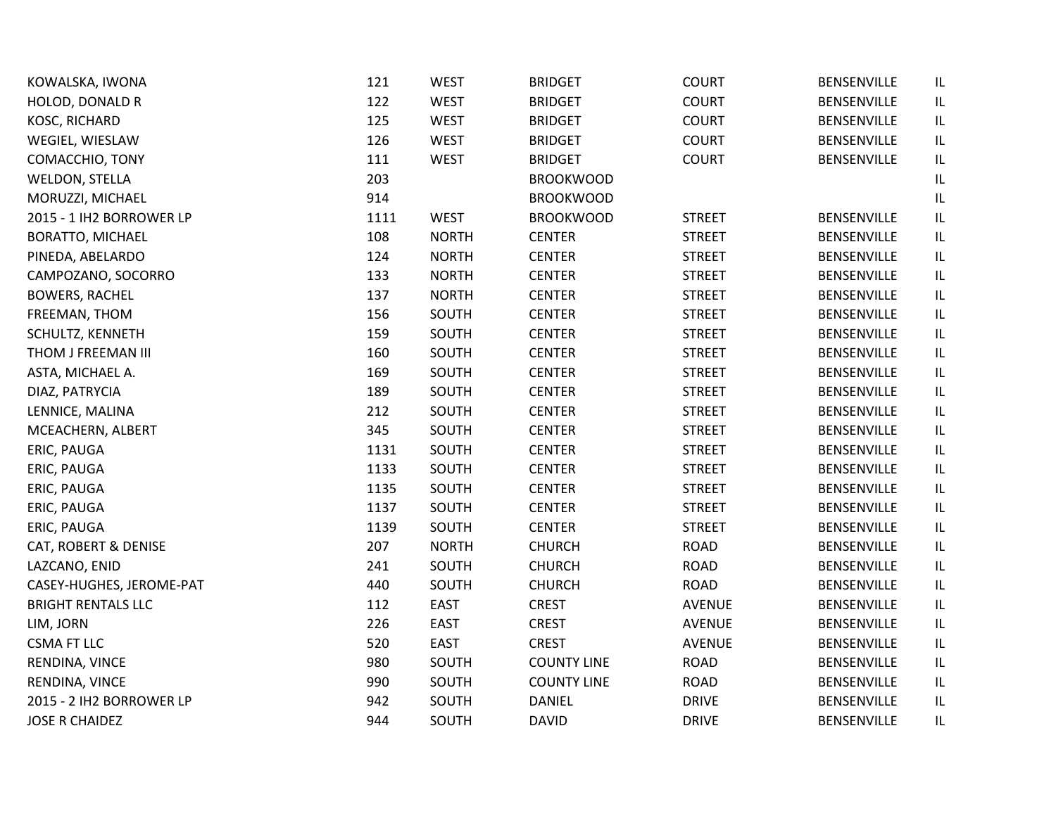| | | | | | | |
|---|---|---|---|---|---|---|
| KOWALSKA, IWONA | 121 | WEST | BRIDGET | COURT | BENSENVILLE | IL |
| HOLOD, DONALD R | 122 | WEST | BRIDGET | COURT | BENSENVILLE | IL |
| KOSC, RICHARD | 125 | WEST | BRIDGET | COURT | BENSENVILLE | IL |
| WEGIEL, WIESLAW | 126 | WEST | BRIDGET | COURT | BENSENVILLE | IL |
| COMACCHIO, TONY | 111 | WEST | BRIDGET | COURT | BENSENVILLE | IL |
| WELDON, STELLA | 203 | | BROOKWOOD | | | IL |
| MORUZZI, MICHAEL | 914 | | BROOKWOOD | | | IL |
| 2015 - 1 IH2 BORROWER LP | 1111 | WEST | BROOKWOOD | STREET | BENSENVILLE | IL |
| BORATTO, MICHAEL | 108 | NORTH | CENTER | STREET | BENSENVILLE | IL |
| PINEDA, ABELARDO | 124 | NORTH | CENTER | STREET | BENSENVILLE | IL |
| CAMPOZANO, SOCORRO | 133 | NORTH | CENTER | STREET | BENSENVILLE | IL |
| BOWERS, RACHEL | 137 | NORTH | CENTER | STREET | BENSENVILLE | IL |
| FREEMAN, THOM | 156 | SOUTH | CENTER | STREET | BENSENVILLE | IL |
| SCHULTZ, KENNETH | 159 | SOUTH | CENTER | STREET | BENSENVILLE | IL |
| THOM J FREEMAN III | 160 | SOUTH | CENTER | STREET | BENSENVILLE | IL |
| ASTA, MICHAEL A. | 169 | SOUTH | CENTER | STREET | BENSENVILLE | IL |
| DIAZ, PATRYCIA | 189 | SOUTH | CENTER | STREET | BENSENVILLE | IL |
| LENNICE, MALINA | 212 | SOUTH | CENTER | STREET | BENSENVILLE | IL |
| MCEACHERN, ALBERT | 345 | SOUTH | CENTER | STREET | BENSENVILLE | IL |
| ERIC, PAUGA | 1131 | SOUTH | CENTER | STREET | BENSENVILLE | IL |
| ERIC, PAUGA | 1133 | SOUTH | CENTER | STREET | BENSENVILLE | IL |
| ERIC, PAUGA | 1135 | SOUTH | CENTER | STREET | BENSENVILLE | IL |
| ERIC, PAUGA | 1137 | SOUTH | CENTER | STREET | BENSENVILLE | IL |
| ERIC, PAUGA | 1139 | SOUTH | CENTER | STREET | BENSENVILLE | IL |
| CAT, ROBERT & DENISE | 207 | NORTH | CHURCH | ROAD | BENSENVILLE | IL |
| LAZCANO, ENID | 241 | SOUTH | CHURCH | ROAD | BENSENVILLE | IL |
| CASEY-HUGHES, JEROME-PAT | 440 | SOUTH | CHURCH | ROAD | BENSENVILLE | IL |
| BRIGHT RENTALS LLC | 112 | EAST | CREST | AVENUE | BENSENVILLE | IL |
| LIM, JORN | 226 | EAST | CREST | AVENUE | BENSENVILLE | IL |
| CSMA FT LLC | 520 | EAST | CREST | AVENUE | BENSENVILLE | IL |
| RENDINA, VINCE | 980 | SOUTH | COUNTY LINE | ROAD | BENSENVILLE | IL |
| RENDINA, VINCE | 990 | SOUTH | COUNTY LINE | ROAD | BENSENVILLE | IL |
| 2015 - 2 IH2 BORROWER LP | 942 | SOUTH | DANIEL | DRIVE | BENSENVILLE | IL |
| JOSE R CHAIDEZ | 944 | SOUTH | DAVID | DRIVE | BENSENVILLE | IL |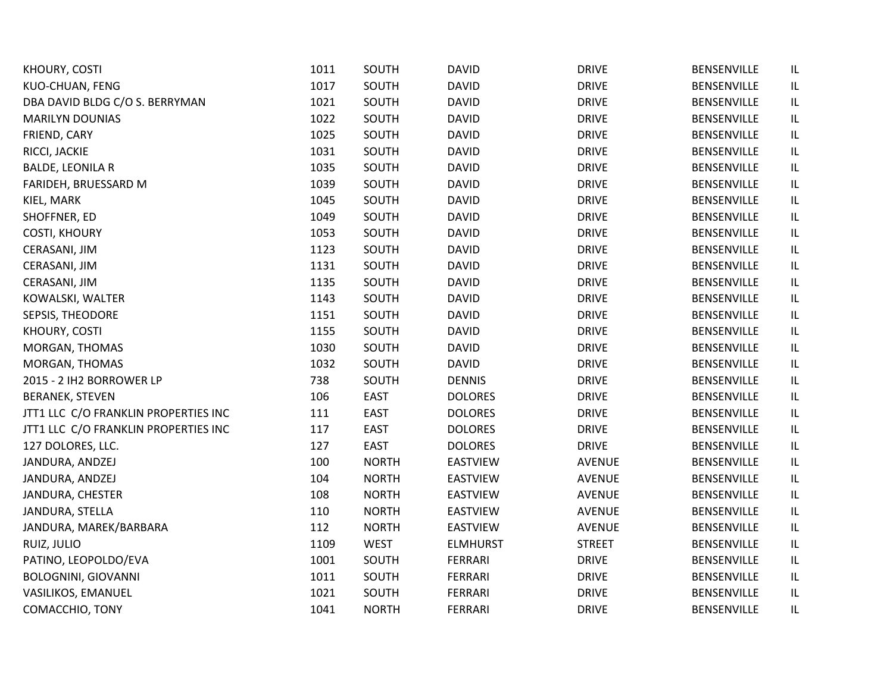| | | | | | | |
|---|---|---|---|---|---|---|
| KHOURY, COSTI | 1011 | SOUTH | DAVID | DRIVE | BENSENVILLE | IL |
| KUO-CHUAN, FENG | 1017 | SOUTH | DAVID | DRIVE | BENSENVILLE | IL |
| DBA DAVID BLDG C/O S. BERRYMAN | 1021 | SOUTH | DAVID | DRIVE | BENSENVILLE | IL |
| MARILYN DOUNIAS | 1022 | SOUTH | DAVID | DRIVE | BENSENVILLE | IL |
| FRIEND, CARY | 1025 | SOUTH | DAVID | DRIVE | BENSENVILLE | IL |
| RICCI, JACKIE | 1031 | SOUTH | DAVID | DRIVE | BENSENVILLE | IL |
| BALDE, LEONILA R | 1035 | SOUTH | DAVID | DRIVE | BENSENVILLE | IL |
| FARIDEH, BRUESSARD M | 1039 | SOUTH | DAVID | DRIVE | BENSENVILLE | IL |
| KIEL, MARK | 1045 | SOUTH | DAVID | DRIVE | BENSENVILLE | IL |
| SHOFFNER, ED | 1049 | SOUTH | DAVID | DRIVE | BENSENVILLE | IL |
| COSTI, KHOURY | 1053 | SOUTH | DAVID | DRIVE | BENSENVILLE | IL |
| CERASANI, JIM | 1123 | SOUTH | DAVID | DRIVE | BENSENVILLE | IL |
| CERASANI, JIM | 1131 | SOUTH | DAVID | DRIVE | BENSENVILLE | IL |
| CERASANI, JIM | 1135 | SOUTH | DAVID | DRIVE | BENSENVILLE | IL |
| KOWALSKI, WALTER | 1143 | SOUTH | DAVID | DRIVE | BENSENVILLE | IL |
| SEPSIS, THEODORE | 1151 | SOUTH | DAVID | DRIVE | BENSENVILLE | IL |
| KHOURY, COSTI | 1155 | SOUTH | DAVID | DRIVE | BENSENVILLE | IL |
| MORGAN, THOMAS | 1030 | SOUTH | DAVID | DRIVE | BENSENVILLE | IL |
| MORGAN, THOMAS | 1032 | SOUTH | DAVID | DRIVE | BENSENVILLE | IL |
| 2015 - 2 IH2 BORROWER LP | 738 | SOUTH | DENNIS | DRIVE | BENSENVILLE | IL |
| BERANEK, STEVEN | 106 | EAST | DOLORES | DRIVE | BENSENVILLE | IL |
| JTT1 LLC C/O FRANKLIN PROPERTIES INC | 111 | EAST | DOLORES | DRIVE | BENSENVILLE | IL |
| JTT1 LLC C/O FRANKLIN PROPERTIES INC | 117 | EAST | DOLORES | DRIVE | BENSENVILLE | IL |
| 127 DOLORES, LLC. | 127 | EAST | DOLORES | DRIVE | BENSENVILLE | IL |
| JANDURA, ANDZEJ | 100 | NORTH | EASTVIEW | AVENUE | BENSENVILLE | IL |
| JANDURA, ANDZEJ | 104 | NORTH | EASTVIEW | AVENUE | BENSENVILLE | IL |
| JANDURA, CHESTER | 108 | NORTH | EASTVIEW | AVENUE | BENSENVILLE | IL |
| JANDURA, STELLA | 110 | NORTH | EASTVIEW | AVENUE | BENSENVILLE | IL |
| JANDURA, MAREK/BARBARA | 112 | NORTH | EASTVIEW | AVENUE | BENSENVILLE | IL |
| RUIZ, JULIO | 1109 | WEST | ELMHURST | STREET | BENSENVILLE | IL |
| PATINO, LEOPOLDO/EVA | 1001 | SOUTH | FERRARI | DRIVE | BENSENVILLE | IL |
| BOLOGNINI, GIOVANNI | 1011 | SOUTH | FERRARI | DRIVE | BENSENVILLE | IL |
| VASILIKOS, EMANUEL | 1021 | SOUTH | FERRARI | DRIVE | BENSENVILLE | IL |
| COMACCHIO, TONY | 1041 | NORTH | FERRARI | DRIVE | BENSENVILLE | IL |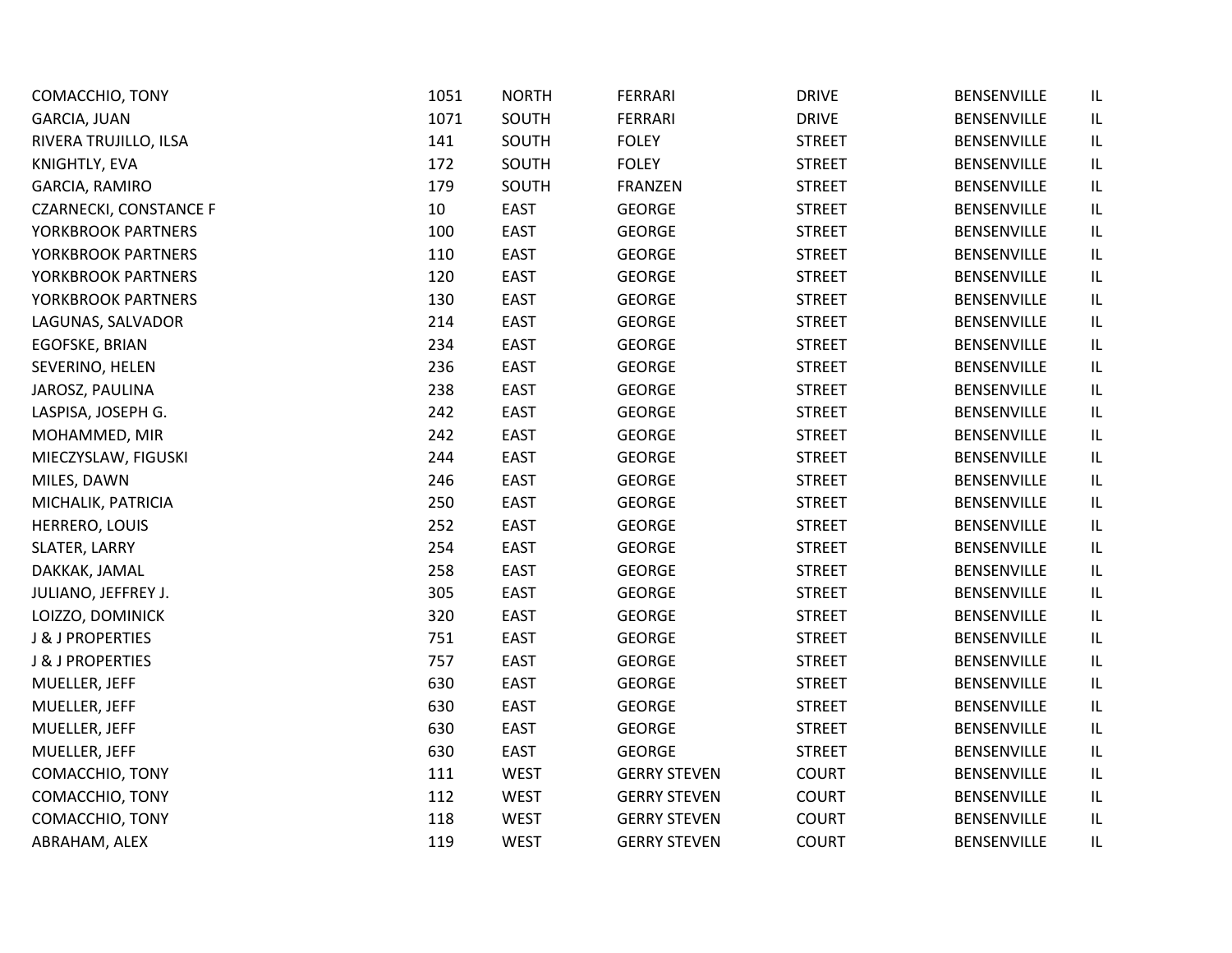| | | | | | | |
|---|---|---|---|---|---|---|
| COMACCHIO, TONY | 1051 | NORTH | FERRARI | DRIVE | BENSENVILLE | IL |
| GARCIA, JUAN | 1071 | SOUTH | FERRARI | DRIVE | BENSENVILLE | IL |
| RIVERA TRUJILLO, ILSA | 141 | SOUTH | FOLEY | STREET | BENSENVILLE | IL |
| KNIGHTLY, EVA | 172 | SOUTH | FOLEY | STREET | BENSENVILLE | IL |
| GARCIA, RAMIRO | 179 | SOUTH | FRANZEN | STREET | BENSENVILLE | IL |
| CZARNECKI, CONSTANCE F | 10 | EAST | GEORGE | STREET | BENSENVILLE | IL |
| YORKBROOK PARTNERS | 100 | EAST | GEORGE | STREET | BENSENVILLE | IL |
| YORKBROOK PARTNERS | 110 | EAST | GEORGE | STREET | BENSENVILLE | IL |
| YORKBROOK PARTNERS | 120 | EAST | GEORGE | STREET | BENSENVILLE | IL |
| YORKBROOK PARTNERS | 130 | EAST | GEORGE | STREET | BENSENVILLE | IL |
| LAGUNAS, SALVADOR | 214 | EAST | GEORGE | STREET | BENSENVILLE | IL |
| EGOFSKE, BRIAN | 234 | EAST | GEORGE | STREET | BENSENVILLE | IL |
| SEVERINO, HELEN | 236 | EAST | GEORGE | STREET | BENSENVILLE | IL |
| JAROSZ, PAULINA | 238 | EAST | GEORGE | STREET | BENSENVILLE | IL |
| LASPISA, JOSEPH G. | 242 | EAST | GEORGE | STREET | BENSENVILLE | IL |
| MOHAMMED, MIR | 242 | EAST | GEORGE | STREET | BENSENVILLE | IL |
| MIECZYSLAW, FIGUSKI | 244 | EAST | GEORGE | STREET | BENSENVILLE | IL |
| MILES, DAWN | 246 | EAST | GEORGE | STREET | BENSENVILLE | IL |
| MICHALIK, PATRICIA | 250 | EAST | GEORGE | STREET | BENSENVILLE | IL |
| HERRERO, LOUIS | 252 | EAST | GEORGE | STREET | BENSENVILLE | IL |
| SLATER, LARRY | 254 | EAST | GEORGE | STREET | BENSENVILLE | IL |
| DAKKAK, JAMAL | 258 | EAST | GEORGE | STREET | BENSENVILLE | IL |
| JULIANO, JEFFREY J. | 305 | EAST | GEORGE | STREET | BENSENVILLE | IL |
| LOIZZO, DOMINICK | 320 | EAST | GEORGE | STREET | BENSENVILLE | IL |
| J & J PROPERTIES | 751 | EAST | GEORGE | STREET | BENSENVILLE | IL |
| J & J PROPERTIES | 757 | EAST | GEORGE | STREET | BENSENVILLE | IL |
| MUELLER, JEFF | 630 | EAST | GEORGE | STREET | BENSENVILLE | IL |
| MUELLER, JEFF | 630 | EAST | GEORGE | STREET | BENSENVILLE | IL |
| MUELLER, JEFF | 630 | EAST | GEORGE | STREET | BENSENVILLE | IL |
| MUELLER, JEFF | 630 | EAST | GEORGE | STREET | BENSENVILLE | IL |
| COMACCHIO, TONY | 111 | WEST | GERRY STEVEN | COURT | BENSENVILLE | IL |
| COMACCHIO, TONY | 112 | WEST | GERRY STEVEN | COURT | BENSENVILLE | IL |
| COMACCHIO, TONY | 118 | WEST | GERRY STEVEN | COURT | BENSENVILLE | IL |
| ABRAHAM, ALEX | 119 | WEST | GERRY STEVEN | COURT | BENSENVILLE | IL |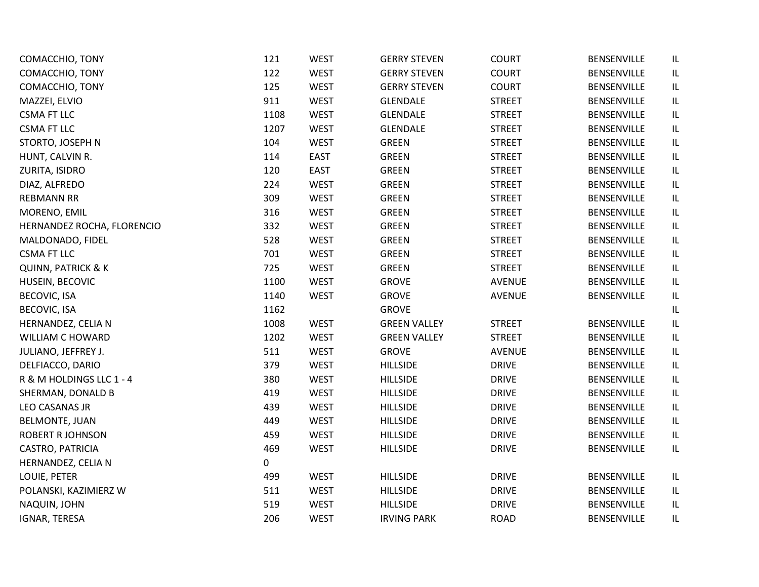| | | | | | | |
|---|---|---|---|---|---|---|
| COMACCHIO, TONY | 121 | WEST | GERRY STEVEN | COURT | BENSENVILLE | IL |
| COMACCHIO, TONY | 122 | WEST | GERRY STEVEN | COURT | BENSENVILLE | IL |
| COMACCHIO, TONY | 125 | WEST | GERRY STEVEN | COURT | BENSENVILLE | IL |
| MAZZEI, ELVIO | 911 | WEST | GLENDALE | STREET | BENSENVILLE | IL |
| CSMA FT LLC | 1108 | WEST | GLENDALE | STREET | BENSENVILLE | IL |
| CSMA FT LLC | 1207 | WEST | GLENDALE | STREET | BENSENVILLE | IL |
| STORTO, JOSEPH N | 104 | WEST | GREEN | STREET | BENSENVILLE | IL |
| HUNT, CALVIN R. | 114 | EAST | GREEN | STREET | BENSENVILLE | IL |
| ZURITA, ISIDRO | 120 | EAST | GREEN | STREET | BENSENVILLE | IL |
| DIAZ, ALFREDO | 224 | WEST | GREEN | STREET | BENSENVILLE | IL |
| REBMANN RR | 309 | WEST | GREEN | STREET | BENSENVILLE | IL |
| MORENO, EMIL | 316 | WEST | GREEN | STREET | BENSENVILLE | IL |
| HERNANDEZ ROCHA, FLORENCIO | 332 | WEST | GREEN | STREET | BENSENVILLE | IL |
| MALDONADO, FIDEL | 528 | WEST | GREEN | STREET | BENSENVILLE | IL |
| CSMA FT LLC | 701 | WEST | GREEN | STREET | BENSENVILLE | IL |
| QUINN, PATRICK & K | 725 | WEST | GREEN | STREET | BENSENVILLE | IL |
| HUSEIN, BECOVIC | 1100 | WEST | GROVE | AVENUE | BENSENVILLE | IL |
| BECOVIC, ISA | 1140 | WEST | GROVE | AVENUE | BENSENVILLE | IL |
| BECOVIC, ISA | 1162 | | GROVE | | | IL |
| HERNANDEZ, CELIA N | 1008 | WEST | GREEN VALLEY | STREET | BENSENVILLE | IL |
| WILLIAM C HOWARD | 1202 | WEST | GREEN VALLEY | STREET | BENSENVILLE | IL |
| JULIANO, JEFFREY J. | 511 | WEST | GROVE | AVENUE | BENSENVILLE | IL |
| DELFIACCO, DARIO | 379 | WEST | HILLSIDE | DRIVE | BENSENVILLE | IL |
| R & M HOLDINGS LLC 1 - 4 | 380 | WEST | HILLSIDE | DRIVE | BENSENVILLE | IL |
| SHERMAN, DONALD B | 419 | WEST | HILLSIDE | DRIVE | BENSENVILLE | IL |
| LEO CASANAS JR | 439 | WEST | HILLSIDE | DRIVE | BENSENVILLE | IL |
| BELMONTE, JUAN | 449 | WEST | HILLSIDE | DRIVE | BENSENVILLE | IL |
| ROBERT R JOHNSON | 459 | WEST | HILLSIDE | DRIVE | BENSENVILLE | IL |
| CASTRO, PATRICIA | 469 | WEST | HILLSIDE | DRIVE | BENSENVILLE | IL |
| HERNANDEZ, CELIA N | 0 | | | | | |
| LOUIE, PETER | 499 | WEST | HILLSIDE | DRIVE | BENSENVILLE | IL |
| POLANSKI, KAZIMIERZ W | 511 | WEST | HILLSIDE | DRIVE | BENSENVILLE | IL |
| NAQUIN, JOHN | 519 | WEST | HILLSIDE | DRIVE | BENSENVILLE | IL |
| IGNAR, TERESA | 206 | WEST | IRVING PARK | ROAD | BENSENVILLE | IL |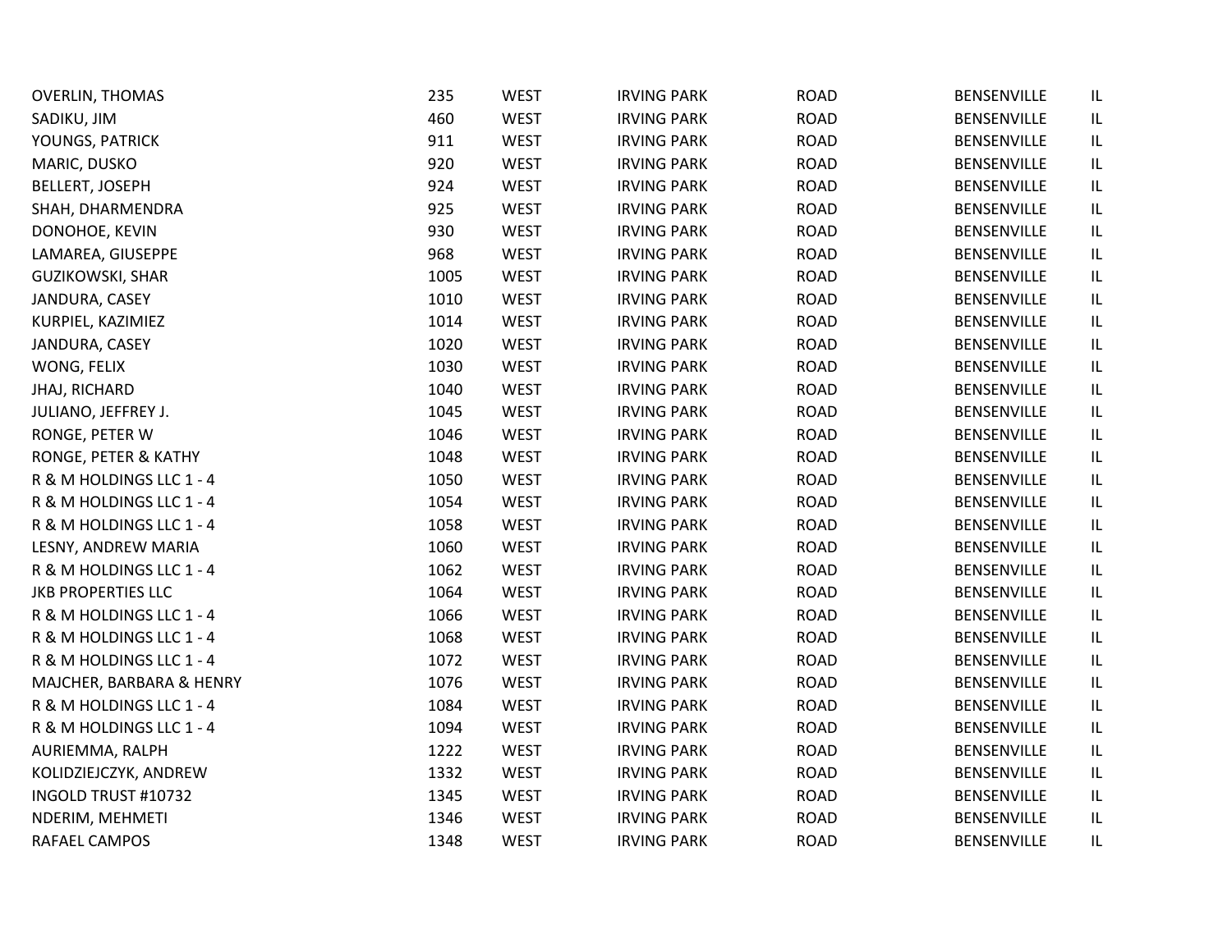| | | | | | | |
|---|---|---|---|---|---|---|
| OVERLIN, THOMAS | 235 | WEST | IRVING PARK | ROAD | BENSENVILLE | IL |
| SADIKU, JIM | 460 | WEST | IRVING PARK | ROAD | BENSENVILLE | IL |
| YOUNGS, PATRICK | 911 | WEST | IRVING PARK | ROAD | BENSENVILLE | IL |
| MARIC, DUSKO | 920 | WEST | IRVING PARK | ROAD | BENSENVILLE | IL |
| BELLERT, JOSEPH | 924 | WEST | IRVING PARK | ROAD | BENSENVILLE | IL |
| SHAH, DHARMENDRA | 925 | WEST | IRVING PARK | ROAD | BENSENVILLE | IL |
| DONOHOE, KEVIN | 930 | WEST | IRVING PARK | ROAD | BENSENVILLE | IL |
| LAMAREA, GIUSEPPE | 968 | WEST | IRVING PARK | ROAD | BENSENVILLE | IL |
| GUZIKOWSKI, SHAR | 1005 | WEST | IRVING PARK | ROAD | BENSENVILLE | IL |
| JANDURA, CASEY | 1010 | WEST | IRVING PARK | ROAD | BENSENVILLE | IL |
| KURPIEL, KAZIMIEZ | 1014 | WEST | IRVING PARK | ROAD | BENSENVILLE | IL |
| JANDURA, CASEY | 1020 | WEST | IRVING PARK | ROAD | BENSENVILLE | IL |
| WONG, FELIX | 1030 | WEST | IRVING PARK | ROAD | BENSENVILLE | IL |
| JHAJ, RICHARD | 1040 | WEST | IRVING PARK | ROAD | BENSENVILLE | IL |
| JULIANO, JEFFREY J. | 1045 | WEST | IRVING PARK | ROAD | BENSENVILLE | IL |
| RONGE, PETER W | 1046 | WEST | IRVING PARK | ROAD | BENSENVILLE | IL |
| RONGE, PETER & KATHY | 1048 | WEST | IRVING PARK | ROAD | BENSENVILLE | IL |
| R & M HOLDINGS LLC 1 - 4 | 1050 | WEST | IRVING PARK | ROAD | BENSENVILLE | IL |
| R & M HOLDINGS LLC 1 - 4 | 1054 | WEST | IRVING PARK | ROAD | BENSENVILLE | IL |
| R & M HOLDINGS LLC 1 - 4 | 1058 | WEST | IRVING PARK | ROAD | BENSENVILLE | IL |
| LESNY, ANDREW MARIA | 1060 | WEST | IRVING PARK | ROAD | BENSENVILLE | IL |
| R & M HOLDINGS LLC 1 - 4 | 1062 | WEST | IRVING PARK | ROAD | BENSENVILLE | IL |
| JKB PROPERTIES LLC | 1064 | WEST | IRVING PARK | ROAD | BENSENVILLE | IL |
| R & M HOLDINGS LLC 1 - 4 | 1066 | WEST | IRVING PARK | ROAD | BENSENVILLE | IL |
| R & M HOLDINGS LLC 1 - 4 | 1068 | WEST | IRVING PARK | ROAD | BENSENVILLE | IL |
| R & M HOLDINGS LLC 1 - 4 | 1072 | WEST | IRVING PARK | ROAD | BENSENVILLE | IL |
| MAJCHER, BARBARA & HENRY | 1076 | WEST | IRVING PARK | ROAD | BENSENVILLE | IL |
| R & M HOLDINGS LLC 1 - 4 | 1084 | WEST | IRVING PARK | ROAD | BENSENVILLE | IL |
| R & M HOLDINGS LLC 1 - 4 | 1094 | WEST | IRVING PARK | ROAD | BENSENVILLE | IL |
| AURIEMMA, RALPH | 1222 | WEST | IRVING PARK | ROAD | BENSENVILLE | IL |
| KOLIDZIEJCZYK, ANDREW | 1332 | WEST | IRVING PARK | ROAD | BENSENVILLE | IL |
| INGOLD TRUST #10732 | 1345 | WEST | IRVING PARK | ROAD | BENSENVILLE | IL |
| NDERIM, MEHMETI | 1346 | WEST | IRVING PARK | ROAD | BENSENVILLE | IL |
| RAFAEL CAMPOS | 1348 | WEST | IRVING PARK | ROAD | BENSENVILLE | IL |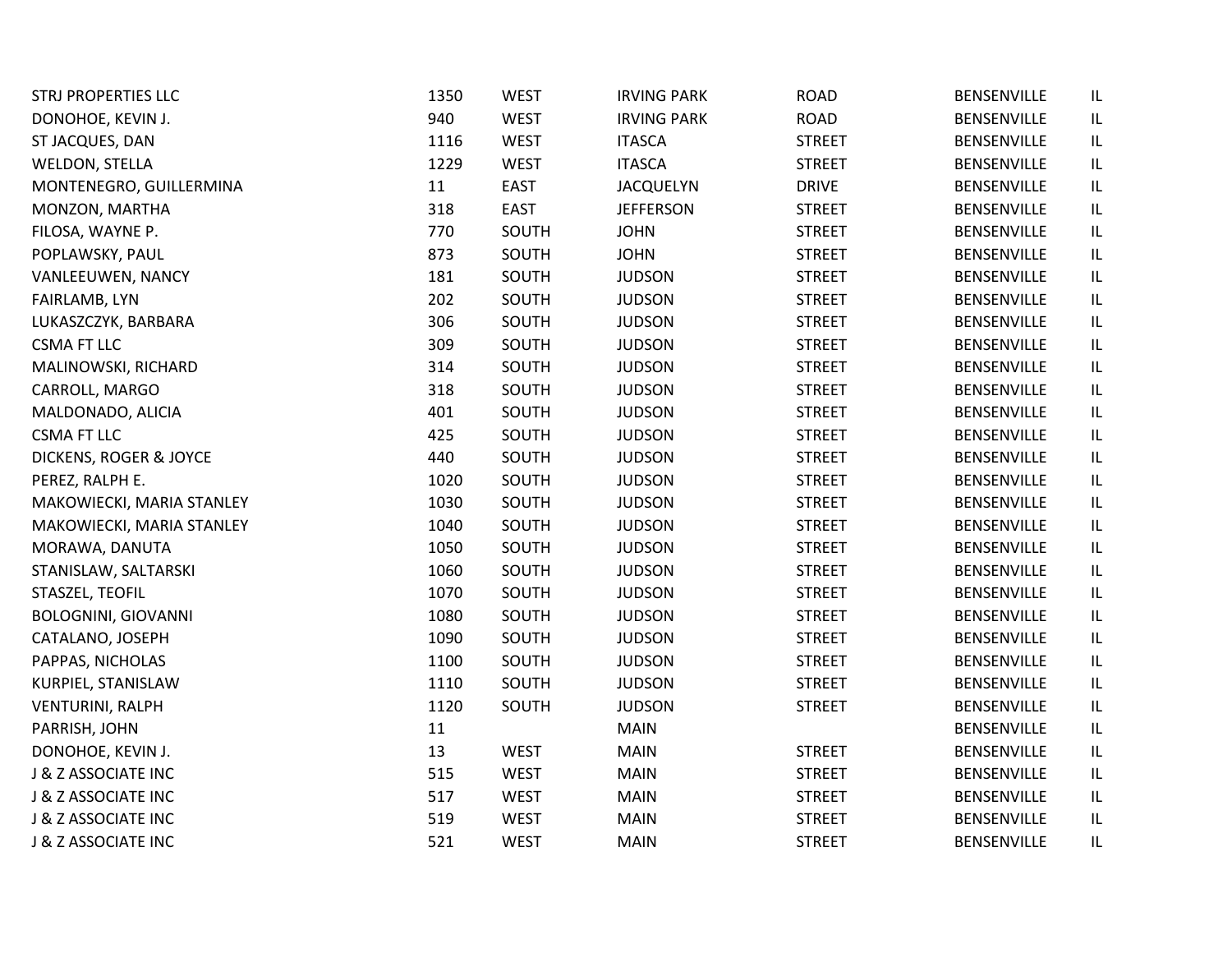| | | | | | | |
|---|---|---|---|---|---|---|
| STRJ PROPERTIES LLC | 1350 | WEST | IRVING PARK | ROAD | BENSENVILLE | IL |
| DONOHOE, KEVIN J. | 940 | WEST | IRVING PARK | ROAD | BENSENVILLE | IL |
| ST JACQUES, DAN | 1116 | WEST | ITASCA | STREET | BENSENVILLE | IL |
| WELDON, STELLA | 1229 | WEST | ITASCA | STREET | BENSENVILLE | IL |
| MONTENEGRO, GUILLERMINA | 11 | EAST | JACQUELYN | DRIVE | BENSENVILLE | IL |
| MONZON, MARTHA | 318 | EAST | JEFFERSON | STREET | BENSENVILLE | IL |
| FILOSA, WAYNE P. | 770 | SOUTH | JOHN | STREET | BENSENVILLE | IL |
| POPLAWSKY, PAUL | 873 | SOUTH | JOHN | STREET | BENSENVILLE | IL |
| VANLEEUWEN, NANCY | 181 | SOUTH | JUDSON | STREET | BENSENVILLE | IL |
| FAIRLAMB, LYN | 202 | SOUTH | JUDSON | STREET | BENSENVILLE | IL |
| LUKASZCZYK, BARBARA | 306 | SOUTH | JUDSON | STREET | BENSENVILLE | IL |
| CSMA FT LLC | 309 | SOUTH | JUDSON | STREET | BENSENVILLE | IL |
| MALINOWSKI, RICHARD | 314 | SOUTH | JUDSON | STREET | BENSENVILLE | IL |
| CARROLL, MARGO | 318 | SOUTH | JUDSON | STREET | BENSENVILLE | IL |
| MALDONADO, ALICIA | 401 | SOUTH | JUDSON | STREET | BENSENVILLE | IL |
| CSMA FT LLC | 425 | SOUTH | JUDSON | STREET | BENSENVILLE | IL |
| DICKENS, ROGER & JOYCE | 440 | SOUTH | JUDSON | STREET | BENSENVILLE | IL |
| PEREZ, RALPH E. | 1020 | SOUTH | JUDSON | STREET | BENSENVILLE | IL |
| MAKOWIECKI, MARIA STANLEY | 1030 | SOUTH | JUDSON | STREET | BENSENVILLE | IL |
| MAKOWIECKI, MARIA STANLEY | 1040 | SOUTH | JUDSON | STREET | BENSENVILLE | IL |
| MORAWA, DANUTA | 1050 | SOUTH | JUDSON | STREET | BENSENVILLE | IL |
| STANISLAW, SALTARSKI | 1060 | SOUTH | JUDSON | STREET | BENSENVILLE | IL |
| STASZEL, TEOFIL | 1070 | SOUTH | JUDSON | STREET | BENSENVILLE | IL |
| BOLOGNINI, GIOVANNI | 1080 | SOUTH | JUDSON | STREET | BENSENVILLE | IL |
| CATALANO, JOSEPH | 1090 | SOUTH | JUDSON | STREET | BENSENVILLE | IL |
| PAPPAS, NICHOLAS | 1100 | SOUTH | JUDSON | STREET | BENSENVILLE | IL |
| KURPIEL, STANISLAW | 1110 | SOUTH | JUDSON | STREET | BENSENVILLE | IL |
| VENTURINI, RALPH | 1120 | SOUTH | JUDSON | STREET | BENSENVILLE | IL |
| PARRISH, JOHN | 11 | | MAIN | | BENSENVILLE | IL |
| DONOHOE, KEVIN J. | 13 | WEST | MAIN | STREET | BENSENVILLE | IL |
| J & Z ASSOCIATE INC | 515 | WEST | MAIN | STREET | BENSENVILLE | IL |
| J & Z ASSOCIATE INC | 517 | WEST | MAIN | STREET | BENSENVILLE | IL |
| J & Z ASSOCIATE INC | 519 | WEST | MAIN | STREET | BENSENVILLE | IL |
| J & Z ASSOCIATE INC | 521 | WEST | MAIN | STREET | BENSENVILLE | IL |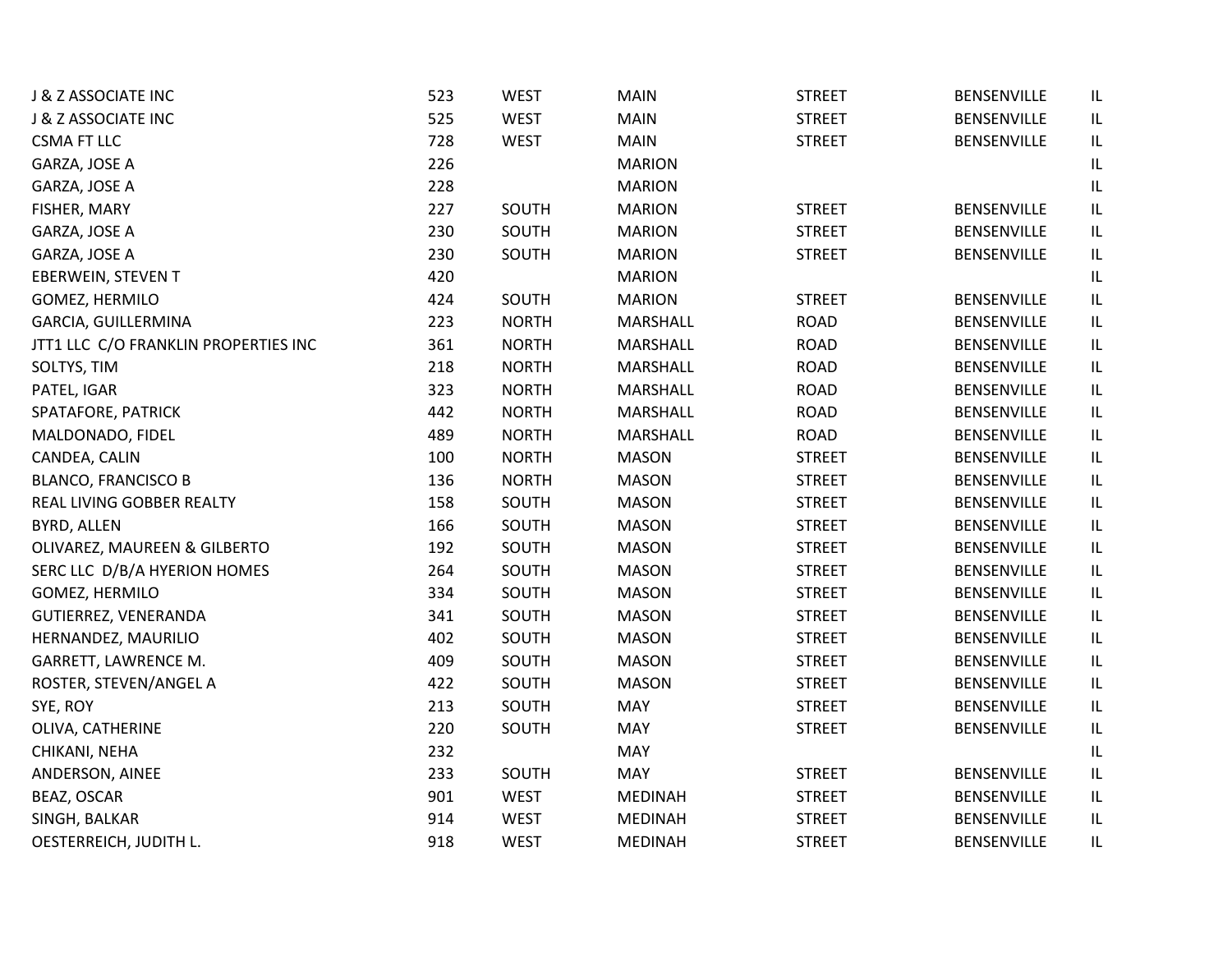| | | | | | | |
|---|---|---|---|---|---|---|
| J & Z ASSOCIATE INC | 523 | WEST | MAIN | STREET | BENSENVILLE | IL |
| J & Z ASSOCIATE INC | 525 | WEST | MAIN | STREET | BENSENVILLE | IL |
| CSMA FT LLC | 728 | WEST | MAIN | STREET | BENSENVILLE | IL |
| GARZA, JOSE A | 226 | | MARION | | | IL |
| GARZA, JOSE A | 228 | | MARION | | | IL |
| FISHER, MARY | 227 | SOUTH | MARION | STREET | BENSENVILLE | IL |
| GARZA, JOSE A | 230 | SOUTH | MARION | STREET | BENSENVILLE | IL |
| GARZA, JOSE A | 230 | SOUTH | MARION | STREET | BENSENVILLE | IL |
| EBERWEIN, STEVEN T | 420 | | MARION | | | IL |
| GOMEZ, HERMILO | 424 | SOUTH | MARION | STREET | BENSENVILLE | IL |
| GARCIA, GUILLERMINA | 223 | NORTH | MARSHALL | ROAD | BENSENVILLE | IL |
| JTT1 LLC C/O FRANKLIN PROPERTIES INC | 361 | NORTH | MARSHALL | ROAD | BENSENVILLE | IL |
| SOLTYS, TIM | 218 | NORTH | MARSHALL | ROAD | BENSENVILLE | IL |
| PATEL, IGAR | 323 | NORTH | MARSHALL | ROAD | BENSENVILLE | IL |
| SPATAFORE, PATRICK | 442 | NORTH | MARSHALL | ROAD | BENSENVILLE | IL |
| MALDONADO, FIDEL | 489 | NORTH | MARSHALL | ROAD | BENSENVILLE | IL |
| CANDEA, CALIN | 100 | NORTH | MASON | STREET | BENSENVILLE | IL |
| BLANCO, FRANCISCO B | 136 | NORTH | MASON | STREET | BENSENVILLE | IL |
| REAL LIVING GOBBER REALTY | 158 | SOUTH | MASON | STREET | BENSENVILLE | IL |
| BYRD, ALLEN | 166 | SOUTH | MASON | STREET | BENSENVILLE | IL |
| OLIVAREZ, MAUREEN & GILBERTO | 192 | SOUTH | MASON | STREET | BENSENVILLE | IL |
| SERC LLC D/B/A HYERION HOMES | 264 | SOUTH | MASON | STREET | BENSENVILLE | IL |
| GOMEZ, HERMILO | 334 | SOUTH | MASON | STREET | BENSENVILLE | IL |
| GUTIERREZ, VENERANDA | 341 | SOUTH | MASON | STREET | BENSENVILLE | IL |
| HERNANDEZ, MAURILIO | 402 | SOUTH | MASON | STREET | BENSENVILLE | IL |
| GARRETT, LAWRENCE M. | 409 | SOUTH | MASON | STREET | BENSENVILLE | IL |
| ROSTER, STEVEN/ANGEL A | 422 | SOUTH | MASON | STREET | BENSENVILLE | IL |
| SYE, ROY | 213 | SOUTH | MAY | STREET | BENSENVILLE | IL |
| OLIVA, CATHERINE | 220 | SOUTH | MAY | STREET | BENSENVILLE | IL |
| CHIKANI, NEHA | 232 | | MAY | | | IL |
| ANDERSON, AINEE | 233 | SOUTH | MAY | STREET | BENSENVILLE | IL |
| BEAZ, OSCAR | 901 | WEST | MEDINAH | STREET | BENSENVILLE | IL |
| SINGH, BALKAR | 914 | WEST | MEDINAH | STREET | BENSENVILLE | IL |
| OESTERREICH, JUDITH L. | 918 | WEST | MEDINAH | STREET | BENSENVILLE | IL |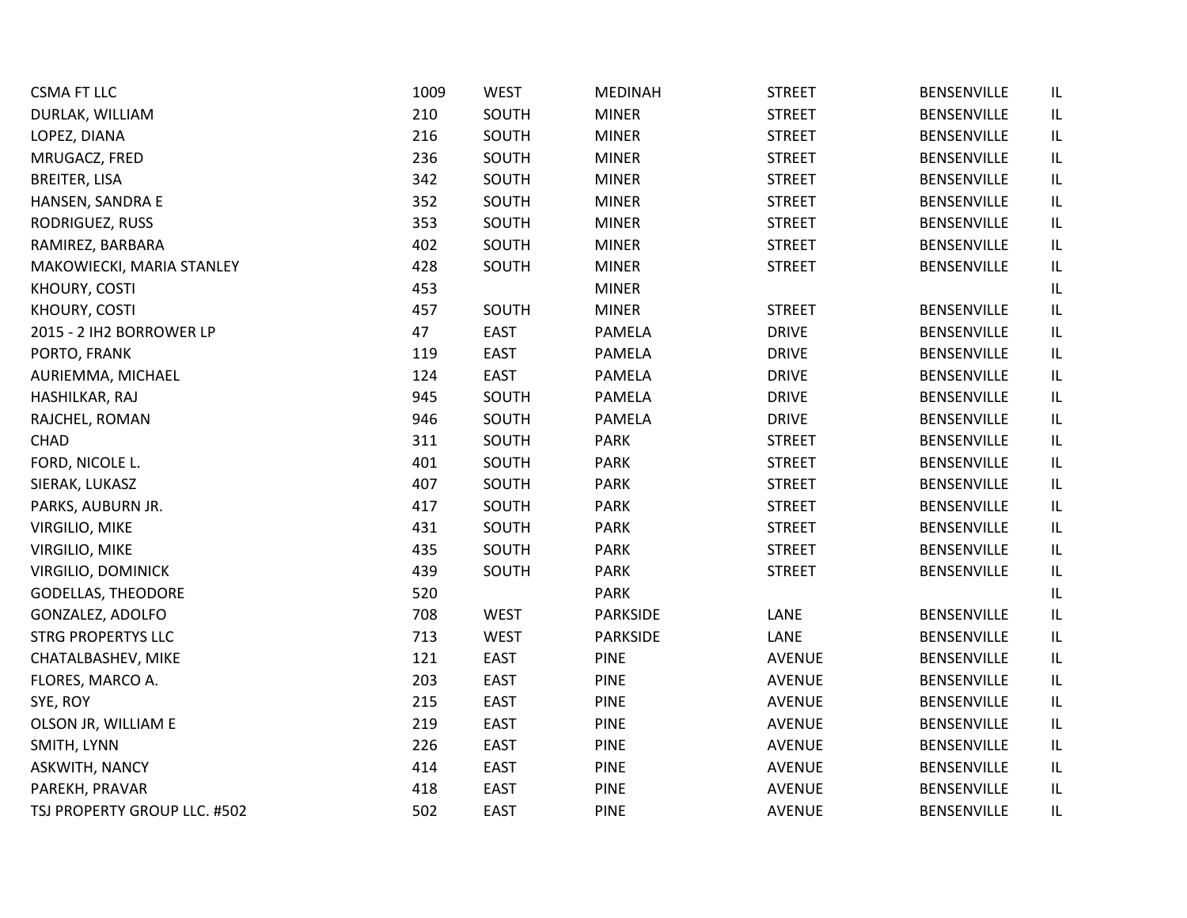| | | | | | | |
|---|---|---|---|---|---|---|
| CSMA FT LLC | 1009 | WEST | MEDINAH | STREET | BENSENVILLE | IL |
| DURLAK, WILLIAM | 210 | SOUTH | MINER | STREET | BENSENVILLE | IL |
| LOPEZ, DIANA | 216 | SOUTH | MINER | STREET | BENSENVILLE | IL |
| MRUGACZ, FRED | 236 | SOUTH | MINER | STREET | BENSENVILLE | IL |
| BREITER, LISA | 342 | SOUTH | MINER | STREET | BENSENVILLE | IL |
| HANSEN, SANDRA E | 352 | SOUTH | MINER | STREET | BENSENVILLE | IL |
| RODRIGUEZ, RUSS | 353 | SOUTH | MINER | STREET | BENSENVILLE | IL |
| RAMIREZ, BARBARA | 402 | SOUTH | MINER | STREET | BENSENVILLE | IL |
| MAKOWIECKI, MARIA STANLEY | 428 | SOUTH | MINER | STREET | BENSENVILLE | IL |
| KHOURY, COSTI | 453 | | MINER | | | IL |
| KHOURY, COSTI | 457 | SOUTH | MINER | STREET | BENSENVILLE | IL |
| 2015 - 2 IH2 BORROWER LP | 47 | EAST | PAMELA | DRIVE | BENSENVILLE | IL |
| PORTO, FRANK | 119 | EAST | PAMELA | DRIVE | BENSENVILLE | IL |
| AURIEMMA, MICHAEL | 124 | EAST | PAMELA | DRIVE | BENSENVILLE | IL |
| HASHILKAR, RAJ | 945 | SOUTH | PAMELA | DRIVE | BENSENVILLE | IL |
| RAJCHEL, ROMAN | 946 | SOUTH | PAMELA | DRIVE | BENSENVILLE | IL |
| CHAD | 311 | SOUTH | PARK | STREET | BENSENVILLE | IL |
| FORD, NICOLE L. | 401 | SOUTH | PARK | STREET | BENSENVILLE | IL |
| SIERAK, LUKASZ | 407 | SOUTH | PARK | STREET | BENSENVILLE | IL |
| PARKS, AUBURN JR. | 417 | SOUTH | PARK | STREET | BENSENVILLE | IL |
| VIRGILIO, MIKE | 431 | SOUTH | PARK | STREET | BENSENVILLE | IL |
| VIRGILIO, MIKE | 435 | SOUTH | PARK | STREET | BENSENVILLE | IL |
| VIRGILIO, DOMINICK | 439 | SOUTH | PARK | STREET | BENSENVILLE | IL |
| GODELLAS, THEODORE | 520 | | PARK | | | IL |
| GONZALEZ, ADOLFO | 708 | WEST | PARKSIDE | LANE | BENSENVILLE | IL |
| STRG PROPERTYS LLC | 713 | WEST | PARKSIDE | LANE | BENSENVILLE | IL |
| CHATALBASHEV, MIKE | 121 | EAST | PINE | AVENUE | BENSENVILLE | IL |
| FLORES, MARCO A. | 203 | EAST | PINE | AVENUE | BENSENVILLE | IL |
| SYE, ROY | 215 | EAST | PINE | AVENUE | BENSENVILLE | IL |
| OLSON JR, WILLIAM E | 219 | EAST | PINE | AVENUE | BENSENVILLE | IL |
| SMITH, LYNN | 226 | EAST | PINE | AVENUE | BENSENVILLE | IL |
| ASKWITH, NANCY | 414 | EAST | PINE | AVENUE | BENSENVILLE | IL |
| PAREKH, PRAVAR | 418 | EAST | PINE | AVENUE | BENSENVILLE | IL |
| TSJ PROPERTY GROUP LLC. #502 | 502 | EAST | PINE | AVENUE | BENSENVILLE | IL |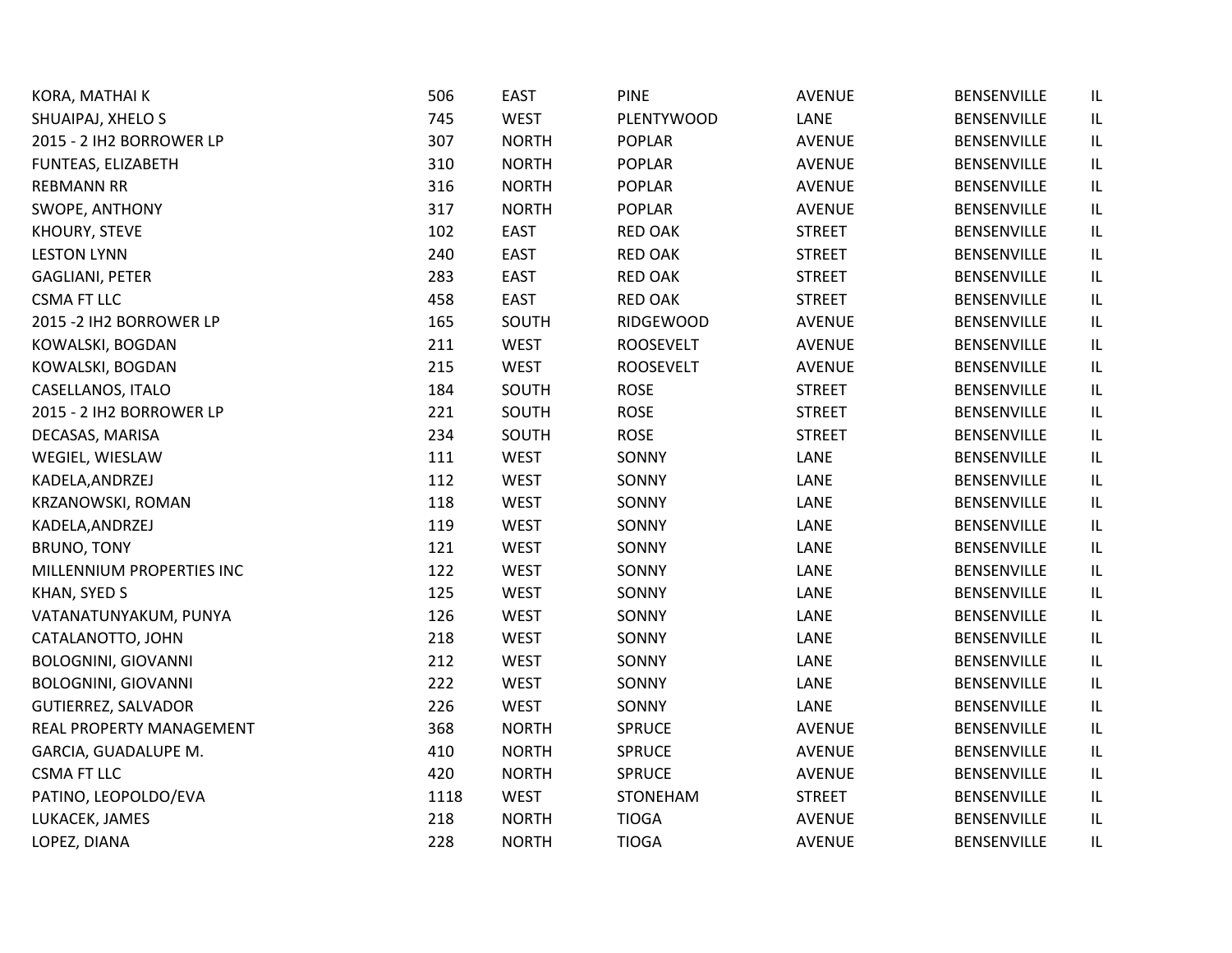| | | | | | | |
|---|---|---|---|---|---|---|
| KORA, MATHAI K | 506 | EAST | PINE | AVENUE | BENSENVILLE | IL |
| SHUAIPAJ, XHELO S | 745 | WEST | PLENTYWOOD | LANE | BENSENVILLE | IL |
| 2015 - 2 IH2 BORROWER LP | 307 | NORTH | POPLAR | AVENUE | BENSENVILLE | IL |
| FUNTEAS, ELIZABETH | 310 | NORTH | POPLAR | AVENUE | BENSENVILLE | IL |
| REBMANN RR | 316 | NORTH | POPLAR | AVENUE | BENSENVILLE | IL |
| SWOPE, ANTHONY | 317 | NORTH | POPLAR | AVENUE | BENSENVILLE | IL |
| KHOURY, STEVE | 102 | EAST | RED OAK | STREET | BENSENVILLE | IL |
| LESTON LYNN | 240 | EAST | RED OAK | STREET | BENSENVILLE | IL |
| GAGLIANI, PETER | 283 | EAST | RED OAK | STREET | BENSENVILLE | IL |
| CSMA FT LLC | 458 | EAST | RED OAK | STREET | BENSENVILLE | IL |
| 2015 -2 IH2 BORROWER LP | 165 | SOUTH | RIDGEWOOD | AVENUE | BENSENVILLE | IL |
| KOWALSKI, BOGDAN | 211 | WEST | ROOSEVELT | AVENUE | BENSENVILLE | IL |
| KOWALSKI, BOGDAN | 215 | WEST | ROOSEVELT | AVENUE | BENSENVILLE | IL |
| CASELLANOS, ITALO | 184 | SOUTH | ROSE | STREET | BENSENVILLE | IL |
| 2015 - 2 IH2 BORROWER LP | 221 | SOUTH | ROSE | STREET | BENSENVILLE | IL |
| DECASAS, MARISA | 234 | SOUTH | ROSE | STREET | BENSENVILLE | IL |
| WEGIEL, WIESLAW | 111 | WEST | SONNY | LANE | BENSENVILLE | IL |
| KADELA,ANDRZEJ | 112 | WEST | SONNY | LANE | BENSENVILLE | IL |
| KRZANOWSKI, ROMAN | 118 | WEST | SONNY | LANE | BENSENVILLE | IL |
| KADELA,ANDRZEJ | 119 | WEST | SONNY | LANE | BENSENVILLE | IL |
| BRUNO, TONY | 121 | WEST | SONNY | LANE | BENSENVILLE | IL |
| MILLENNIUM PROPERTIES INC | 122 | WEST | SONNY | LANE | BENSENVILLE | IL |
| KHAN, SYED S | 125 | WEST | SONNY | LANE | BENSENVILLE | IL |
| VATANATUNYAKUM, PUNYA | 126 | WEST | SONNY | LANE | BENSENVILLE | IL |
| CATALANOTTO, JOHN | 218 | WEST | SONNY | LANE | BENSENVILLE | IL |
| BOLOGNINI, GIOVANNI | 212 | WEST | SONNY | LANE | BENSENVILLE | IL |
| BOLOGNINI, GIOVANNI | 222 | WEST | SONNY | LANE | BENSENVILLE | IL |
| GUTIERREZ, SALVADOR | 226 | WEST | SONNY | LANE | BENSENVILLE | IL |
| REAL PROPERTY MANAGEMENT | 368 | NORTH | SPRUCE | AVENUE | BENSENVILLE | IL |
| GARCIA, GUADALUPE M. | 410 | NORTH | SPRUCE | AVENUE | BENSENVILLE | IL |
| CSMA FT LLC | 420 | NORTH | SPRUCE | AVENUE | BENSENVILLE | IL |
| PATINO, LEOPOLDO/EVA | 1118 | WEST | STONEHAM | STREET | BENSENVILLE | IL |
| LUKACEK, JAMES | 218 | NORTH | TIOGA | AVENUE | BENSENVILLE | IL |
| LOPEZ, DIANA | 228 | NORTH | TIOGA | AVENUE | BENSENVILLE | IL |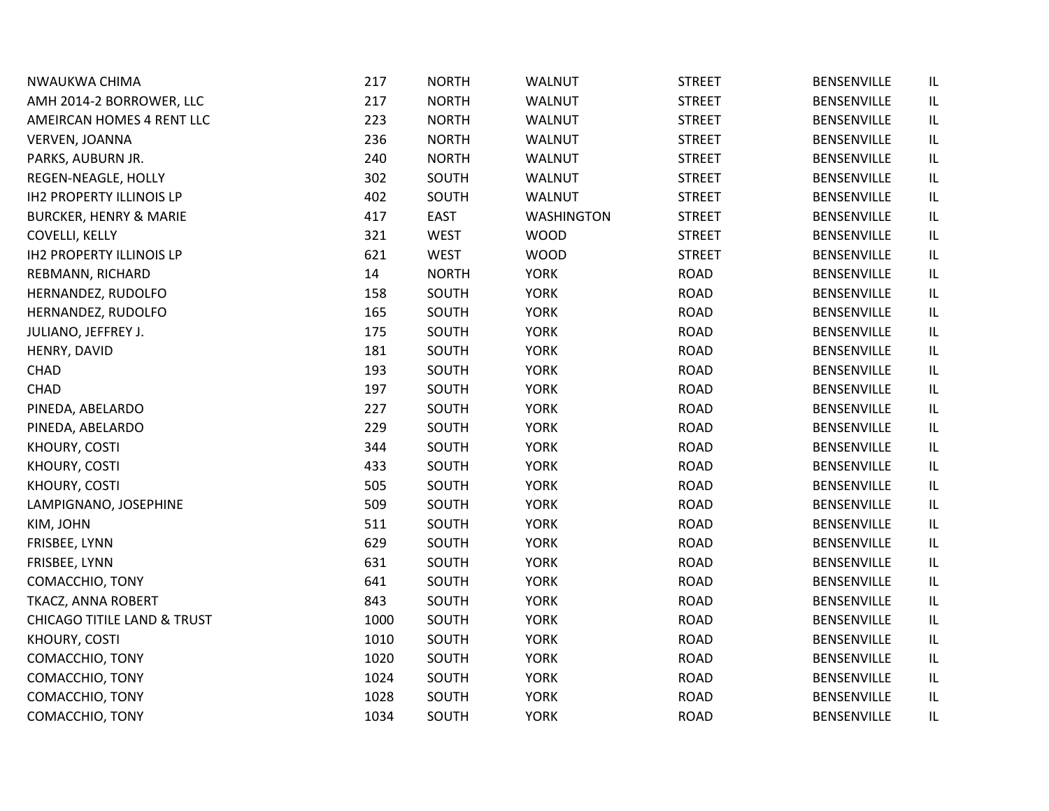| | | | | | | |
|---|---|---|---|---|---|---|
| NWAUKWA CHIMA | 217 | NORTH | WALNUT | STREET | BENSENVILLE | IL |
| AMH 2014-2 BORROWER, LLC | 217 | NORTH | WALNUT | STREET | BENSENVILLE | IL |
| AMEIRCAN HOMES 4 RENT LLC | 223 | NORTH | WALNUT | STREET | BENSENVILLE | IL |
| VERVEN, JOANNA | 236 | NORTH | WALNUT | STREET | BENSENVILLE | IL |
| PARKS, AUBURN JR. | 240 | NORTH | WALNUT | STREET | BENSENVILLE | IL |
| REGEN-NEAGLE, HOLLY | 302 | SOUTH | WALNUT | STREET | BENSENVILLE | IL |
| IH2 PROPERTY ILLINOIS LP | 402 | SOUTH | WALNUT | STREET | BENSENVILLE | IL |
| BURCKER, HENRY & MARIE | 417 | EAST | WASHINGTON | STREET | BENSENVILLE | IL |
| COVELLI, KELLY | 321 | WEST | WOOD | STREET | BENSENVILLE | IL |
| IH2 PROPERTY ILLINOIS LP | 621 | WEST | WOOD | STREET | BENSENVILLE | IL |
| REBMANN, RICHARD | 14 | NORTH | YORK | ROAD | BENSENVILLE | IL |
| HERNANDEZ, RUDOLFO | 158 | SOUTH | YORK | ROAD | BENSENVILLE | IL |
| HERNANDEZ, RUDOLFO | 165 | SOUTH | YORK | ROAD | BENSENVILLE | IL |
| JULIANO, JEFFREY J. | 175 | SOUTH | YORK | ROAD | BENSENVILLE | IL |
| HENRY, DAVID | 181 | SOUTH | YORK | ROAD | BENSENVILLE | IL |
| CHAD | 193 | SOUTH | YORK | ROAD | BENSENVILLE | IL |
| CHAD | 197 | SOUTH | YORK | ROAD | BENSENVILLE | IL |
| PINEDA, ABELARDO | 227 | SOUTH | YORK | ROAD | BENSENVILLE | IL |
| PINEDA, ABELARDO | 229 | SOUTH | YORK | ROAD | BENSENVILLE | IL |
| KHOURY, COSTI | 344 | SOUTH | YORK | ROAD | BENSENVILLE | IL |
| KHOURY, COSTI | 433 | SOUTH | YORK | ROAD | BENSENVILLE | IL |
| KHOURY, COSTI | 505 | SOUTH | YORK | ROAD | BENSENVILLE | IL |
| LAMPIGNANO, JOSEPHINE | 509 | SOUTH | YORK | ROAD | BENSENVILLE | IL |
| KIM, JOHN | 511 | SOUTH | YORK | ROAD | BENSENVILLE | IL |
| FRISBEE, LYNN | 629 | SOUTH | YORK | ROAD | BENSENVILLE | IL |
| FRISBEE, LYNN | 631 | SOUTH | YORK | ROAD | BENSENVILLE | IL |
| COMACCHIO, TONY | 641 | SOUTH | YORK | ROAD | BENSENVILLE | IL |
| TKACZ, ANNA ROBERT | 843 | SOUTH | YORK | ROAD | BENSENVILLE | IL |
| CHICAGO TITILE LAND & TRUST | 1000 | SOUTH | YORK | ROAD | BENSENVILLE | IL |
| KHOURY, COSTI | 1010 | SOUTH | YORK | ROAD | BENSENVILLE | IL |
| COMACCHIO, TONY | 1020 | SOUTH | YORK | ROAD | BENSENVILLE | IL |
| COMACCHIO, TONY | 1024 | SOUTH | YORK | ROAD | BENSENVILLE | IL |
| COMACCHIO, TONY | 1028 | SOUTH | YORK | ROAD | BENSENVILLE | IL |
| COMACCHIO, TONY | 1034 | SOUTH | YORK | ROAD | BENSENVILLE | IL |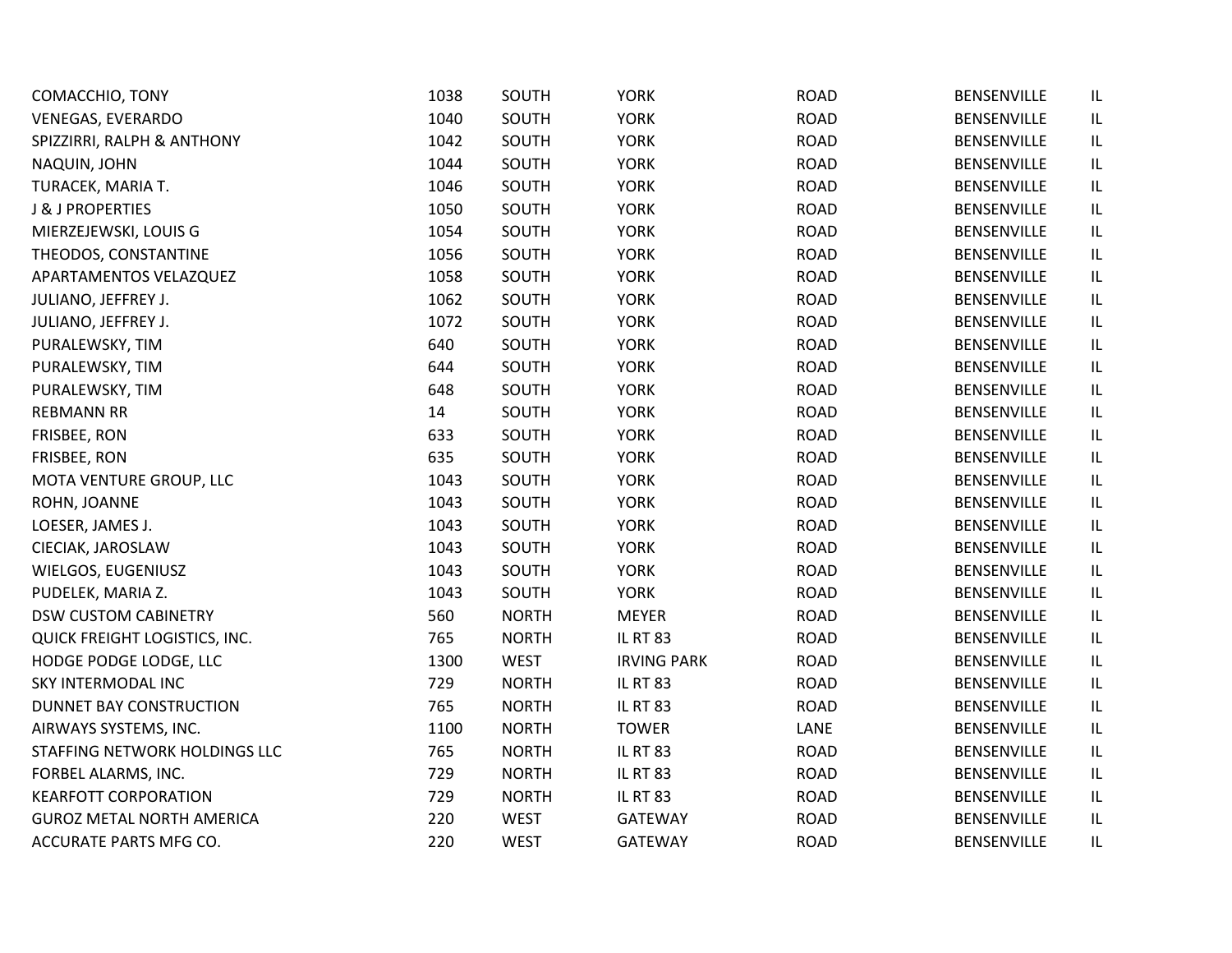| | | | | | | |
|---|---|---|---|---|---|---|
| COMACCHIO, TONY | 1038 | SOUTH | YORK | ROAD | BENSENVILLE | IL |
| VENEGAS, EVERARDO | 1040 | SOUTH | YORK | ROAD | BENSENVILLE | IL |
| SPIZZIRRI, RALPH & ANTHONY | 1042 | SOUTH | YORK | ROAD | BENSENVILLE | IL |
| NAQUIN, JOHN | 1044 | SOUTH | YORK | ROAD | BENSENVILLE | IL |
| TURACEK, MARIA T. | 1046 | SOUTH | YORK | ROAD | BENSENVILLE | IL |
| J & J PROPERTIES | 1050 | SOUTH | YORK | ROAD | BENSENVILLE | IL |
| MIERZEJEWSKI, LOUIS G | 1054 | SOUTH | YORK | ROAD | BENSENVILLE | IL |
| THEODOS, CONSTANTINE | 1056 | SOUTH | YORK | ROAD | BENSENVILLE | IL |
| APARTAMENTOS VELAZQUEZ | 1058 | SOUTH | YORK | ROAD | BENSENVILLE | IL |
| JULIANO, JEFFREY J. | 1062 | SOUTH | YORK | ROAD | BENSENVILLE | IL |
| JULIANO, JEFFREY J. | 1072 | SOUTH | YORK | ROAD | BENSENVILLE | IL |
| PURALEWSKY, TIM | 640 | SOUTH | YORK | ROAD | BENSENVILLE | IL |
| PURALEWSKY, TIM | 644 | SOUTH | YORK | ROAD | BENSENVILLE | IL |
| PURALEWSKY, TIM | 648 | SOUTH | YORK | ROAD | BENSENVILLE | IL |
| REBMANN RR | 14 | SOUTH | YORK | ROAD | BENSENVILLE | IL |
| FRISBEE, RON | 633 | SOUTH | YORK | ROAD | BENSENVILLE | IL |
| FRISBEE, RON | 635 | SOUTH | YORK | ROAD | BENSENVILLE | IL |
| MOTA VENTURE GROUP, LLC | 1043 | SOUTH | YORK | ROAD | BENSENVILLE | IL |
| ROHN, JOANNE | 1043 | SOUTH | YORK | ROAD | BENSENVILLE | IL |
| LOESER, JAMES J. | 1043 | SOUTH | YORK | ROAD | BENSENVILLE | IL |
| CIECIAK, JAROSLAW | 1043 | SOUTH | YORK | ROAD | BENSENVILLE | IL |
| WIELGOS, EUGENIUSZ | 1043 | SOUTH | YORK | ROAD | BENSENVILLE | IL |
| PUDELEK, MARIA Z. | 1043 | SOUTH | YORK | ROAD | BENSENVILLE | IL |
| DSW CUSTOM CABINETRY | 560 | NORTH | MEYER | ROAD | BENSENVILLE | IL |
| QUICK FREIGHT LOGISTICS, INC. | 765 | NORTH | IL RT 83 | ROAD | BENSENVILLE | IL |
| HODGE PODGE LODGE, LLC | 1300 | WEST | IRVING PARK | ROAD | BENSENVILLE | IL |
| SKY INTERMODAL INC | 729 | NORTH | IL RT 83 | ROAD | BENSENVILLE | IL |
| DUNNET BAY CONSTRUCTION | 765 | NORTH | IL RT 83 | ROAD | BENSENVILLE | IL |
| AIRWAYS SYSTEMS, INC. | 1100 | NORTH | TOWER | LANE | BENSENVILLE | IL |
| STAFFING NETWORK HOLDINGS LLC | 765 | NORTH | IL RT 83 | ROAD | BENSENVILLE | IL |
| FORBEL ALARMS, INC. | 729 | NORTH | IL RT 83 | ROAD | BENSENVILLE | IL |
| KEARFOTT CORPORATION | 729 | NORTH | IL RT 83 | ROAD | BENSENVILLE | IL |
| GUROZ METAL NORTH AMERICA | 220 | WEST | GATEWAY | ROAD | BENSENVILLE | IL |
| ACCURATE PARTS MFG CO. | 220 | WEST | GATEWAY | ROAD | BENSENVILLE | IL |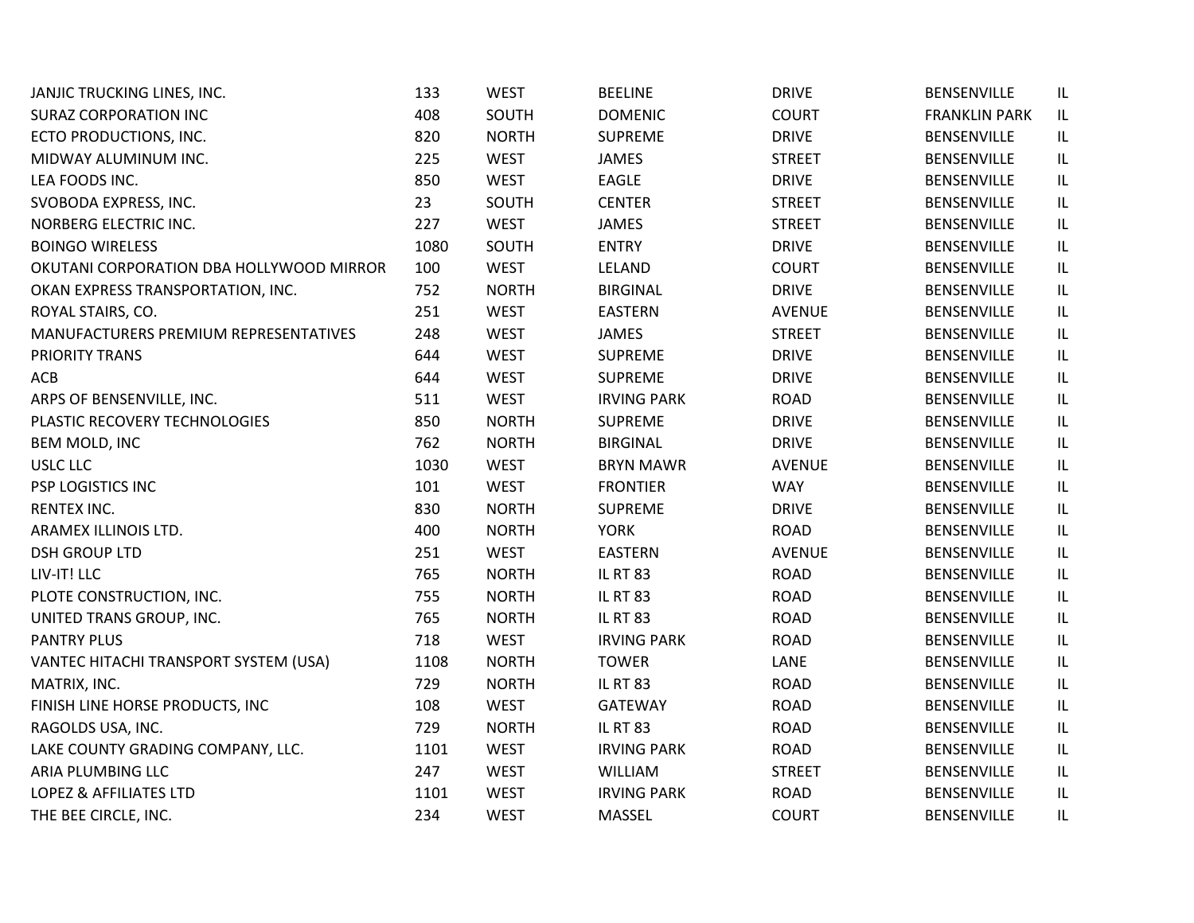| | | | | | | |
|---|---|---|---|---|---|---|
| JANJIC TRUCKING LINES, INC. | 133 | WEST | BEELINE | DRIVE | BENSENVILLE | IL |
| SURAZ CORPORATION INC | 408 | SOUTH | DOMENIC | COURT | FRANKLIN PARK | IL |
| ECTO PRODUCTIONS, INC. | 820 | NORTH | SUPREME | DRIVE | BENSENVILLE | IL |
| MIDWAY ALUMINUM INC. | 225 | WEST | JAMES | STREET | BENSENVILLE | IL |
| LEA FOODS INC. | 850 | WEST | EAGLE | DRIVE | BENSENVILLE | IL |
| SVOBODA EXPRESS, INC. | 23 | SOUTH | CENTER | STREET | BENSENVILLE | IL |
| NORBERG ELECTRIC INC. | 227 | WEST | JAMES | STREET | BENSENVILLE | IL |
| BOINGO WIRELESS | 1080 | SOUTH | ENTRY | DRIVE | BENSENVILLE | IL |
| OKUTANI CORPORATION DBA HOLLYWOOD MIRROR | 100 | WEST | LELAND | COURT | BENSENVILLE | IL |
| OKAN EXPRESS TRANSPORTATION, INC. | 752 | NORTH | BIRGINAL | DRIVE | BENSENVILLE | IL |
| ROYAL STAIRS, CO. | 251 | WEST | EASTERN | AVENUE | BENSENVILLE | IL |
| MANUFACTURERS PREMIUM REPRESENTATIVES | 248 | WEST | JAMES | STREET | BENSENVILLE | IL |
| PRIORITY TRANS | 644 | WEST | SUPREME | DRIVE | BENSENVILLE | IL |
| ACB | 644 | WEST | SUPREME | DRIVE | BENSENVILLE | IL |
| ARPS OF BENSENVILLE, INC. | 511 | WEST | IRVING PARK | ROAD | BENSENVILLE | IL |
| PLASTIC RECOVERY TECHNOLOGIES | 850 | NORTH | SUPREME | DRIVE | BENSENVILLE | IL |
| BEM MOLD, INC | 762 | NORTH | BIRGINAL | DRIVE | BENSENVILLE | IL |
| USLC LLC | 1030 | WEST | BRYN MAWR | AVENUE | BENSENVILLE | IL |
| PSP LOGISTICS INC | 101 | WEST | FRONTIER | WAY | BENSENVILLE | IL |
| RENTEX INC. | 830 | NORTH | SUPREME | DRIVE | BENSENVILLE | IL |
| ARAMEX ILLINOIS LTD. | 400 | NORTH | YORK | ROAD | BENSENVILLE | IL |
| DSH GROUP LTD | 251 | WEST | EASTERN | AVENUE | BENSENVILLE | IL |
| LIV-IT! LLC | 765 | NORTH | IL RT 83 | ROAD | BENSENVILLE | IL |
| PLOTE CONSTRUCTION, INC. | 755 | NORTH | IL RT 83 | ROAD | BENSENVILLE | IL |
| UNITED TRANS GROUP, INC. | 765 | NORTH | IL RT 83 | ROAD | BENSENVILLE | IL |
| PANTRY PLUS | 718 | WEST | IRVING PARK | ROAD | BENSENVILLE | IL |
| VANTEC HITACHI TRANSPORT SYSTEM (USA) | 1108 | NORTH | TOWER | LANE | BENSENVILLE | IL |
| MATRIX, INC. | 729 | NORTH | IL RT 83 | ROAD | BENSENVILLE | IL |
| FINISH LINE HORSE PRODUCTS, INC | 108 | WEST | GATEWAY | ROAD | BENSENVILLE | IL |
| RAGOLDS USA, INC. | 729 | NORTH | IL RT 83 | ROAD | BENSENVILLE | IL |
| LAKE COUNTY GRADING COMPANY, LLC. | 1101 | WEST | IRVING PARK | ROAD | BENSENVILLE | IL |
| ARIA PLUMBING LLC | 247 | WEST | WILLIAM | STREET | BENSENVILLE | IL |
| LOPEZ & AFFILIATES LTD | 1101 | WEST | IRVING PARK | ROAD | BENSENVILLE | IL |
| THE BEE CIRCLE, INC. | 234 | WEST | MASSEL | COURT | BENSENVILLE | IL |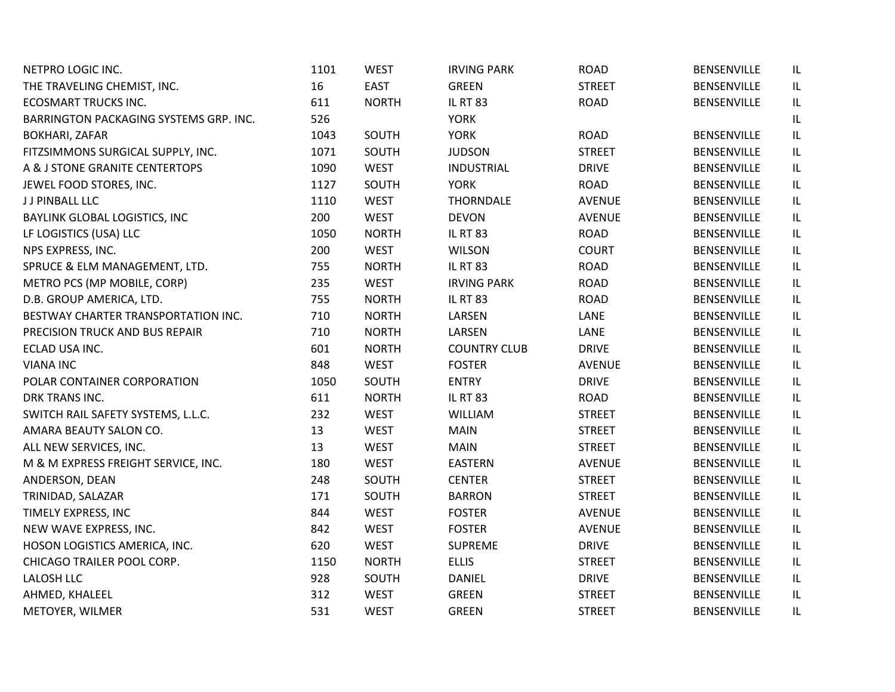| | | | | | | |
|---|---|---|---|---|---|---|
| NETPRO LOGIC INC. | 1101 | WEST | IRVING PARK | ROAD | BENSENVILLE | IL |
| THE TRAVELING CHEMIST, INC. | 16 | EAST | GREEN | STREET | BENSENVILLE | IL |
| ECOSMART TRUCKS INC. | 611 | NORTH | IL RT 83 | ROAD | BENSENVILLE | IL |
| BARRINGTON PACKAGING SYSTEMS GRP. INC. | 526 | | YORK | | | IL |
| BOKHARI, ZAFAR | 1043 | SOUTH | YORK | ROAD | BENSENVILLE | IL |
| FITZSIMMONS SURGICAL SUPPLY, INC. | 1071 | SOUTH | JUDSON | STREET | BENSENVILLE | IL |
| A & J STONE GRANITE CENTERTOPS | 1090 | WEST | INDUSTRIAL | DRIVE | BENSENVILLE | IL |
| JEWEL FOOD STORES, INC. | 1127 | SOUTH | YORK | ROAD | BENSENVILLE | IL |
| J J PINBALL LLC | 1110 | WEST | THORNDALE | AVENUE | BENSENVILLE | IL |
| BAYLINK GLOBAL LOGISTICS, INC | 200 | WEST | DEVON | AVENUE | BENSENVILLE | IL |
| LF LOGISTICS (USA) LLC | 1050 | NORTH | IL RT 83 | ROAD | BENSENVILLE | IL |
| NPS EXPRESS, INC. | 200 | WEST | WILSON | COURT | BENSENVILLE | IL |
| SPRUCE & ELM MANAGEMENT, LTD. | 755 | NORTH | IL RT 83 | ROAD | BENSENVILLE | IL |
| METRO PCS (MP MOBILE, CORP) | 235 | WEST | IRVING PARK | ROAD | BENSENVILLE | IL |
| D.B. GROUP AMERICA, LTD. | 755 | NORTH | IL RT 83 | ROAD | BENSENVILLE | IL |
| BESTWAY CHARTER TRANSPORTATION INC. | 710 | NORTH | LARSEN | LANE | BENSENVILLE | IL |
| PRECISION TRUCK AND BUS REPAIR | 710 | NORTH | LARSEN | LANE | BENSENVILLE | IL |
| ECLAD USA INC. | 601 | NORTH | COUNTRY CLUB | DRIVE | BENSENVILLE | IL |
| VIANA INC | 848 | WEST | FOSTER | AVENUE | BENSENVILLE | IL |
| POLAR CONTAINER CORPORATION | 1050 | SOUTH | ENTRY | DRIVE | BENSENVILLE | IL |
| DRK TRANS INC. | 611 | NORTH | IL RT 83 | ROAD | BENSENVILLE | IL |
| SWITCH RAIL SAFETY SYSTEMS, L.L.C. | 232 | WEST | WILLIAM | STREET | BENSENVILLE | IL |
| AMARA BEAUTY SALON CO. | 13 | WEST | MAIN | STREET | BENSENVILLE | IL |
| ALL NEW SERVICES, INC. | 13 | WEST | MAIN | STREET | BENSENVILLE | IL |
| M & M EXPRESS FREIGHT SERVICE, INC. | 180 | WEST | EASTERN | AVENUE | BENSENVILLE | IL |
| ANDERSON, DEAN | 248 | SOUTH | CENTER | STREET | BENSENVILLE | IL |
| TRINIDAD, SALAZAR | 171 | SOUTH | BARRON | STREET | BENSENVILLE | IL |
| TIMELY EXPRESS, INC | 844 | WEST | FOSTER | AVENUE | BENSENVILLE | IL |
| NEW WAVE EXPRESS, INC. | 842 | WEST | FOSTER | AVENUE | BENSENVILLE | IL |
| HOSON LOGISTICS AMERICA, INC. | 620 | WEST | SUPREME | DRIVE | BENSENVILLE | IL |
| CHICAGO TRAILER POOL CORP. | 1150 | NORTH | ELLIS | STREET | BENSENVILLE | IL |
| LALOSH LLC | 928 | SOUTH | DANIEL | DRIVE | BENSENVILLE | IL |
| AHMED, KHALEEL | 312 | WEST | GREEN | STREET | BENSENVILLE | IL |
| METOYER, WILMER | 531 | WEST | GREEN | STREET | BENSENVILLE | IL |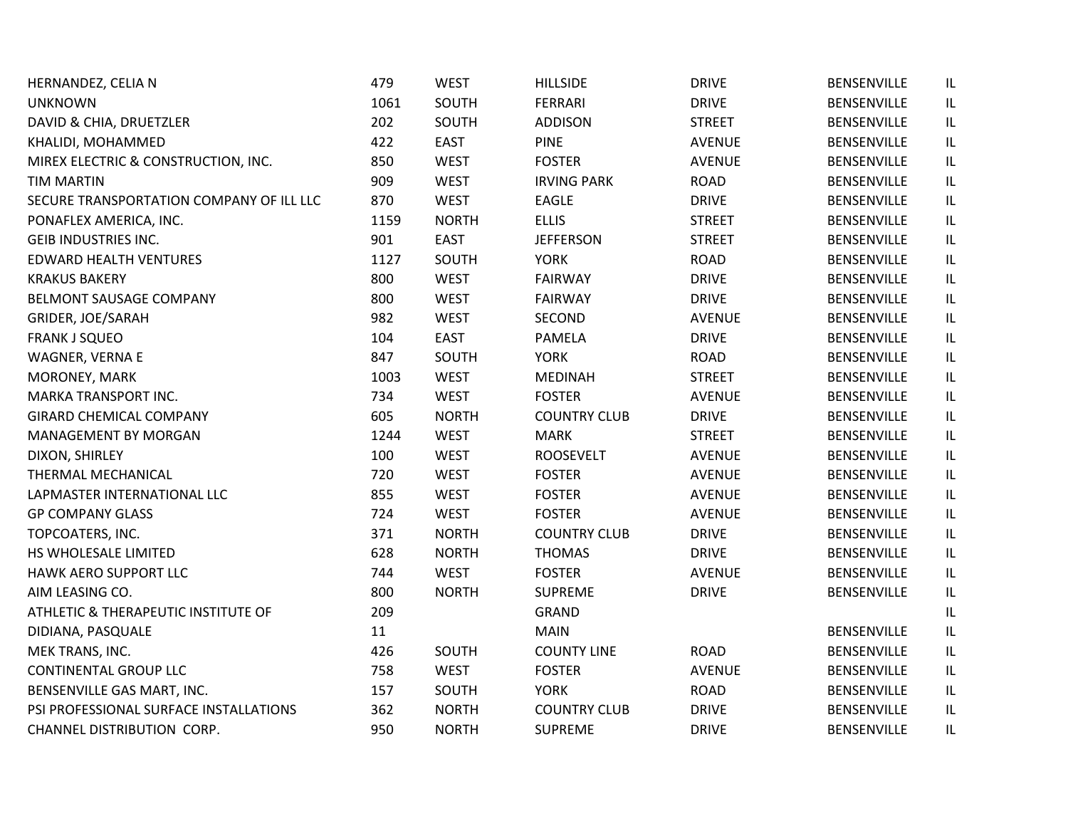| | | | | | | |
|---|---|---|---|---|---|---|
| HERNANDEZ, CELIA N | 479 | WEST | HILLSIDE | DRIVE | BENSENVILLE | IL |
| UNKNOWN | 1061 | SOUTH | FERRARI | DRIVE | BENSENVILLE | IL |
| DAVID & CHIA, DRUETZLER | 202 | SOUTH | ADDISON | STREET | BENSENVILLE | IL |
| KHALIDI, MOHAMMED | 422 | EAST | PINE | AVENUE | BENSENVILLE | IL |
| MIREX ELECTRIC & CONSTRUCTION, INC. | 850 | WEST | FOSTER | AVENUE | BENSENVILLE | IL |
| TIM MARTIN | 909 | WEST | IRVING PARK | ROAD | BENSENVILLE | IL |
| SECURE TRANSPORTATION COMPANY OF ILL LLC | 870 | WEST | EAGLE | DRIVE | BENSENVILLE | IL |
| PONAFLEX AMERICA, INC. | 1159 | NORTH | ELLIS | STREET | BENSENVILLE | IL |
| GEIB INDUSTRIES INC. | 901 | EAST | JEFFERSON | STREET | BENSENVILLE | IL |
| EDWARD HEALTH VENTURES | 1127 | SOUTH | YORK | ROAD | BENSENVILLE | IL |
| KRAKUS BAKERY | 800 | WEST | FAIRWAY | DRIVE | BENSENVILLE | IL |
| BELMONT SAUSAGE COMPANY | 800 | WEST | FAIRWAY | DRIVE | BENSENVILLE | IL |
| GRIDER, JOE/SARAH | 982 | WEST | SECOND | AVENUE | BENSENVILLE | IL |
| FRANK J SQUEO | 104 | EAST | PAMELA | DRIVE | BENSENVILLE | IL |
| WAGNER, VERNA E | 847 | SOUTH | YORK | ROAD | BENSENVILLE | IL |
| MORONEY, MARK | 1003 | WEST | MEDINAH | STREET | BENSENVILLE | IL |
| MARKA TRANSPORT INC. | 734 | WEST | FOSTER | AVENUE | BENSENVILLE | IL |
| GIRARD CHEMICAL COMPANY | 605 | NORTH | COUNTRY CLUB | DRIVE | BENSENVILLE | IL |
| MANAGEMENT BY MORGAN | 1244 | WEST | MARK | STREET | BENSENVILLE | IL |
| DIXON, SHIRLEY | 100 | WEST | ROOSEVELT | AVENUE | BENSENVILLE | IL |
| THERMAL MECHANICAL | 720 | WEST | FOSTER | AVENUE | BENSENVILLE | IL |
| LAPMASTER INTERNATIONAL LLC | 855 | WEST | FOSTER | AVENUE | BENSENVILLE | IL |
| GP COMPANY GLASS | 724 | WEST | FOSTER | AVENUE | BENSENVILLE | IL |
| TOPCOATERS, INC. | 371 | NORTH | COUNTRY CLUB | DRIVE | BENSENVILLE | IL |
| HS WHOLESALE LIMITED | 628 | NORTH | THOMAS | DRIVE | BENSENVILLE | IL |
| HAWK AERO SUPPORT LLC | 744 | WEST | FOSTER | AVENUE | BENSENVILLE | IL |
| AIM LEASING CO. | 800 | NORTH | SUPREME | DRIVE | BENSENVILLE | IL |
| ATHLETIC & THERAPEUTIC INSTITUTE OF | 209 | | GRAND | | | IL |
| DIDIANA, PASQUALE | 11 | | MAIN | | BENSENVILLE | IL |
| MEK TRANS, INC. | 426 | SOUTH | COUNTY LINE | ROAD | BENSENVILLE | IL |
| CONTINENTAL GROUP LLC | 758 | WEST | FOSTER | AVENUE | BENSENVILLE | IL |
| BENSENVILLE GAS MART, INC. | 157 | SOUTH | YORK | ROAD | BENSENVILLE | IL |
| PSI PROFESSIONAL SURFACE INSTALLATIONS | 362 | NORTH | COUNTRY CLUB | DRIVE | BENSENVILLE | IL |
| CHANNEL DISTRIBUTION CORP. | 950 | NORTH | SUPREME | DRIVE | BENSENVILLE | IL |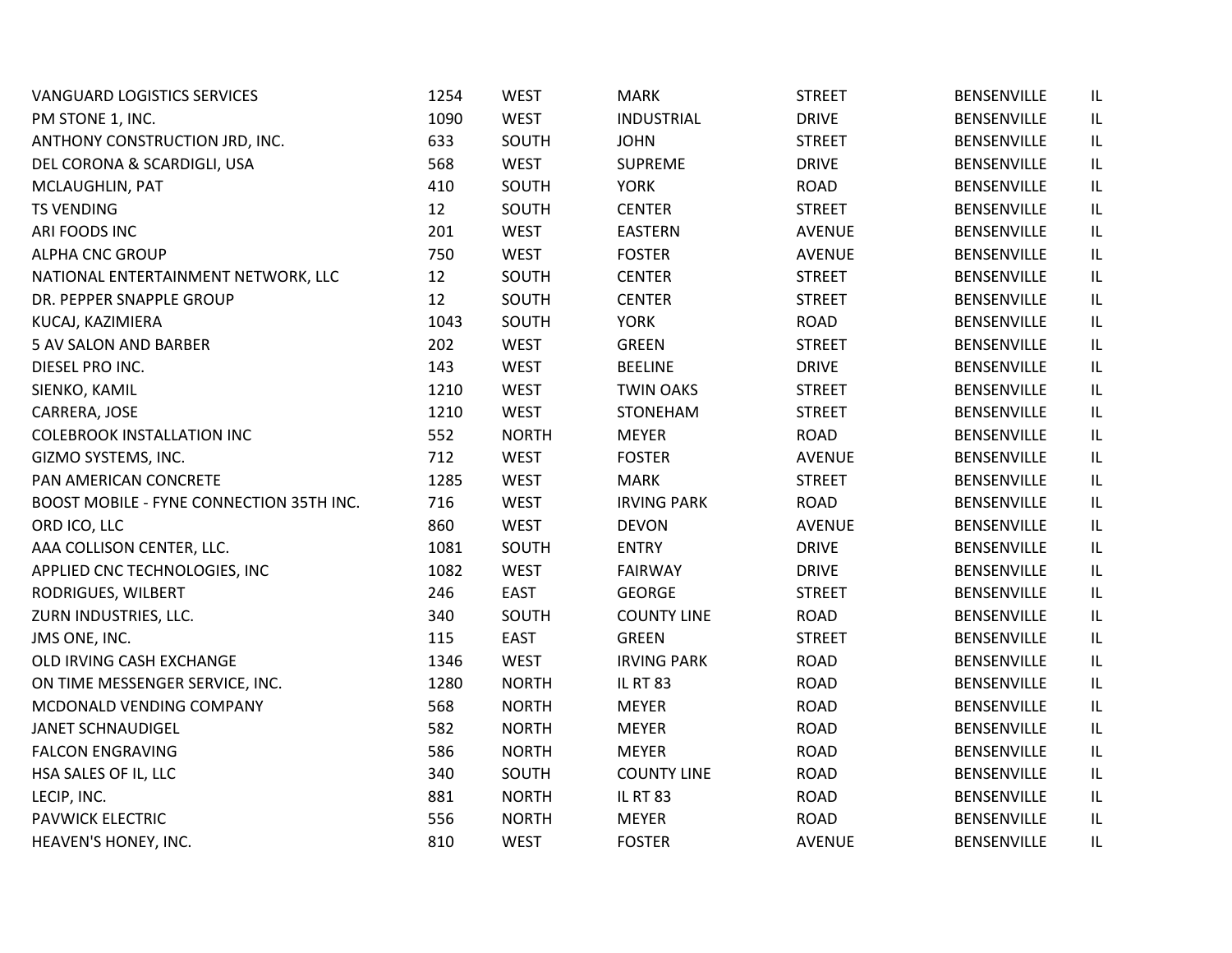| | | | | | | |
|---|---|---|---|---|---|---|
| VANGUARD LOGISTICS SERVICES | 1254 | WEST | MARK | STREET | BENSENVILLE | IL |
| PM STONE 1, INC. | 1090 | WEST | INDUSTRIAL | DRIVE | BENSENVILLE | IL |
| ANTHONY CONSTRUCTION JRD, INC. | 633 | SOUTH | JOHN | STREET | BENSENVILLE | IL |
| DEL CORONA & SCARDIGLI, USA | 568 | WEST | SUPREME | DRIVE | BENSENVILLE | IL |
| MCLAUGHLIN, PAT | 410 | SOUTH | YORK | ROAD | BENSENVILLE | IL |
| TS VENDING | 12 | SOUTH | CENTER | STREET | BENSENVILLE | IL |
| ARI FOODS INC | 201 | WEST | EASTERN | AVENUE | BENSENVILLE | IL |
| ALPHA CNC GROUP | 750 | WEST | FOSTER | AVENUE | BENSENVILLE | IL |
| NATIONAL ENTERTAINMENT NETWORK, LLC | 12 | SOUTH | CENTER | STREET | BENSENVILLE | IL |
| DR. PEPPER SNAPPLE GROUP | 12 | SOUTH | CENTER | STREET | BENSENVILLE | IL |
| KUCAJ, KAZIMIERA | 1043 | SOUTH | YORK | ROAD | BENSENVILLE | IL |
| 5 AV SALON AND BARBER | 202 | WEST | GREEN | STREET | BENSENVILLE | IL |
| DIESEL PRO INC. | 143 | WEST | BEELINE | DRIVE | BENSENVILLE | IL |
| SIENKO, KAMIL | 1210 | WEST | TWIN OAKS | STREET | BENSENVILLE | IL |
| CARRERA, JOSE | 1210 | WEST | STONEHAM | STREET | BENSENVILLE | IL |
| COLEBROOK INSTALLATION INC | 552 | NORTH | MEYER | ROAD | BENSENVILLE | IL |
| GIZMO SYSTEMS, INC. | 712 | WEST | FOSTER | AVENUE | BENSENVILLE | IL |
| PAN AMERICAN CONCRETE | 1285 | WEST | MARK | STREET | BENSENVILLE | IL |
| BOOST MOBILE - FYNE CONNECTION 35TH INC. | 716 | WEST | IRVING PARK | ROAD | BENSENVILLE | IL |
| ORD ICO, LLC | 860 | WEST | DEVON | AVENUE | BENSENVILLE | IL |
| AAA COLLISON CENTER, LLC. | 1081 | SOUTH | ENTRY | DRIVE | BENSENVILLE | IL |
| APPLIED CNC TECHNOLOGIES, INC | 1082 | WEST | FAIRWAY | DRIVE | BENSENVILLE | IL |
| RODRIGUES, WILBERT | 246 | EAST | GEORGE | STREET | BENSENVILLE | IL |
| ZURN INDUSTRIES, LLC. | 340 | SOUTH | COUNTY LINE | ROAD | BENSENVILLE | IL |
| JMS ONE, INC. | 115 | EAST | GREEN | STREET | BENSENVILLE | IL |
| OLD IRVING CASH EXCHANGE | 1346 | WEST | IRVING PARK | ROAD | BENSENVILLE | IL |
| ON TIME MESSENGER SERVICE, INC. | 1280 | NORTH | IL RT 83 | ROAD | BENSENVILLE | IL |
| MCDONALD VENDING COMPANY | 568 | NORTH | MEYER | ROAD | BENSENVILLE | IL |
| JANET SCHNAUDIGEL | 582 | NORTH | MEYER | ROAD | BENSENVILLE | IL |
| FALCON ENGRAVING | 586 | NORTH | MEYER | ROAD | BENSENVILLE | IL |
| HSA SALES OF IL, LLC | 340 | SOUTH | COUNTY LINE | ROAD | BENSENVILLE | IL |
| LECIP, INC. | 881 | NORTH | IL RT 83 | ROAD | BENSENVILLE | IL |
| PAVWICK ELECTRIC | 556 | NORTH | MEYER | ROAD | BENSENVILLE | IL |
| HEAVEN'S HONEY, INC. | 810 | WEST | FOSTER | AVENUE | BENSENVILLE | IL |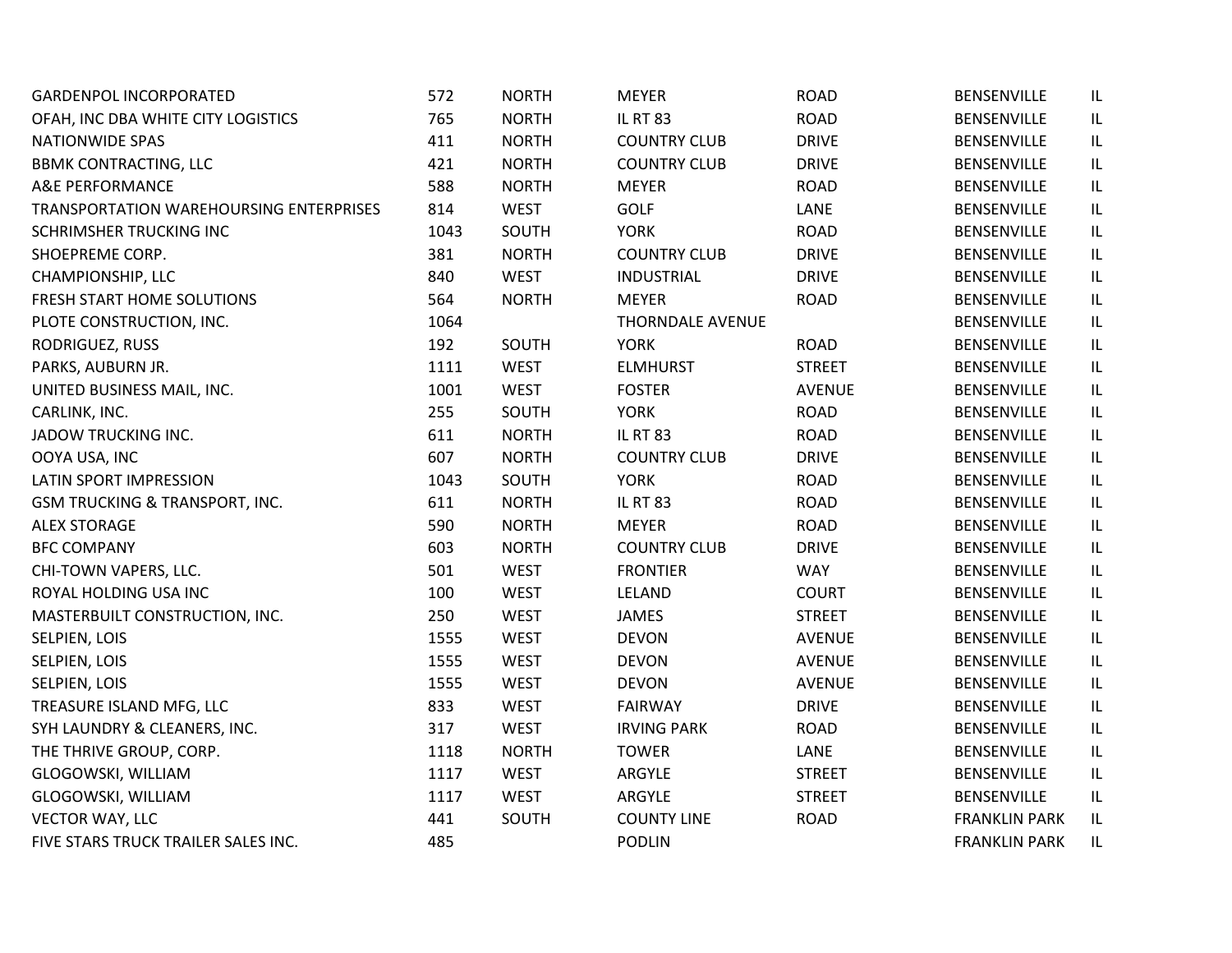| | | | | | | |
|---|---|---|---|---|---|---|
| GARDENPOL INCORPORATED | 572 | NORTH | MEYER | ROAD | BENSENVILLE | IL |
| OFAH, INC DBA WHITE CITY LOGISTICS | 765 | NORTH | IL RT 83 | ROAD | BENSENVILLE | IL |
| NATIONWIDE SPAS | 411 | NORTH | COUNTRY CLUB | DRIVE | BENSENVILLE | IL |
| BBMK CONTRACTING, LLC | 421 | NORTH | COUNTRY CLUB | DRIVE | BENSENVILLE | IL |
| A&E PERFORMANCE | 588 | NORTH | MEYER | ROAD | BENSENVILLE | IL |
| TRANSPORTATION WAREHOURSING ENTERPRISES | 814 | WEST | GOLF | LANE | BENSENVILLE | IL |
| SCHRIMSHER TRUCKING INC | 1043 | SOUTH | YORK | ROAD | BENSENVILLE | IL |
| SHOEPREME CORP. | 381 | NORTH | COUNTRY CLUB | DRIVE | BENSENVILLE | IL |
| CHAMPIONSHIP, LLC | 840 | WEST | INDUSTRIAL | DRIVE | BENSENVILLE | IL |
| FRESH START HOME SOLUTIONS | 564 | NORTH | MEYER | ROAD | BENSENVILLE | IL |
| PLOTE CONSTRUCTION, INC. | 1064 | | THORNDALE AVENUE | | BENSENVILLE | IL |
| RODRIGUEZ, RUSS | 192 | SOUTH | YORK | ROAD | BENSENVILLE | IL |
| PARKS, AUBURN JR. | 1111 | WEST | ELMHURST | STREET | BENSENVILLE | IL |
| UNITED BUSINESS MAIL, INC. | 1001 | WEST | FOSTER | AVENUE | BENSENVILLE | IL |
| CARLINK, INC. | 255 | SOUTH | YORK | ROAD | BENSENVILLE | IL |
| JADOW TRUCKING INC. | 611 | NORTH | IL RT 83 | ROAD | BENSENVILLE | IL |
| OOYA USA, INC | 607 | NORTH | COUNTRY CLUB | DRIVE | BENSENVILLE | IL |
| LATIN SPORT IMPRESSION | 1043 | SOUTH | YORK | ROAD | BENSENVILLE | IL |
| GSM TRUCKING & TRANSPORT, INC. | 611 | NORTH | IL RT 83 | ROAD | BENSENVILLE | IL |
| ALEX STORAGE | 590 | NORTH | MEYER | ROAD | BENSENVILLE | IL |
| BFC COMPANY | 603 | NORTH | COUNTRY CLUB | DRIVE | BENSENVILLE | IL |
| CHI-TOWN VAPERS, LLC. | 501 | WEST | FRONTIER | WAY | BENSENVILLE | IL |
| ROYAL HOLDING USA INC | 100 | WEST | LELAND | COURT | BENSENVILLE | IL |
| MASTERBUILT CONSTRUCTION, INC. | 250 | WEST | JAMES | STREET | BENSENVILLE | IL |
| SELPIEN, LOIS | 1555 | WEST | DEVON | AVENUE | BENSENVILLE | IL |
| SELPIEN, LOIS | 1555 | WEST | DEVON | AVENUE | BENSENVILLE | IL |
| SELPIEN, LOIS | 1555 | WEST | DEVON | AVENUE | BENSENVILLE | IL |
| TREASURE ISLAND MFG, LLC | 833 | WEST | FAIRWAY | DRIVE | BENSENVILLE | IL |
| SYH LAUNDRY & CLEANERS, INC. | 317 | WEST | IRVING PARK | ROAD | BENSENVILLE | IL |
| THE THRIVE GROUP, CORP. | 1118 | NORTH | TOWER | LANE | BENSENVILLE | IL |
| GLOGOWSKI, WILLIAM | 1117 | WEST | ARGYLE | STREET | BENSENVILLE | IL |
| GLOGOWSKI, WILLIAM | 1117 | WEST | ARGYLE | STREET | BENSENVILLE | IL |
| VECTOR WAY, LLC | 441 | SOUTH | COUNTY LINE | ROAD | FRANKLIN PARK | IL |
| FIVE STARS TRUCK TRAILER SALES INC. | 485 | | PODLIN | | FRANKLIN PARK | IL |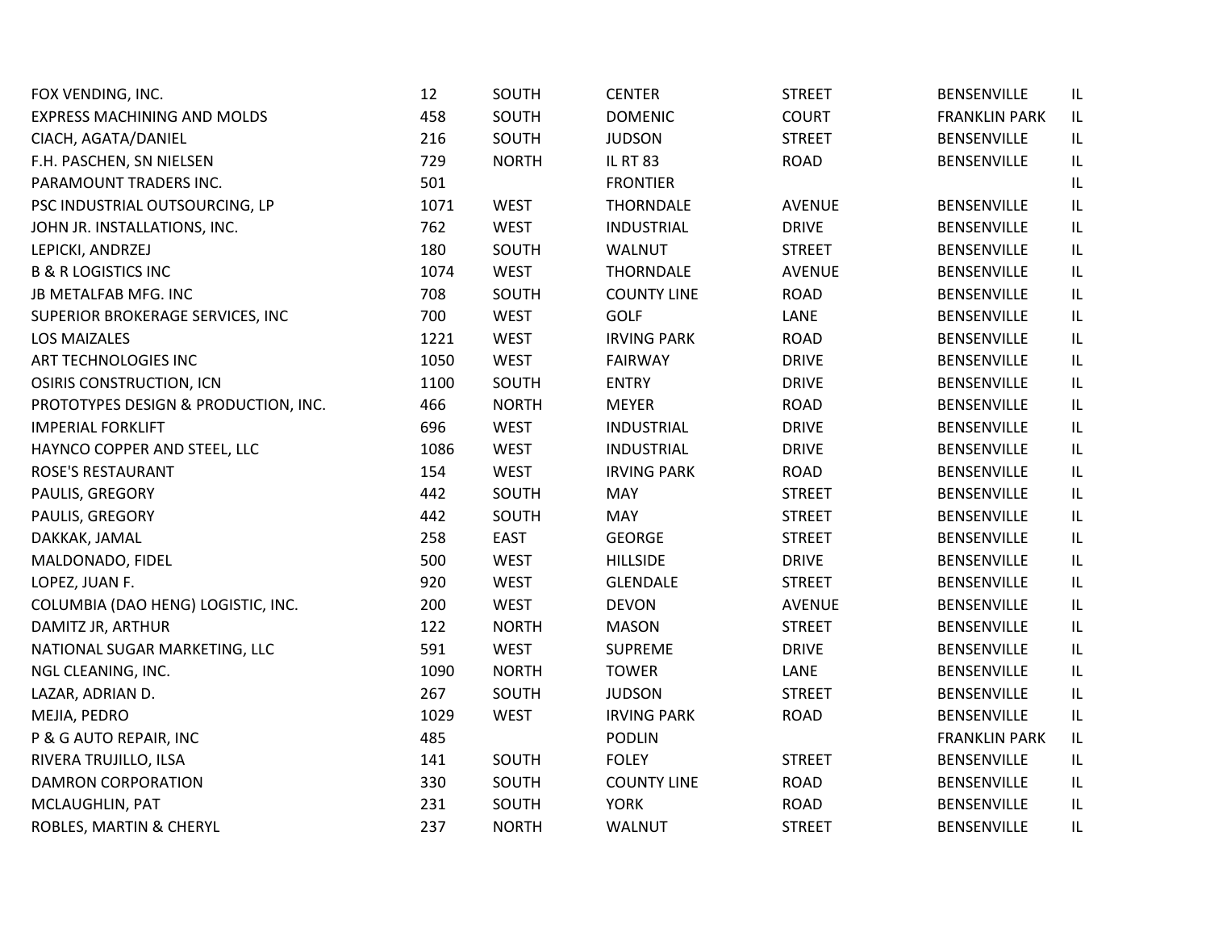| | | | | | | |
|---|---|---|---|---|---|---|
| FOX VENDING, INC. | 12 | SOUTH | CENTER | STREET | BENSENVILLE | IL |
| EXPRESS MACHINING AND MOLDS | 458 | SOUTH | DOMENIC | COURT | FRANKLIN PARK | IL |
| CIACH, AGATA/DANIEL | 216 | SOUTH | JUDSON | STREET | BENSENVILLE | IL |
| F.H. PASCHEN, SN NIELSEN | 729 | NORTH | IL RT 83 | ROAD | BENSENVILLE | IL |
| PARAMOUNT TRADERS INC. | 501 | | FRONTIER | | | IL |
| PSC INDUSTRIAL OUTSOURCING, LP | 1071 | WEST | THORNDALE | AVENUE | BENSENVILLE | IL |
| JOHN JR. INSTALLATIONS, INC. | 762 | WEST | INDUSTRIAL | DRIVE | BENSENVILLE | IL |
| LEPICKI, ANDRZEJ | 180 | SOUTH | WALNUT | STREET | BENSENVILLE | IL |
| B & R LOGISTICS INC | 1074 | WEST | THORNDALE | AVENUE | BENSENVILLE | IL |
| JB METALFAB MFG. INC | 708 | SOUTH | COUNTY LINE | ROAD | BENSENVILLE | IL |
| SUPERIOR BROKERAGE SERVICES, INC | 700 | WEST | GOLF | LANE | BENSENVILLE | IL |
| LOS MAIZALES | 1221 | WEST | IRVING PARK | ROAD | BENSENVILLE | IL |
| ART TECHNOLOGIES INC | 1050 | WEST | FAIRWAY | DRIVE | BENSENVILLE | IL |
| OSIRIS CONSTRUCTION, ICN | 1100 | SOUTH | ENTRY | DRIVE | BENSENVILLE | IL |
| PROTOTYPES DESIGN & PRODUCTION, INC. | 466 | NORTH | MEYER | ROAD | BENSENVILLE | IL |
| IMPERIAL FORKLIFT | 696 | WEST | INDUSTRIAL | DRIVE | BENSENVILLE | IL |
| HAYNCO COPPER AND STEEL, LLC | 1086 | WEST | INDUSTRIAL | DRIVE | BENSENVILLE | IL |
| ROSE'S RESTAURANT | 154 | WEST | IRVING PARK | ROAD | BENSENVILLE | IL |
| PAULIS, GREGORY | 442 | SOUTH | MAY | STREET | BENSENVILLE | IL |
| PAULIS, GREGORY | 442 | SOUTH | MAY | STREET | BENSENVILLE | IL |
| DAKKAK, JAMAL | 258 | EAST | GEORGE | STREET | BENSENVILLE | IL |
| MALDONADO, FIDEL | 500 | WEST | HILLSIDE | DRIVE | BENSENVILLE | IL |
| LOPEZ, JUAN F. | 920 | WEST | GLENDALE | STREET | BENSENVILLE | IL |
| COLUMBIA (DAO HENG) LOGISTIC, INC. | 200 | WEST | DEVON | AVENUE | BENSENVILLE | IL |
| DAMITZ JR, ARTHUR | 122 | NORTH | MASON | STREET | BENSENVILLE | IL |
| NATIONAL SUGAR MARKETING, LLC | 591 | WEST | SUPREME | DRIVE | BENSENVILLE | IL |
| NGL CLEANING, INC. | 1090 | NORTH | TOWER | LANE | BENSENVILLE | IL |
| LAZAR, ADRIAN D. | 267 | SOUTH | JUDSON | STREET | BENSENVILLE | IL |
| MEJIA, PEDRO | 1029 | WEST | IRVING PARK | ROAD | BENSENVILLE | IL |
| P & G AUTO REPAIR, INC | 485 | | PODLIN | | FRANKLIN PARK | IL |
| RIVERA TRUJILLO, ILSA | 141 | SOUTH | FOLEY | STREET | BENSENVILLE | IL |
| DAMRON CORPORATION | 330 | SOUTH | COUNTY LINE | ROAD | BENSENVILLE | IL |
| MCLAUGHLIN, PAT | 231 | SOUTH | YORK | ROAD | BENSENVILLE | IL |
| ROBLES, MARTIN & CHERYL | 237 | NORTH | WALNUT | STREET | BENSENVILLE | IL |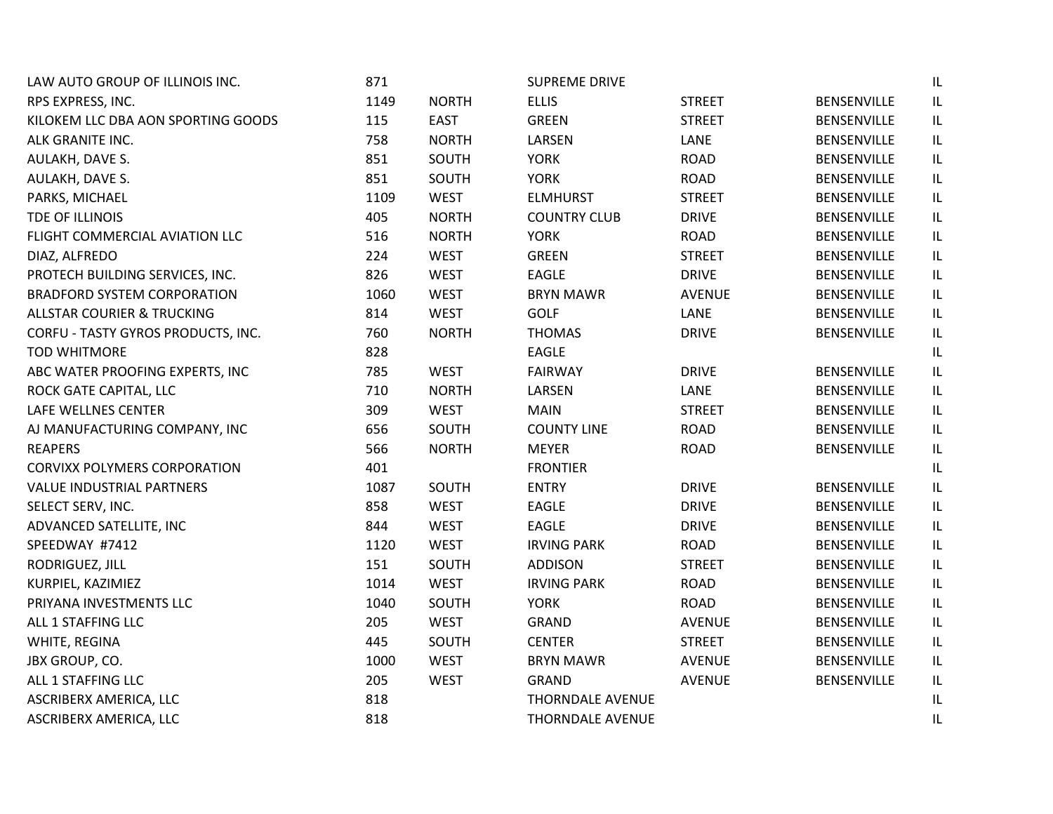| | | | | | | |
|---|---|---|---|---|---|---|
| LAW AUTO GROUP OF ILLINOIS INC. | 871 | | SUPREME DRIVE | | | IL |
| RPS EXPRESS, INC. | 1149 | NORTH | ELLIS | STREET | BENSENVILLE | IL |
| KILOKEM LLC DBA AON SPORTING GOODS | 115 | EAST | GREEN | STREET | BENSENVILLE | IL |
| ALK GRANITE INC. | 758 | NORTH | LARSEN | LANE | BENSENVILLE | IL |
| AULAKH, DAVE S. | 851 | SOUTH | YORK | ROAD | BENSENVILLE | IL |
| AULAKH, DAVE S. | 851 | SOUTH | YORK | ROAD | BENSENVILLE | IL |
| PARKS, MICHAEL | 1109 | WEST | ELMHURST | STREET | BENSENVILLE | IL |
| TDE OF ILLINOIS | 405 | NORTH | COUNTRY CLUB | DRIVE | BENSENVILLE | IL |
| FLIGHT COMMERCIAL AVIATION LLC | 516 | NORTH | YORK | ROAD | BENSENVILLE | IL |
| DIAZ, ALFREDO | 224 | WEST | GREEN | STREET | BENSENVILLE | IL |
| PROTECH BUILDING SERVICES, INC. | 826 | WEST | EAGLE | DRIVE | BENSENVILLE | IL |
| BRADFORD SYSTEM CORPORATION | 1060 | WEST | BRYN MAWR | AVENUE | BENSENVILLE | IL |
| ALLSTAR COURIER & TRUCKING | 814 | WEST | GOLF | LANE | BENSENVILLE | IL |
| CORFU - TASTY GYROS PRODUCTS, INC. | 760 | NORTH | THOMAS | DRIVE | BENSENVILLE | IL |
| TOD WHITMORE | 828 | | EAGLE | | | IL |
| ABC WATER PROOFING EXPERTS, INC | 785 | WEST | FAIRWAY | DRIVE | BENSENVILLE | IL |
| ROCK GATE CAPITAL, LLC | 710 | NORTH | LARSEN | LANE | BENSENVILLE | IL |
| LAFE WELLNES CENTER | 309 | WEST | MAIN | STREET | BENSENVILLE | IL |
| AJ MANUFACTURING COMPANY, INC | 656 | SOUTH | COUNTY LINE | ROAD | BENSENVILLE | IL |
| REAPERS | 566 | NORTH | MEYER | ROAD | BENSENVILLE | IL |
| CORVIXX POLYMERS CORPORATION | 401 | | FRONTIER | | | IL |
| VALUE INDUSTRIAL PARTNERS | 1087 | SOUTH | ENTRY | DRIVE | BENSENVILLE | IL |
| SELECT SERV, INC. | 858 | WEST | EAGLE | DRIVE | BENSENVILLE | IL |
| ADVANCED SATELLITE, INC | 844 | WEST | EAGLE | DRIVE | BENSENVILLE | IL |
| SPEEDWAY #7412 | 1120 | WEST | IRVING PARK | ROAD | BENSENVILLE | IL |
| RODRIGUEZ, JILL | 151 | SOUTH | ADDISON | STREET | BENSENVILLE | IL |
| KURPIEL, KAZIMIEZ | 1014 | WEST | IRVING PARK | ROAD | BENSENVILLE | IL |
| PRIYANA INVESTMENTS LLC | 1040 | SOUTH | YORK | ROAD | BENSENVILLE | IL |
| ALL 1 STAFFING LLC | 205 | WEST | GRAND | AVENUE | BENSENVILLE | IL |
| WHITE, REGINA | 445 | SOUTH | CENTER | STREET | BENSENVILLE | IL |
| JBX GROUP, CO. | 1000 | WEST | BRYN MAWR | AVENUE | BENSENVILLE | IL |
| ALL 1 STAFFING LLC | 205 | WEST | GRAND | AVENUE | BENSENVILLE | IL |
| ASCRIBERX AMERICA, LLC | 818 | | THORNDALE AVENUE | | | IL |
| ASCRIBERX AMERICA, LLC | 818 | | THORNDALE AVENUE | | | IL |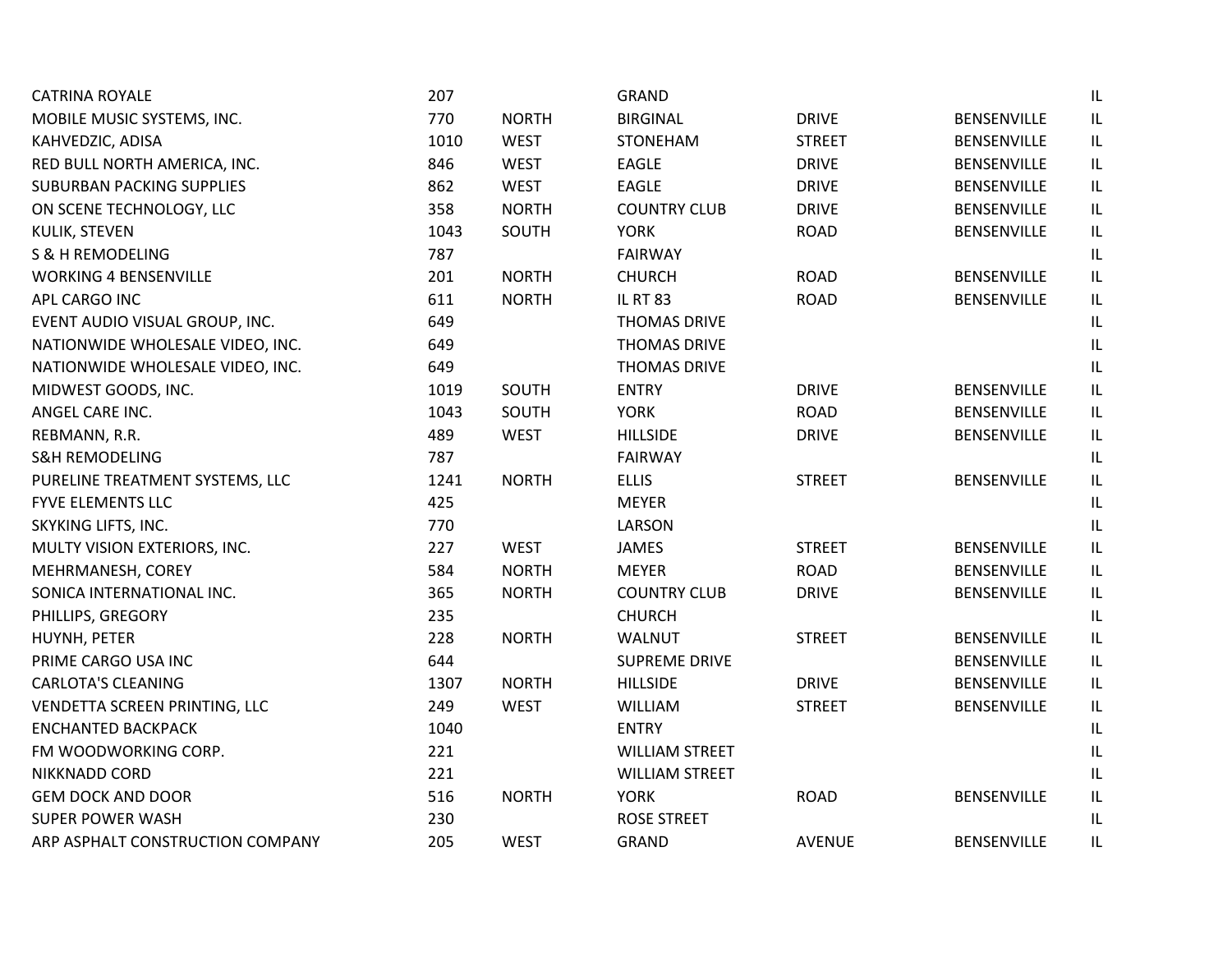| | | | | | | |
|---|---|---|---|---|---|---|
| CATRINA ROYALE | 207 | | GRAND | | | IL |
| MOBILE MUSIC SYSTEMS, INC. | 770 | NORTH | BIRGINAL | DRIVE | BENSENVILLE | IL |
| KAHVEDZIC, ADISA | 1010 | WEST | STONEHAM | STREET | BENSENVILLE | IL |
| RED BULL NORTH AMERICA, INC. | 846 | WEST | EAGLE | DRIVE | BENSENVILLE | IL |
| SUBURBAN PACKING SUPPLIES | 862 | WEST | EAGLE | DRIVE | BENSENVILLE | IL |
| ON SCENE TECHNOLOGY, LLC | 358 | NORTH | COUNTRY CLUB | DRIVE | BENSENVILLE | IL |
| KULIK, STEVEN | 1043 | SOUTH | YORK | ROAD | BENSENVILLE | IL |
| S & H REMODELING | 787 | | FAIRWAY | | | IL |
| WORKING 4 BENSENVILLE | 201 | NORTH | CHURCH | ROAD | BENSENVILLE | IL |
| APL CARGO INC | 611 | NORTH | IL RT 83 | ROAD | BENSENVILLE | IL |
| EVENT AUDIO VISUAL GROUP, INC. | 649 | | THOMAS DRIVE | | | IL |
| NATIONWIDE WHOLESALE VIDEO, INC. | 649 | | THOMAS DRIVE | | | IL |
| NATIONWIDE WHOLESALE VIDEO, INC. | 649 | | THOMAS DRIVE | | | IL |
| MIDWEST GOODS, INC. | 1019 | SOUTH | ENTRY | DRIVE | BENSENVILLE | IL |
| ANGEL CARE INC. | 1043 | SOUTH | YORK | ROAD | BENSENVILLE | IL |
| REBMANN, R.R. | 489 | WEST | HILLSIDE | DRIVE | BENSENVILLE | IL |
| S&H REMODELING | 787 | | FAIRWAY | | | IL |
| PURELINE TREATMENT SYSTEMS, LLC | 1241 | NORTH | ELLIS | STREET | BENSENVILLE | IL |
| FYVE ELEMENTS LLC | 425 | | MEYER | | | IL |
| SKYKING LIFTS, INC. | 770 | | LARSON | | | IL |
| MULTY VISION EXTERIORS, INC. | 227 | WEST | JAMES | STREET | BENSENVILLE | IL |
| MEHRMANESH, COREY | 584 | NORTH | MEYER | ROAD | BENSENVILLE | IL |
| SONICA INTERNATIONAL INC. | 365 | NORTH | COUNTRY CLUB | DRIVE | BENSENVILLE | IL |
| PHILLIPS, GREGORY | 235 | | CHURCH | | | IL |
| HUYNH, PETER | 228 | NORTH | WALNUT | STREET | BENSENVILLE | IL |
| PRIME CARGO USA INC | 644 | | SUPREME DRIVE | | BENSENVILLE | IL |
| CARLOTA'S CLEANING | 1307 | NORTH | HILLSIDE | DRIVE | BENSENVILLE | IL |
| VENDETTA SCREEN PRINTING, LLC | 249 | WEST | WILLIAM | STREET | BENSENVILLE | IL |
| ENCHANTED BACKPACK | 1040 | | ENTRY | | | IL |
| FM WOODWORKING CORP. | 221 | | WILLIAM STREET | | | IL |
| NIKKNADD CORD | 221 | | WILLIAM STREET | | | IL |
| GEM DOCK AND DOOR | 516 | NORTH | YORK | ROAD | BENSENVILLE | IL |
| SUPER POWER WASH | 230 | | ROSE STREET | | | IL |
| ARP ASPHALT CONSTRUCTION COMPANY | 205 | WEST | GRAND | AVENUE | BENSENVILLE | IL |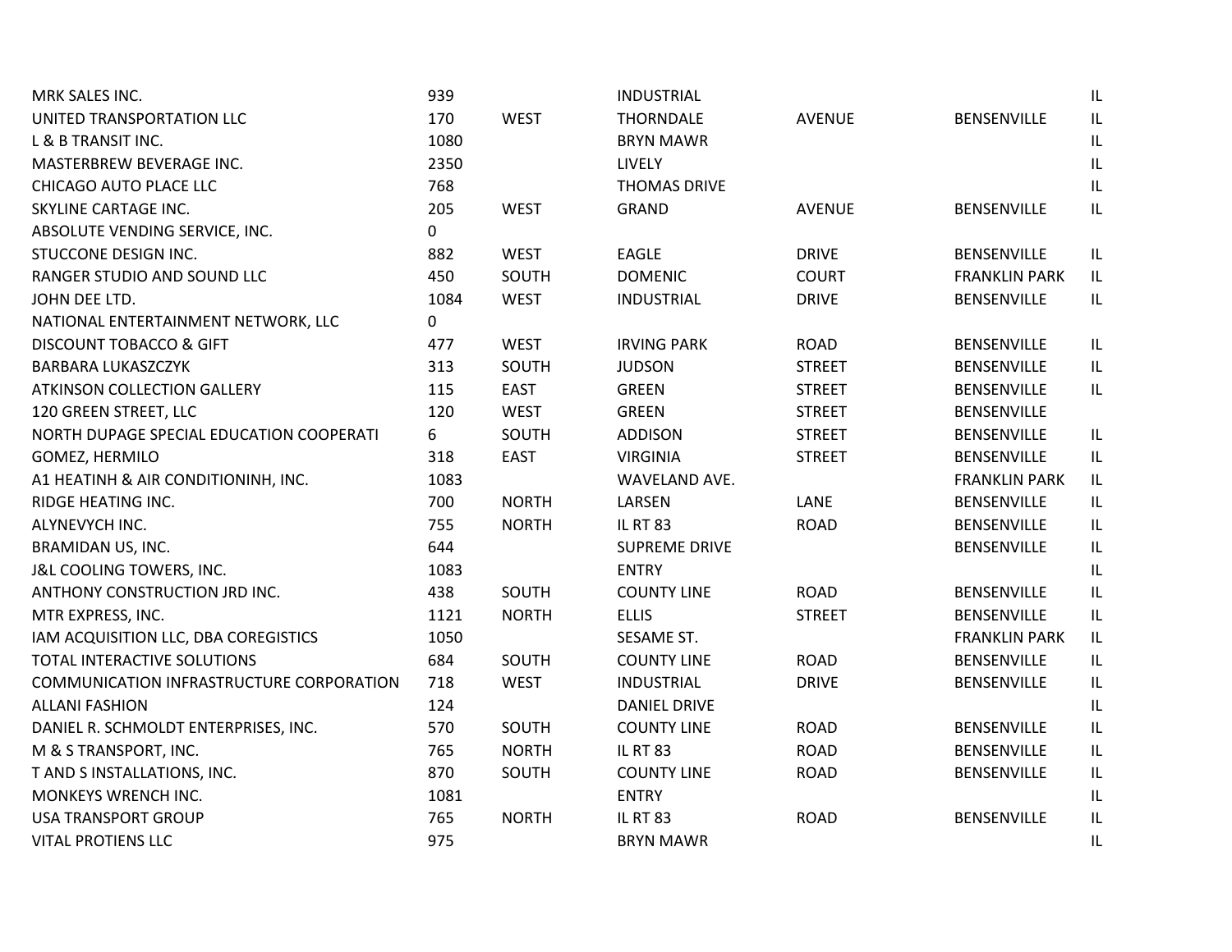| | | | | | | |
|---|---|---|---|---|---|---|
| MRK SALES INC. | 939 | | INDUSTRIAL | | | IL |
| UNITED TRANSPORTATION LLC | 170 | WEST | THORNDALE | AVENUE | BENSENVILLE | IL |
| L & B TRANSIT INC. | 1080 | | BRYN MAWR | | | IL |
| MASTERBREW BEVERAGE INC. | 2350 | | LIVELY | | | IL |
| CHICAGO AUTO PLACE LLC | 768 | | THOMAS DRIVE | | | IL |
| SKYLINE CARTAGE INC. | 205 | WEST | GRAND | AVENUE | BENSENVILLE | IL |
| ABSOLUTE VENDING SERVICE, INC. | 0 | | | | | |
| STUCCONE DESIGN INC. | 882 | WEST | EAGLE | DRIVE | BENSENVILLE | IL |
| RANGER STUDIO AND SOUND LLC | 450 | SOUTH | DOMENIC | COURT | FRANKLIN PARK | IL |
| JOHN DEE LTD. | 1084 | WEST | INDUSTRIAL | DRIVE | BENSENVILLE | IL |
| NATIONAL ENTERTAINMENT NETWORK, LLC | 0 | | | | | |
| DISCOUNT TOBACCO & GIFT | 477 | WEST | IRVING PARK | ROAD | BENSENVILLE | IL |
| BARBARA LUKASZCZYK | 313 | SOUTH | JUDSON | STREET | BENSENVILLE | IL |
| ATKINSON COLLECTION GALLERY | 115 | EAST | GREEN | STREET | BENSENVILLE | IL |
| 120 GREEN STREET, LLC | 120 | WEST | GREEN | STREET | BENSENVILLE | |
| NORTH DUPAGE SPECIAL EDUCATION COOPERATI | 6 | SOUTH | ADDISON | STREET | BENSENVILLE | IL |
| GOMEZ, HERMILO | 318 | EAST | VIRGINIA | STREET | BENSENVILLE | IL |
| A1 HEATINH & AIR CONDITIONINH, INC. | 1083 | | WAVELAND AVE. | | FRANKLIN PARK | IL |
| RIDGE HEATING INC. | 700 | NORTH | LARSEN | LANE | BENSENVILLE | IL |
| ALYNEVYCH INC. | 755 | NORTH | IL RT 83 | ROAD | BENSENVILLE | IL |
| BRAMIDAN US, INC. | 644 | | SUPREME DRIVE | | BENSENVILLE | IL |
| J&L COOLING TOWERS, INC. | 1083 | | ENTRY | | | IL |
| ANTHONY CONSTRUCTION JRD INC. | 438 | SOUTH | COUNTY LINE | ROAD | BENSENVILLE | IL |
| MTR EXPRESS, INC. | 1121 | NORTH | ELLIS | STREET | BENSENVILLE | IL |
| IAM ACQUISITION LLC, DBA COREGISTICS | 1050 | | SESAME ST. | | FRANKLIN PARK | IL |
| TOTAL INTERACTIVE SOLUTIONS | 684 | SOUTH | COUNTY LINE | ROAD | BENSENVILLE | IL |
| COMMUNICATION INFRASTRUCTURE CORPORATION | 718 | WEST | INDUSTRIAL | DRIVE | BENSENVILLE | IL |
| ALLANI FASHION | 124 | | DANIEL DRIVE | | | IL |
| DANIEL R. SCHMOLDT ENTERPRISES, INC. | 570 | SOUTH | COUNTY LINE | ROAD | BENSENVILLE | IL |
| M & S TRANSPORT, INC. | 765 | NORTH | IL RT 83 | ROAD | BENSENVILLE | IL |
| T AND S INSTALLATIONS, INC. | 870 | SOUTH | COUNTY LINE | ROAD | BENSENVILLE | IL |
| MONKEYS WRENCH INC. | 1081 | | ENTRY | | | IL |
| USA TRANSPORT GROUP | 765 | NORTH | IL RT 83 | ROAD | BENSENVILLE | IL |
| VITAL PROTIENS LLC | 975 | | BRYN MAWR | | | IL |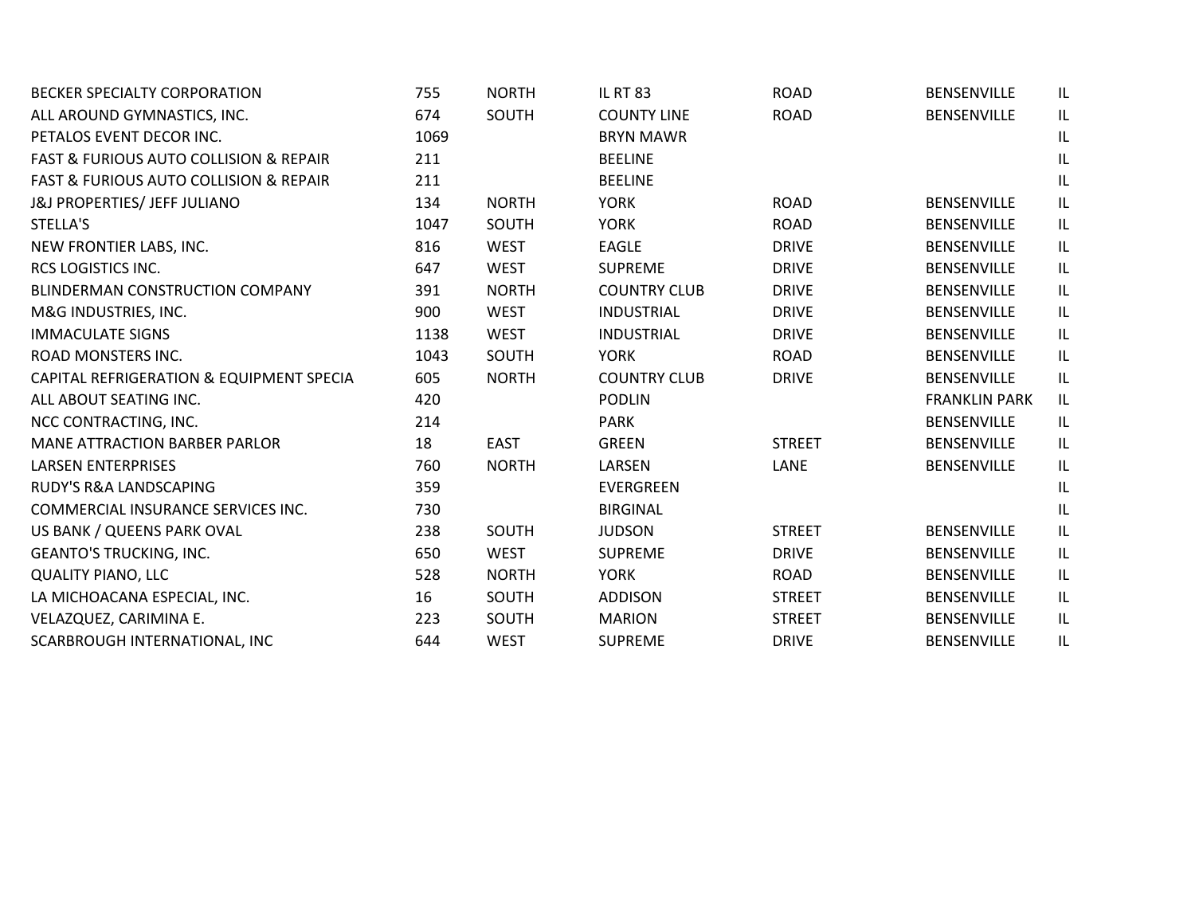| | | | | | | |
|---|---|---|---|---|---|---|
| BECKER SPECIALTY CORPORATION | 755 | NORTH | IL RT 83 | ROAD | BENSENVILLE | IL |
| ALL AROUND GYMNASTICS, INC. | 674 | SOUTH | COUNTY LINE | ROAD | BENSENVILLE | IL |
| PETALOS EVENT DECOR INC. | 1069 | | BRYN MAWR | | | IL |
| FAST & FURIOUS AUTO COLLISION & REPAIR | 211 | | BEELINE | | | IL |
| FAST & FURIOUS AUTO COLLISION & REPAIR | 211 | | BEELINE | | | IL |
| J&J PROPERTIES/ JEFF JULIANO | 134 | NORTH | YORK | ROAD | BENSENVILLE | IL |
| STELLA'S | 1047 | SOUTH | YORK | ROAD | BENSENVILLE | IL |
| NEW FRONTIER LABS, INC. | 816 | WEST | EAGLE | DRIVE | BENSENVILLE | IL |
| RCS LOGISTICS INC. | 647 | WEST | SUPREME | DRIVE | BENSENVILLE | IL |
| BLINDERMAN CONSTRUCTION COMPANY | 391 | NORTH | COUNTRY CLUB | DRIVE | BENSENVILLE | IL |
| M&G INDUSTRIES, INC. | 900 | WEST | INDUSTRIAL | DRIVE | BENSENVILLE | IL |
| IMMACULATE SIGNS | 1138 | WEST | INDUSTRIAL | DRIVE | BENSENVILLE | IL |
| ROAD MONSTERS INC. | 1043 | SOUTH | YORK | ROAD | BENSENVILLE | IL |
| CAPITAL REFRIGERATION & EQUIPMENT SPECIA | 605 | NORTH | COUNTRY CLUB | DRIVE | BENSENVILLE | IL |
| ALL ABOUT SEATING INC. | 420 | | PODLIN | | FRANKLIN PARK | IL |
| NCC CONTRACTING, INC. | 214 | | PARK | | BENSENVILLE | IL |
| MANE ATTRACTION BARBER PARLOR | 18 | EAST | GREEN | STREET | BENSENVILLE | IL |
| LARSEN ENTERPRISES | 760 | NORTH | LARSEN | LANE | BENSENVILLE | IL |
| RUDY'S R&A LANDSCAPING | 359 | | EVERGREEN | | | IL |
| COMMERCIAL INSURANCE SERVICES INC. | 730 | | BIRGINAL | | | IL |
| US BANK / QUEENS PARK OVAL | 238 | SOUTH | JUDSON | STREET | BENSENVILLE | IL |
| GEANTO'S TRUCKING, INC. | 650 | WEST | SUPREME | DRIVE | BENSENVILLE | IL |
| QUALITY PIANO, LLC | 528 | NORTH | YORK | ROAD | BENSENVILLE | IL |
| LA MICHOACANA ESPECIAL, INC. | 16 | SOUTH | ADDISON | STREET | BENSENVILLE | IL |
| VELAZQUEZ, CARIMINA E. | 223 | SOUTH | MARION | STREET | BENSENVILLE | IL |
| SCARBROUGH INTERNATIONAL, INC | 644 | WEST | SUPREME | DRIVE | BENSENVILLE | IL |